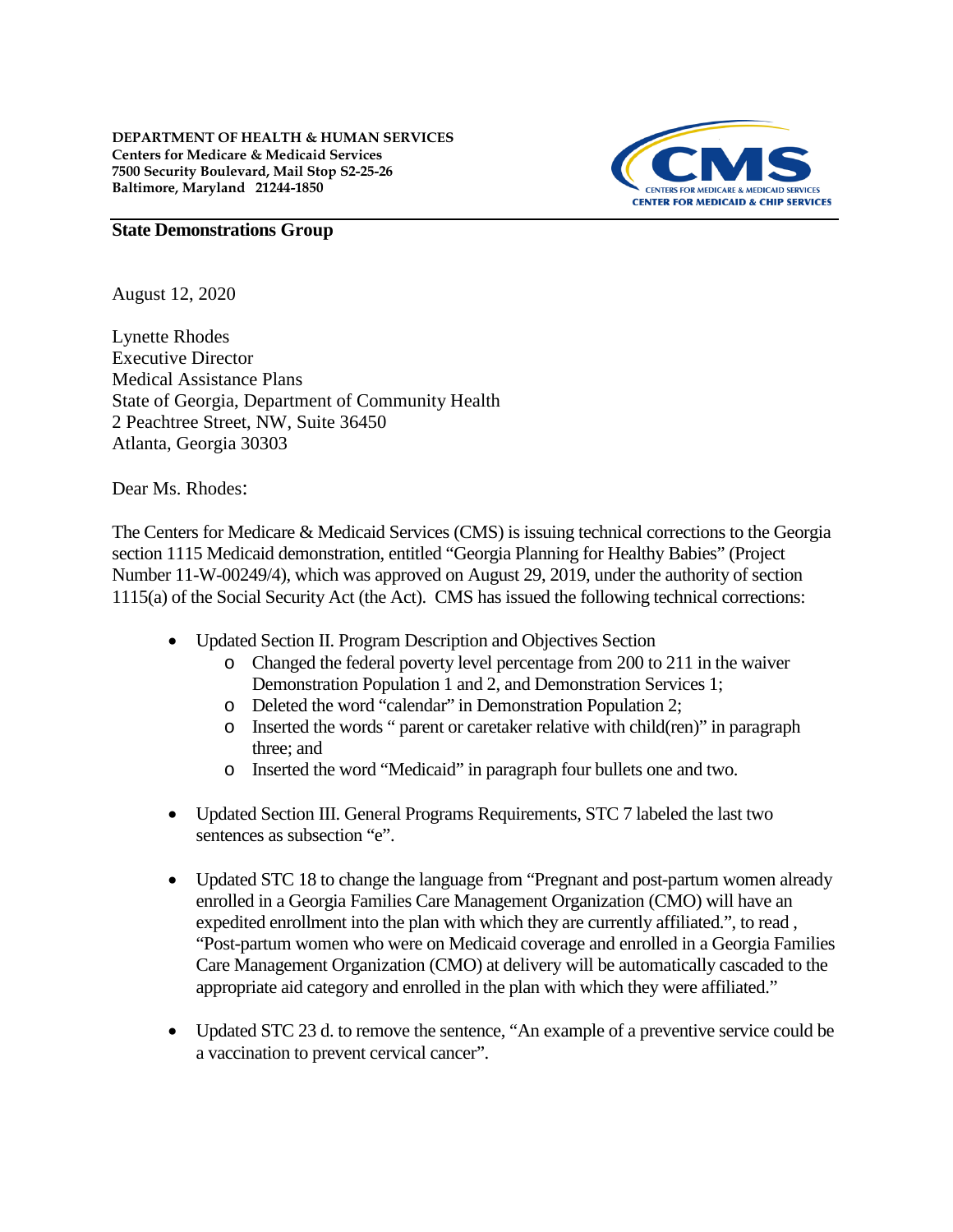**DEPARTMENT OF HEALTH & HUMAN SERVICES**
**Centers for Medicare & Medicaid Services**
**7500 Security Boulevard, Mail Stop S2-25-26**
**Baltimore, Maryland 21244-1850**

CMS
CENTERS FOR MEDICARE & MEDICAID SERVICES
CENTER FOR MEDICAID & CHIP SERVICES

**State Demonstrations Group**

August 12, 2020

Lynette Rhodes
Executive Director
Medical Assistance Plans
State of Georgia, Department of Community Health
2 Peachtree Street, NW, Suite 36450
Atlanta, Georgia 30303

Dear Ms. Rhodes:

The Centers for Medicare & Medicaid Services (CMS) is issuing technical corrections to the Georgia section 1115 Medicaid demonstration, entitled "Georgia Planning for Healthy Babies" (Project Number 11-W-00249/4), which was approved on August 29, 2019, under the authority of section 1115(a) of the Social Security Act (the Act). CMS has issued the following technical corrections:

- Updated Section II. Program Description and Objectives Section
  - Changed the federal poverty level percentage from 200 to 211 in the waiver Demonstration Population 1 and 2, and Demonstration Services 1;
  - Deleted the word "calendar" in Demonstration Population 2;
  - Inserted the words " parent or caretaker relative with child(ren)" in paragraph three; and
  - Inserted the word "Medicaid" in paragraph four bullets one and two.

- Updated Section III. General Programs Requirements, STC 7 labeled the last two sentences as subsection "e".

- Updated STC 18 to change the language from "Pregnant and post-partum women already enrolled in a Georgia Families Care Management Organization (CMO) will have an expedited enrollment into the plan with which they are currently affiliated.", to read , "Post-partum women who were on Medicaid coverage and enrolled in a Georgia Families Care Management Organization (CMO) at delivery will be automatically cascaded to the appropriate aid category and enrolled in the plan with which they were affiliated."

- Updated STC 23 d. to remove the sentence, "An example of a preventive service could be a vaccination to prevent cervical cancer".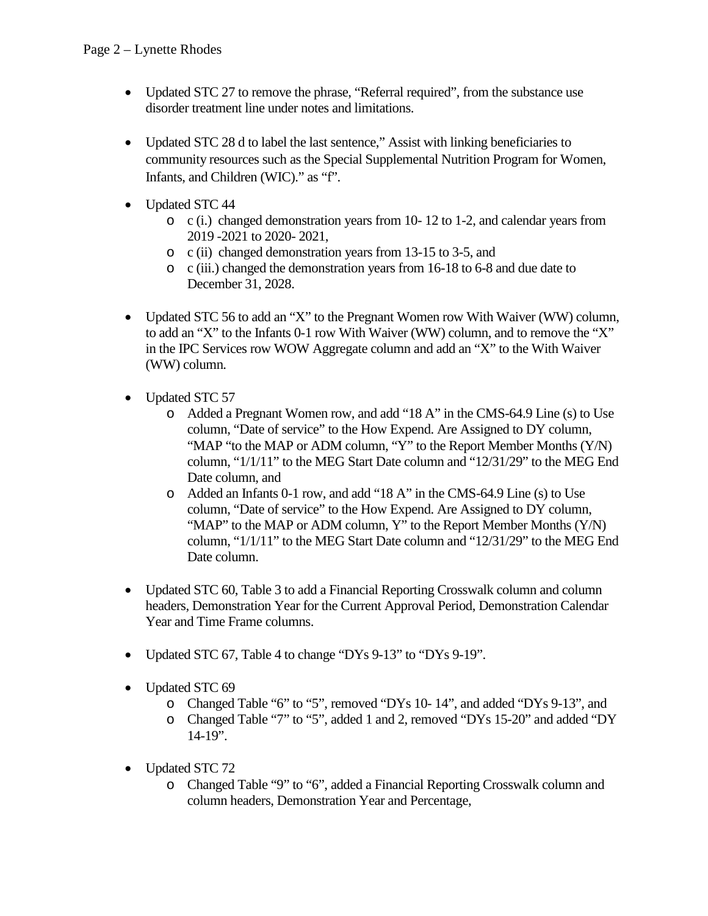- Updated STC 27 to remove the phrase, "Referral required", from the substance use disorder treatment line under notes and limitations.

- Updated STC 28 d to label the last sentence," Assist with linking beneficiaries to community resources such as the Special Supplemental Nutrition Program for Women, Infants, and Children (WIC)." as "f".

- Updated STC 44
  - c (i.) changed demonstration years from 10- 12 to 1-2, and calendar years from 2019 -2021 to 2020- 2021,
  - c (ii) changed demonstration years from 13-15 to 3-5, and
  - c (iii.) changed the demonstration years from 16-18 to 6-8 and due date to December 31, 2028.

- Updated STC 56 to add an "X" to the Pregnant Women row With Waiver (WW) column, to add an "X" to the Infants 0-1 row With Waiver (WW) column, and to remove the "X" in the IPC Services row WOW Aggregate column and add an "X" to the With Waiver (WW) column.

- Updated STC 57
  - Added a Pregnant Women row, and add "18 A" in the CMS-64.9 Line (s) to Use column, "Date of service" to the How Expend. Are Assigned to DY column, "MAP "to the MAP or ADM column, "Y" to the Report Member Months (Y/N) column, "1/1/11" to the MEG Start Date column and "12/31/29" to the MEG End Date column, and
  - Added an Infants 0-1 row, and add "18 A" in the CMS-64.9 Line (s) to Use column, "Date of service" to the How Expend. Are Assigned to DY column, "MAP" to the MAP or ADM column, Y" to the Report Member Months (Y/N) column, "1/1/11" to the MEG Start Date column and "12/31/29" to the MEG End Date column.

- Updated STC 60, Table 3 to add a Financial Reporting Crosswalk column and column headers, Demonstration Year for the Current Approval Period, Demonstration Calendar Year and Time Frame columns.

- Updated STC 67, Table 4 to change "DYs 9-13" to "DYs 9-19".

- Updated STC 69
  - Changed Table "6" to "5", removed "DYs 10- 14", and added "DYs 9-13", and
  - Changed Table "7" to "5", added 1 and 2, removed "DYs 15-20" and added "DY 14-19".

- Updated STC 72
  - Changed Table "9" to "6", added a Financial Reporting Crosswalk column and column headers, Demonstration Year and Percentage,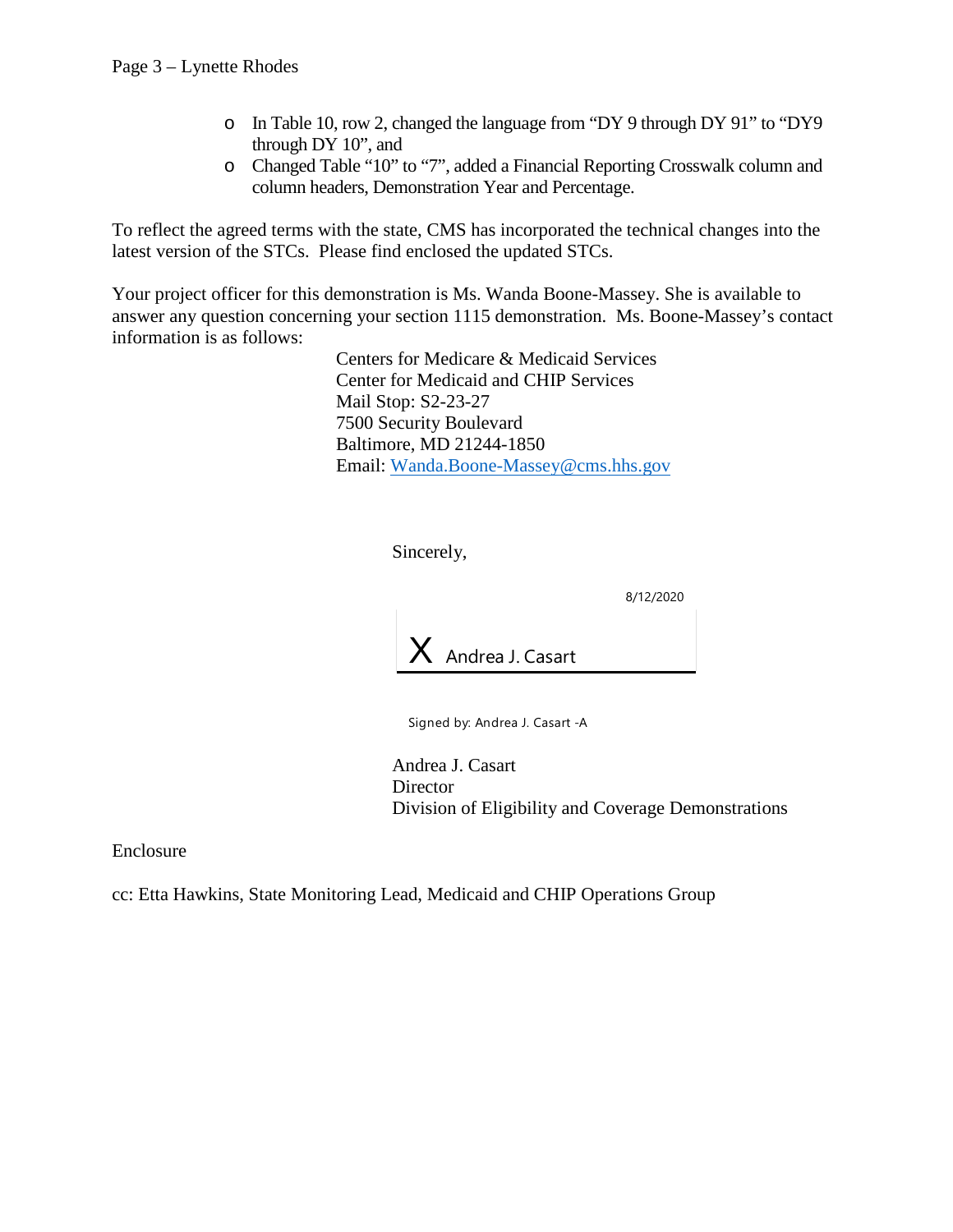- In Table 10, row 2, changed the language from “DY 9 through DY 91” to “DY9 through DY 10”, and
- Changed Table “10” to “7”, added a Financial Reporting Crosswalk column and column headers, Demonstration Year and Percentage.

To reflect the agreed terms with the state, CMS has incorporated the technical changes into the latest version of the STCs. Please find enclosed the updated STCs.

Your project officer for this demonstration is Ms. Wanda Boone-Massey. She is available to answer any question concerning your section 1115 demonstration. Ms. Boone-Massey’s contact information is as follows:

Centers for Medicare & Medicaid Services
Center for Medicaid and CHIP Services
Mail Stop: S2-23-27
7500 Security Boulevard
Baltimore, MD 21244-1850
Email: Wanda.Boone-Massey@cms.hhs.gov

Sincerely,

8/12/2020

X Andrea J. Casart

Signed by: Andrea J. Casart -A

Andrea J. Casart
Director
Division of Eligibility and Coverage Demonstrations

Enclosure

cc: Etta Hawkins, State Monitoring Lead, Medicaid and CHIP Operations Group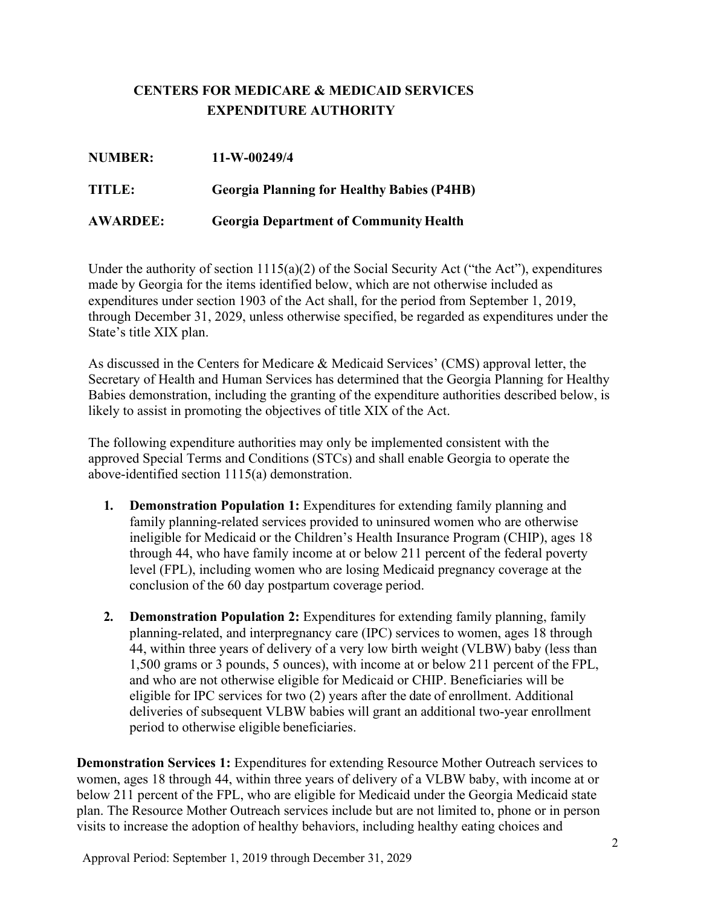# CENTERS FOR MEDICARE & MEDICAID SERVICES
## EXPENDITURE AUTHORITY

**NUMBER:** 11-W-00249/4

**TITLE:** Georgia Planning for Healthy Babies (P4HB)

**AWARDEE:** Georgia Department of Community Health

Under the authority of section 1115(a)(2) of the Social Security Act ("the Act"), expenditures made by Georgia for the items identified below, which are not otherwise included as expenditures under section 1903 of the Act shall, for the period from September 1, 2019, through December 31, 2029, unless otherwise specified, be regarded as expenditures under the State's title XIX plan.

As discussed in the Centers for Medicare & Medicaid Services' (CMS) approval letter, the Secretary of Health and Human Services has determined that the Georgia Planning for Healthy Babies demonstration, including the granting of the expenditure authorities described below, is likely to assist in promoting the objectives of title XIX of the Act.

The following expenditure authorities may only be implemented consistent with the approved Special Terms and Conditions (STCs) and shall enable Georgia to operate the above-identified section 1115(a) demonstration.

1. **Demonstration Population 1:** Expenditures for extending family planning and family planning-related services provided to uninsured women who are otherwise ineligible for Medicaid or the Children's Health Insurance Program (CHIP), ages 18 through 44, who have family income at or below 211 percent of the federal poverty level (FPL), including women who are losing Medicaid pregnancy coverage at the conclusion of the 60 day postpartum coverage period.

2. **Demonstration Population 2:** Expenditures for extending family planning, family planning-related, and interpregnancy care (IPC) services to women, ages 18 through 44, within three years of delivery of a very low birth weight (VLBW) baby (less than 1,500 grams or 3 pounds, 5 ounces), with income at or below 211 percent of the FPL, and who are not otherwise eligible for Medicaid or CHIP. Beneficiaries will be eligible for IPC services for two (2) years after the date of enrollment. Additional deliveries of subsequent VLBW babies will grant an additional two-year enrollment period to otherwise eligible beneficiaries.

**Demonstration Services 1:** Expenditures for extending Resource Mother Outreach services to women, ages 18 through 44, within three years of delivery of a VLBW baby, with income at or below 211 percent of the FPL, who are eligible for Medicaid under the Georgia Medicaid state plan. The Resource Mother Outreach services include but are not limited to, phone or in person visits to increase the adoption of healthy behaviors, including healthy eating choices and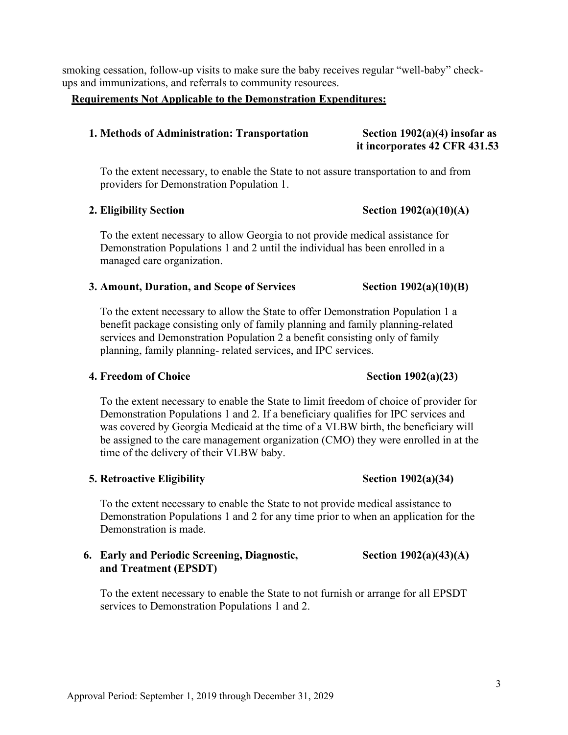smoking cessation, follow-up visits to make sure the baby receives regular "well-baby" check-ups and immunizations, and referrals to community resources.

**Requirements Not Applicable to the Demonstration Expenditures:**

**1. Methods of Administration: Transportation — Section 1902(a)(4) insofar as it incorporates 42 CFR 431.53**

To the extent necessary, to enable the State to not assure transportation to and from providers for Demonstration Population 1.

**2. Eligibility Section — Section 1902(a)(10)(A)**

To the extent necessary to allow Georgia to not provide medical assistance for Demonstration Populations 1 and 2 until the individual has been enrolled in a managed care organization.

**3. Amount, Duration, and Scope of Services — Section 1902(a)(10)(B)**

To the extent necessary to allow the State to offer Demonstration Population 1 a benefit package consisting only of family planning and family planning-related services and Demonstration Population 2 a benefit consisting only of family planning, family planning- related services, and IPC services.

**4. Freedom of Choice — Section 1902(a)(23)**

To the extent necessary to enable the State to limit freedom of choice of provider for Demonstration Populations 1 and 2. If a beneficiary qualifies for IPC services and was covered by Georgia Medicaid at the time of a VLBW birth, the beneficiary will be assigned to the care management organization (CMO) they were enrolled in at the time of the delivery of their VLBW baby.

**5. Retroactive Eligibility — Section 1902(a)(34)**

To the extent necessary to enable the State to not provide medical assistance to Demonstration Populations 1 and 2 for any time prior to when an application for the Demonstration is made.

**6. Early and Periodic Screening, Diagnostic, and Treatment (EPSDT) — Section 1902(a)(43)(A)**

To the extent necessary to enable the State to not furnish or arrange for all EPSDT services to Demonstration Populations 1 and 2.

Approval Period: September 1, 2019 through December 31, 2029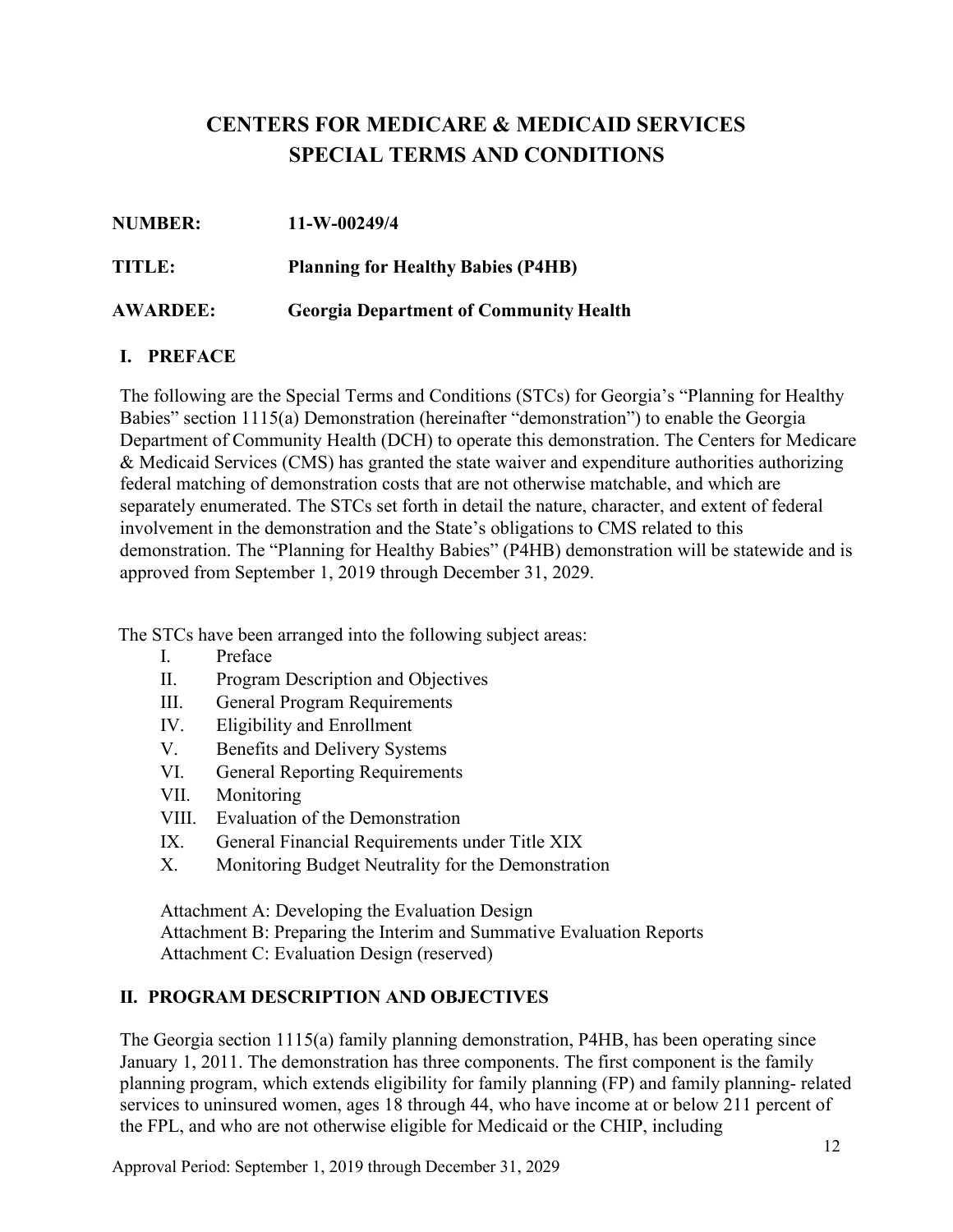# CENTERS FOR MEDICARE & MEDICAID SERVICES
# SPECIAL TERMS AND CONDITIONS

**NUMBER:** **11-W-00249/4**

**TITLE:** **Planning for Healthy Babies (P4HB)**

**AWARDEE:** **Georgia Department of Community Health**

## I. PREFACE

The following are the Special Terms and Conditions (STCs) for Georgia's "Planning for Healthy Babies" section 1115(a) Demonstration (hereinafter "demonstration") to enable the Georgia Department of Community Health (DCH) to operate this demonstration. The Centers for Medicare & Medicaid Services (CMS) has granted the state waiver and expenditure authorities authorizing federal matching of demonstration costs that are not otherwise matchable, and which are separately enumerated. The STCs set forth in detail the nature, character, and extent of federal involvement in the demonstration and the State's obligations to CMS related to this demonstration. The "Planning for Healthy Babies" (P4HB) demonstration will be statewide and is approved from September 1, 2019 through December 31, 2029.

The STCs have been arranged into the following subject areas:

- I. Preface
- II. Program Description and Objectives
- III. General Program Requirements
- IV. Eligibility and Enrollment
- V. Benefits and Delivery Systems
- VI. General Reporting Requirements
- VII. Monitoring
- VIII. Evaluation of the Demonstration
- IX. General Financial Requirements under Title XIX
- X. Monitoring Budget Neutrality for the Demonstration

Attachment A: Developing the Evaluation Design
Attachment B: Preparing the Interim and Summative Evaluation Reports
Attachment C: Evaluation Design (reserved)

## II. PROGRAM DESCRIPTION AND OBJECTIVES

The Georgia section 1115(a) family planning demonstration, P4HB, has been operating since January 1, 2011. The demonstration has three components. The first component is the family planning program, which extends eligibility for family planning (FP) and family planning- related services to uninsured women, ages 18 through 44, who have income at or below 211 percent of the FPL, and who are not otherwise eligible for Medicaid or the CHIP, including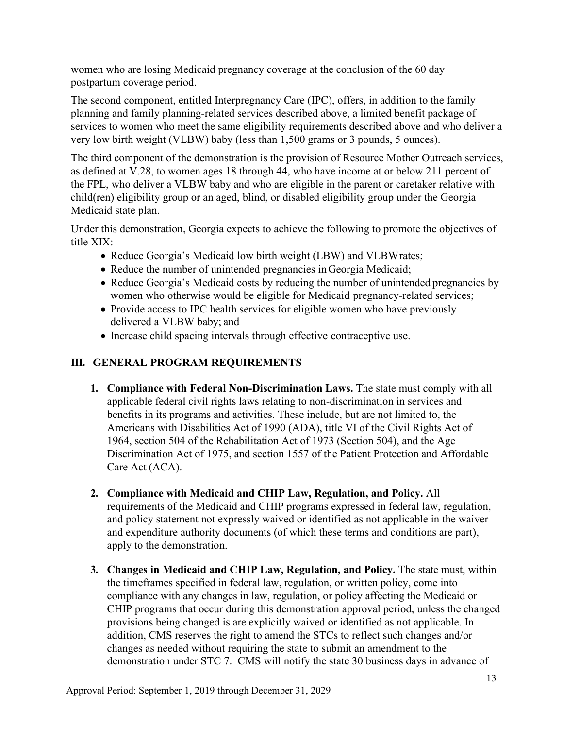women who are losing Medicaid pregnancy coverage at the conclusion of the 60 day postpartum coverage period.

The second component, entitled Interpregnancy Care (IPC), offers, in addition to the family planning and family planning-related services described above, a limited benefit package of services to women who meet the same eligibility requirements described above and who deliver a very low birth weight (VLBW) baby (less than 1,500 grams or 3 pounds, 5 ounces).

The third component of the demonstration is the provision of Resource Mother Outreach services, as defined at V.28, to women ages 18 through 44, who have income at or below 211 percent of the FPL, who deliver a VLBW baby and who are eligible in the parent or caretaker relative with child(ren) eligibility group or an aged, blind, or disabled eligibility group under the Georgia Medicaid state plan.

Under this demonstration, Georgia expects to achieve the following to promote the objectives of title XIX:

- Reduce Georgia's Medicaid low birth weight (LBW) and VLBW rates;
- Reduce the number of unintended pregnancies in Georgia Medicaid;
- Reduce Georgia's Medicaid costs by reducing the number of unintended pregnancies by women who otherwise would be eligible for Medicaid pregnancy-related services;
- Provide access to IPC health services for eligible women who have previously delivered a VLBW baby; and
- Increase child spacing intervals through effective contraceptive use.

## III. GENERAL PROGRAM REQUIREMENTS

1. **Compliance with Federal Non-Discrimination Laws.** The state must comply with all applicable federal civil rights laws relating to non-discrimination in services and benefits in its programs and activities. These include, but are not limited to, the Americans with Disabilities Act of 1990 (ADA), title VI of the Civil Rights Act of 1964, section 504 of the Rehabilitation Act of 1973 (Section 504), and the Age Discrimination Act of 1975, and section 1557 of the Patient Protection and Affordable Care Act (ACA).

2. **Compliance with Medicaid and CHIP Law, Regulation, and Policy.** All requirements of the Medicaid and CHIP programs expressed in federal law, regulation, and policy statement not expressly waived or identified as not applicable in the waiver and expenditure authority documents (of which these terms and conditions are part), apply to the demonstration.

3. **Changes in Medicaid and CHIP Law, Regulation, and Policy.** The state must, within the timeframes specified in federal law, regulation, or written policy, come into compliance with any changes in law, regulation, or policy affecting the Medicaid or CHIP programs that occur during this demonstration approval period, unless the changed provisions being changed is are explicitly waived or identified as not applicable. In addition, CMS reserves the right to amend the STCs to reflect such changes and/or changes as needed without requiring the state to submit an amendment to the demonstration under STC 7. CMS will notify the state 30 business days in advance of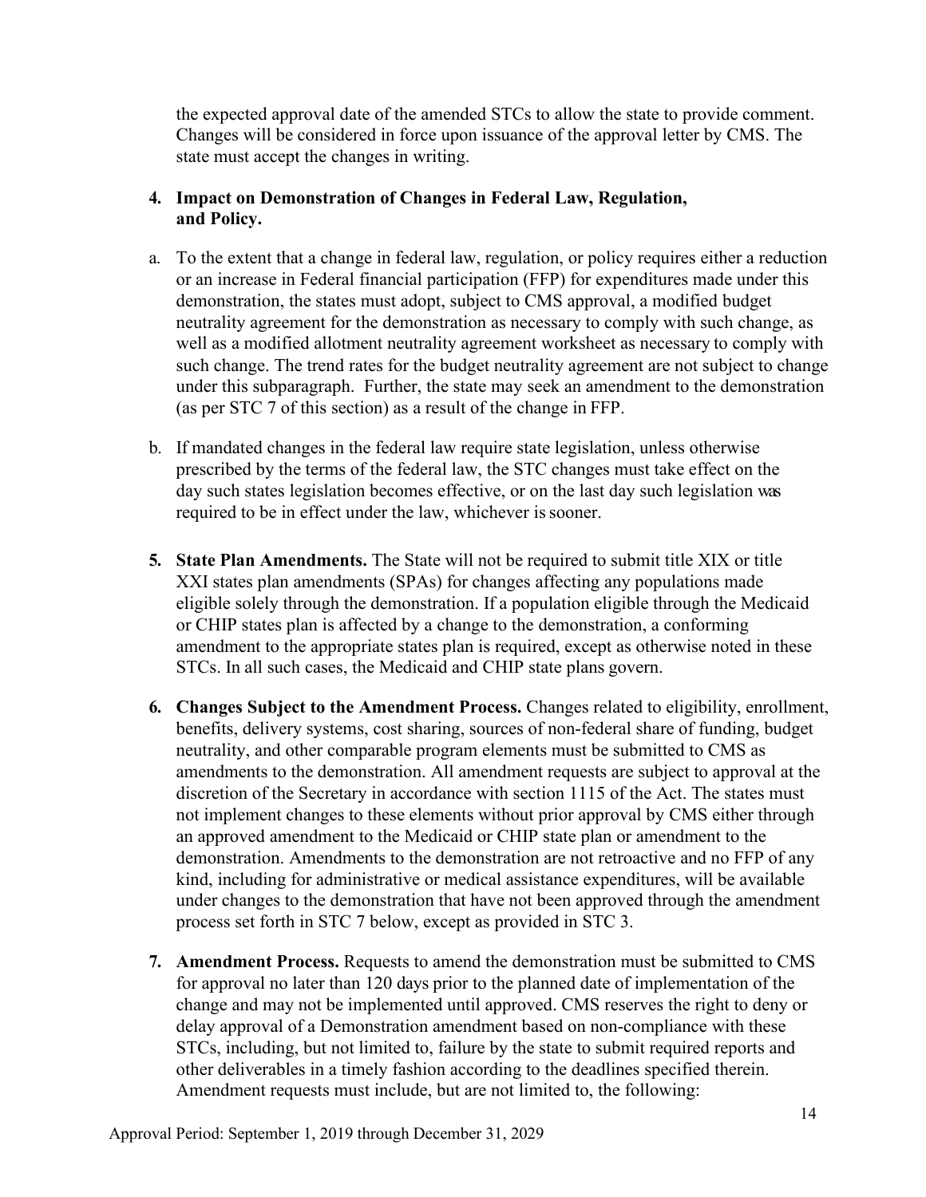the expected approval date of the amended STCs to allow the state to provide comment. Changes will be considered in force upon issuance of the approval letter by CMS. The state must accept the changes in writing.

**4. Impact on Demonstration of Changes in Federal Law, Regulation, and Policy.**

a. To the extent that a change in federal law, regulation, or policy requires either a reduction or an increase in Federal financial participation (FFP) for expenditures made under this demonstration, the states must adopt, subject to CMS approval, a modified budget neutrality agreement for the demonstration as necessary to comply with such change, as well as a modified allotment neutrality agreement worksheet as necessary to comply with such change. The trend rates for the budget neutrality agreement are not subject to change under this subparagraph. Further, the state may seek an amendment to the demonstration (as per STC 7 of this section) as a result of the change in FFP.

b. If mandated changes in the federal law require state legislation, unless otherwise prescribed by the terms of the federal law, the STC changes must take effect on the day such states legislation becomes effective, or on the last day such legislation was required to be in effect under the law, whichever is sooner.

**5. State Plan Amendments.** The State will not be required to submit title XIX or title XXI states plan amendments (SPAs) for changes affecting any populations made eligible solely through the demonstration. If a population eligible through the Medicaid or CHIP states plan is affected by a change to the demonstration, a conforming amendment to the appropriate states plan is required, except as otherwise noted in these STCs. In all such cases, the Medicaid and CHIP state plans govern.

**6. Changes Subject to the Amendment Process.** Changes related to eligibility, enrollment, benefits, delivery systems, cost sharing, sources of non-federal share of funding, budget neutrality, and other comparable program elements must be submitted to CMS as amendments to the demonstration. All amendment requests are subject to approval at the discretion of the Secretary in accordance with section 1115 of the Act. The states must not implement changes to these elements without prior approval by CMS either through an approved amendment to the Medicaid or CHIP state plan or amendment to the demonstration. Amendments to the demonstration are not retroactive and no FFP of any kind, including for administrative or medical assistance expenditures, will be available under changes to the demonstration that have not been approved through the amendment process set forth in STC 7 below, except as provided in STC 3.

**7. Amendment Process.** Requests to amend the demonstration must be submitted to CMS for approval no later than 120 days prior to the planned date of implementation of the change and may not be implemented until approved. CMS reserves the right to deny or delay approval of a Demonstration amendment based on non-compliance with these STCs, including, but not limited to, failure by the state to submit required reports and other deliverables in a timely fashion according to the deadlines specified therein. Amendment requests must include, but are not limited to, the following: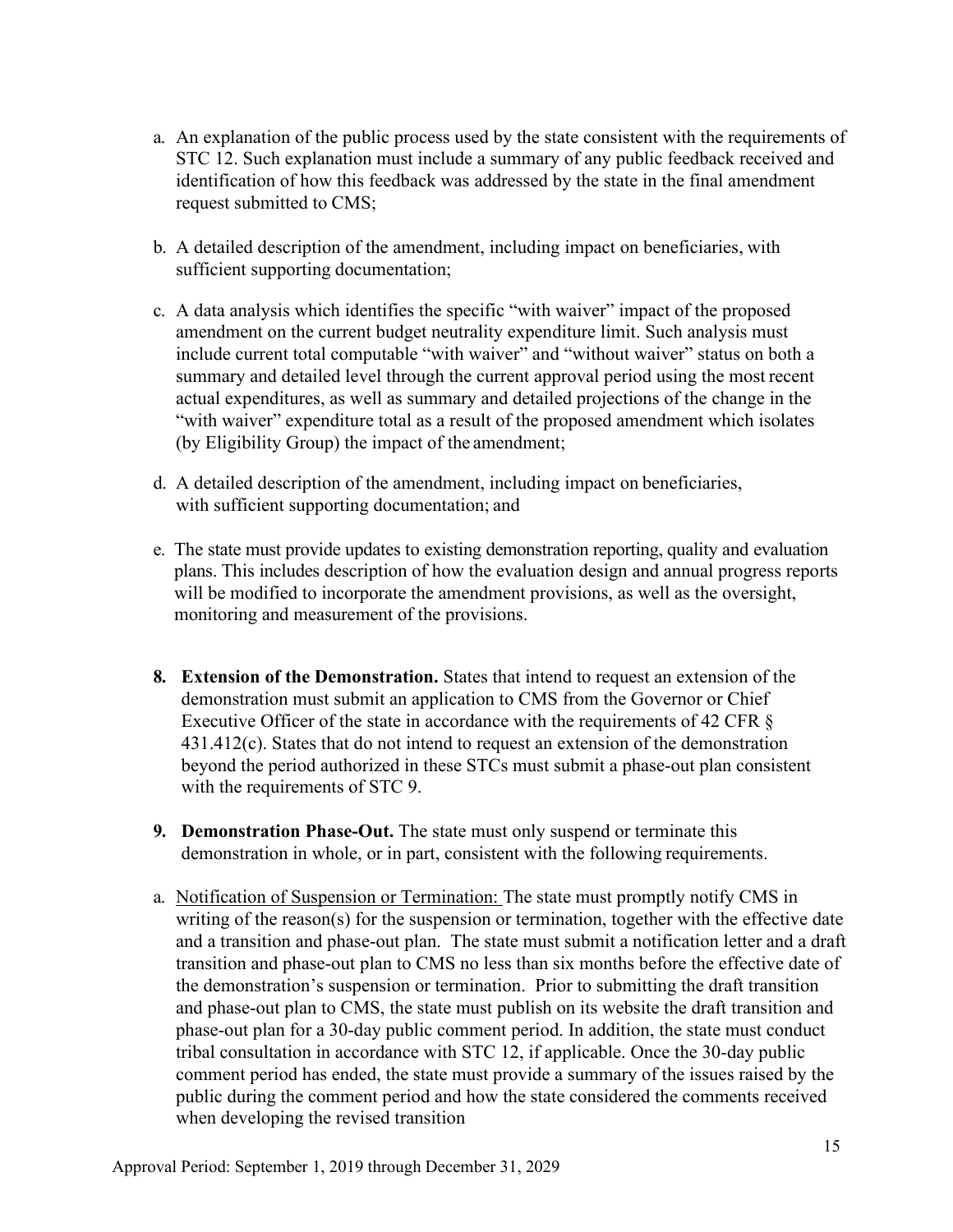a. An explanation of the public process used by the state consistent with the requirements of STC 12. Such explanation must include a summary of any public feedback received and identification of how this feedback was addressed by the state in the final amendment request submitted to CMS;

b. A detailed description of the amendment, including impact on beneficiaries, with sufficient supporting documentation;

c. A data analysis which identifies the specific "with waiver" impact of the proposed amendment on the current budget neutrality expenditure limit. Such analysis must include current total computable "with waiver" and "without waiver" status on both a summary and detailed level through the current approval period using the most recent actual expenditures, as well as summary and detailed projections of the change in the "with waiver" expenditure total as a result of the proposed amendment which isolates (by Eligibility Group) the impact of the amendment;

d. A detailed description of the amendment, including impact on beneficiaries, with sufficient supporting documentation; and

e. The state must provide updates to existing demonstration reporting, quality and evaluation plans. This includes description of how the evaluation design and annual progress reports will be modified to incorporate the amendment provisions, as well as the oversight, monitoring and measurement of the provisions.

8. **Extension of the Demonstration.** States that intend to request an extension of the demonstration must submit an application to CMS from the Governor or Chief Executive Officer of the state in accordance with the requirements of 42 CFR § 431.412(c). States that do not intend to request an extension of the demonstration beyond the period authorized in these STCs must submit a phase-out plan consistent with the requirements of STC 9.

9. **Demonstration Phase-Out.** The state must only suspend or terminate this demonstration in whole, or in part, consistent with the following requirements.

a. Notification of Suspension or Termination: The state must promptly notify CMS in writing of the reason(s) for the suspension or termination, together with the effective date and a transition and phase-out plan. The state must submit a notification letter and a draft transition and phase-out plan to CMS no less than six months before the effective date of the demonstration's suspension or termination. Prior to submitting the draft transition and phase-out plan to CMS, the state must publish on its website the draft transition and phase-out plan for a 30-day public comment period. In addition, the state must conduct tribal consultation in accordance with STC 12, if applicable. Once the 30-day public comment period has ended, the state must provide a summary of the issues raised by the public during the comment period and how the state considered the comments received when developing the revised transition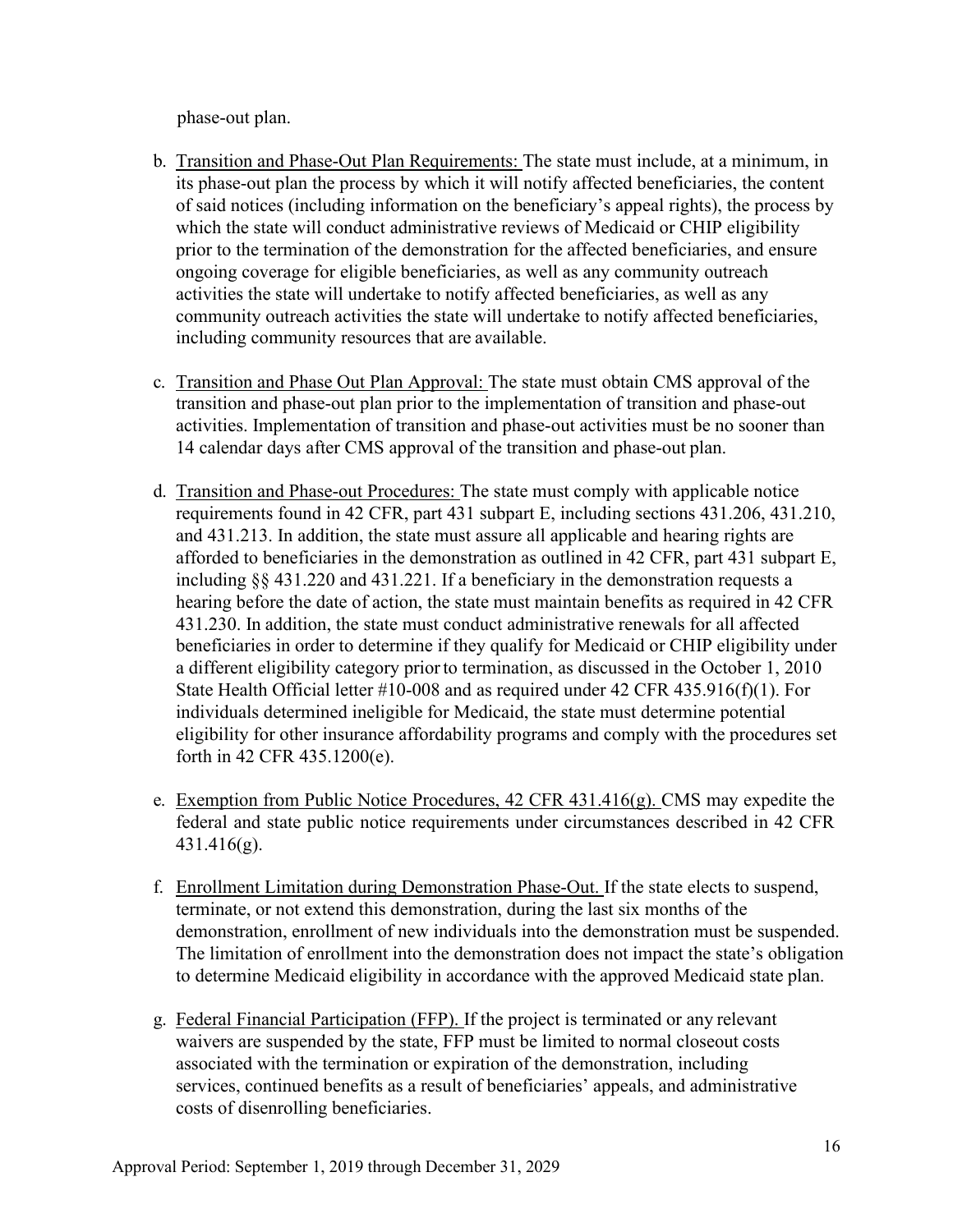phase-out plan.

b. Transition and Phase-Out Plan Requirements: The state must include, at a minimum, in its phase-out plan the process by which it will notify affected beneficiaries, the content of said notices (including information on the beneficiary's appeal rights), the process by which the state will conduct administrative reviews of Medicaid or CHIP eligibility prior to the termination of the demonstration for the affected beneficiaries, and ensure ongoing coverage for eligible beneficiaries, as well as any community outreach activities the state will undertake to notify affected beneficiaries, as well as any community outreach activities the state will undertake to notify affected beneficiaries, including community resources that are available.

c. Transition and Phase Out Plan Approval: The state must obtain CMS approval of the transition and phase-out plan prior to the implementation of transition and phase-out activities. Implementation of transition and phase-out activities must be no sooner than 14 calendar days after CMS approval of the transition and phase-out plan.

d. Transition and Phase-out Procedures: The state must comply with applicable notice requirements found in 42 CFR, part 431 subpart E, including sections 431.206, 431.210, and 431.213. In addition, the state must assure all applicable and hearing rights are afforded to beneficiaries in the demonstration as outlined in 42 CFR, part 431 subpart E, including §§ 431.220 and 431.221. If a beneficiary in the demonstration requests a hearing before the date of action, the state must maintain benefits as required in 42 CFR 431.230. In addition, the state must conduct administrative renewals for all affected beneficiaries in order to determine if they qualify for Medicaid or CHIP eligibility under a different eligibility category prior to termination, as discussed in the October 1, 2010 State Health Official letter #10-008 and as required under 42 CFR 435.916(f)(1). For individuals determined ineligible for Medicaid, the state must determine potential eligibility for other insurance affordability programs and comply with the procedures set forth in 42 CFR 435.1200(e).

e. Exemption from Public Notice Procedures, 42 CFR 431.416(g). CMS may expedite the federal and state public notice requirements under circumstances described in 42 CFR 431.416(g).

f. Enrollment Limitation during Demonstration Phase-Out. If the state elects to suspend, terminate, or not extend this demonstration, during the last six months of the demonstration, enrollment of new individuals into the demonstration must be suspended. The limitation of enrollment into the demonstration does not impact the state's obligation to determine Medicaid eligibility in accordance with the approved Medicaid state plan.

g. Federal Financial Participation (FFP). If the project is terminated or any relevant waivers are suspended by the state, FFP must be limited to normal closeout costs associated with the termination or expiration of the demonstration, including services, continued benefits as a result of beneficiaries' appeals, and administrative costs of disenrolling beneficiaries.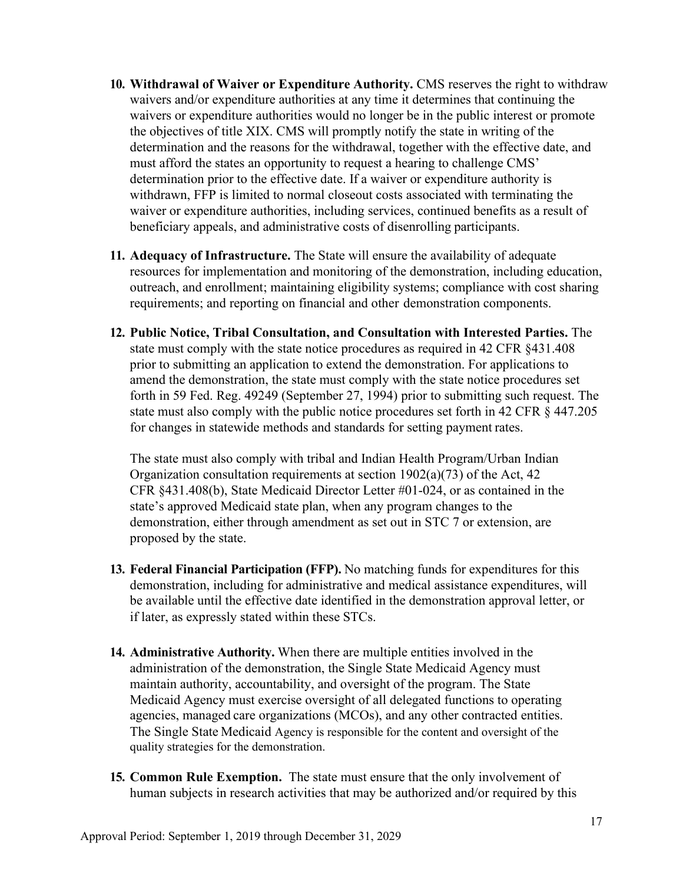10. **Withdrawal of Waiver or Expenditure Authority.** CMS reserves the right to withdraw waivers and/or expenditure authorities at any time it determines that continuing the waivers or expenditure authorities would no longer be in the public interest or promote the objectives of title XIX. CMS will promptly notify the state in writing of the determination and the reasons for the withdrawal, together with the effective date, and must afford the states an opportunity to request a hearing to challenge CMS' determination prior to the effective date. If a waiver or expenditure authority is withdrawn, FFP is limited to normal closeout costs associated with terminating the waiver or expenditure authorities, including services, continued benefits as a result of beneficiary appeals, and administrative costs of disenrolling participants.

11. **Adequacy of Infrastructure.** The State will ensure the availability of adequate resources for implementation and monitoring of the demonstration, including education, outreach, and enrollment; maintaining eligibility systems; compliance with cost sharing requirements; and reporting on financial and other demonstration components.

12. **Public Notice, Tribal Consultation, and Consultation with Interested Parties.** The state must comply with the state notice procedures as required in 42 CFR §431.408 prior to submitting an application to extend the demonstration. For applications to amend the demonstration, the state must comply with the state notice procedures set forth in 59 Fed. Reg. 49249 (September 27, 1994) prior to submitting such request. The state must also comply with the public notice procedures set forth in 42 CFR § 447.205 for changes in statewide methods and standards for setting payment rates.

    The state must also comply with tribal and Indian Health Program/Urban Indian Organization consultation requirements at section 1902(a)(73) of the Act, 42 CFR §431.408(b), State Medicaid Director Letter #01-024, or as contained in the state's approved Medicaid state plan, when any program changes to the demonstration, either through amendment as set out in STC 7 or extension, are proposed by the state.

13. **Federal Financial Participation (FFP).** No matching funds for expenditures for this demonstration, including for administrative and medical assistance expenditures, will be available until the effective date identified in the demonstration approval letter, or if later, as expressly stated within these STCs.

14. **Administrative Authority.** When there are multiple entities involved in the administration of the demonstration, the Single State Medicaid Agency must maintain authority, accountability, and oversight of the program. The State Medicaid Agency must exercise oversight of all delegated functions to operating agencies, managed care organizations (MCOs), and any other contracted entities. The Single State Medicaid Agency is responsible for the content and oversight of the quality strategies for the demonstration.

15. **Common Rule Exemption.** The state must ensure that the only involvement of human subjects in research activities that may be authorized and/or required by this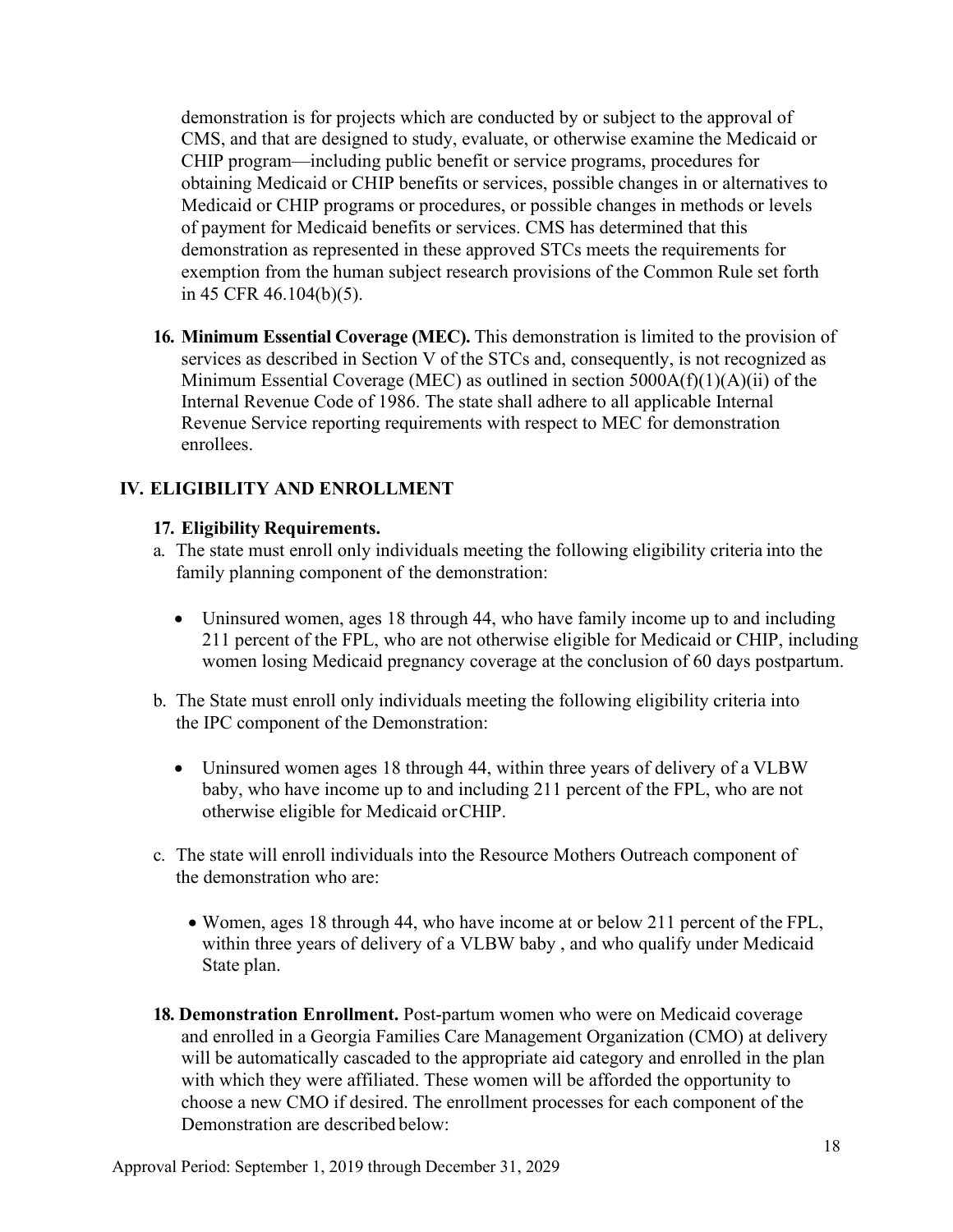demonstration is for projects which are conducted by or subject to the approval of CMS, and that are designed to study, evaluate, or otherwise examine the Medicaid or CHIP program—including public benefit or service programs, procedures for obtaining Medicaid or CHIP benefits or services, possible changes in or alternatives to Medicaid or CHIP programs or procedures, or possible changes in methods or levels of payment for Medicaid benefits or services. CMS has determined that this demonstration as represented in these approved STCs meets the requirements for exemption from the human subject research provisions of the Common Rule set forth in 45 CFR 46.104(b)(5).

16. **Minimum Essential Coverage (MEC).** This demonstration is limited to the provision of services as described in Section V of the STCs and, consequently, is not recognized as Minimum Essential Coverage (MEC) as outlined in section 5000A(f)(1)(A)(ii) of the Internal Revenue Code of 1986. The state shall adhere to all applicable Internal Revenue Service reporting requirements with respect to MEC for demonstration enrollees.

## IV. ELIGIBILITY AND ENROLLMENT

17. **Eligibility Requirements.**

a. The state must enroll only individuals meeting the following eligibility criteria into the family planning component of the demonstration:

- Uninsured women, ages 18 through 44, who have family income up to and including 211 percent of the FPL, who are not otherwise eligible for Medicaid or CHIP, including women losing Medicaid pregnancy coverage at the conclusion of 60 days postpartum.

b. The State must enroll only individuals meeting the following eligibility criteria into the IPC component of the Demonstration:

- Uninsured women ages 18 through 44, within three years of delivery of a VLBW baby, who have income up to and including 211 percent of the FPL, who are not otherwise eligible for Medicaid or CHIP.

c. The state will enroll individuals into the Resource Mothers Outreach component of the demonstration who are:

- Women, ages 18 through 44, who have income at or below 211 percent of the FPL, within three years of delivery of a VLBW baby , and who qualify under Medicaid State plan.

18. **Demonstration Enrollment.** Post-partum women who were on Medicaid coverage and enrolled in a Georgia Families Care Management Organization (CMO) at delivery will be automatically cascaded to the appropriate aid category and enrolled in the plan with which they were affiliated. These women will be afforded the opportunity to choose a new CMO if desired. The enrollment processes for each component of the Demonstration are described below: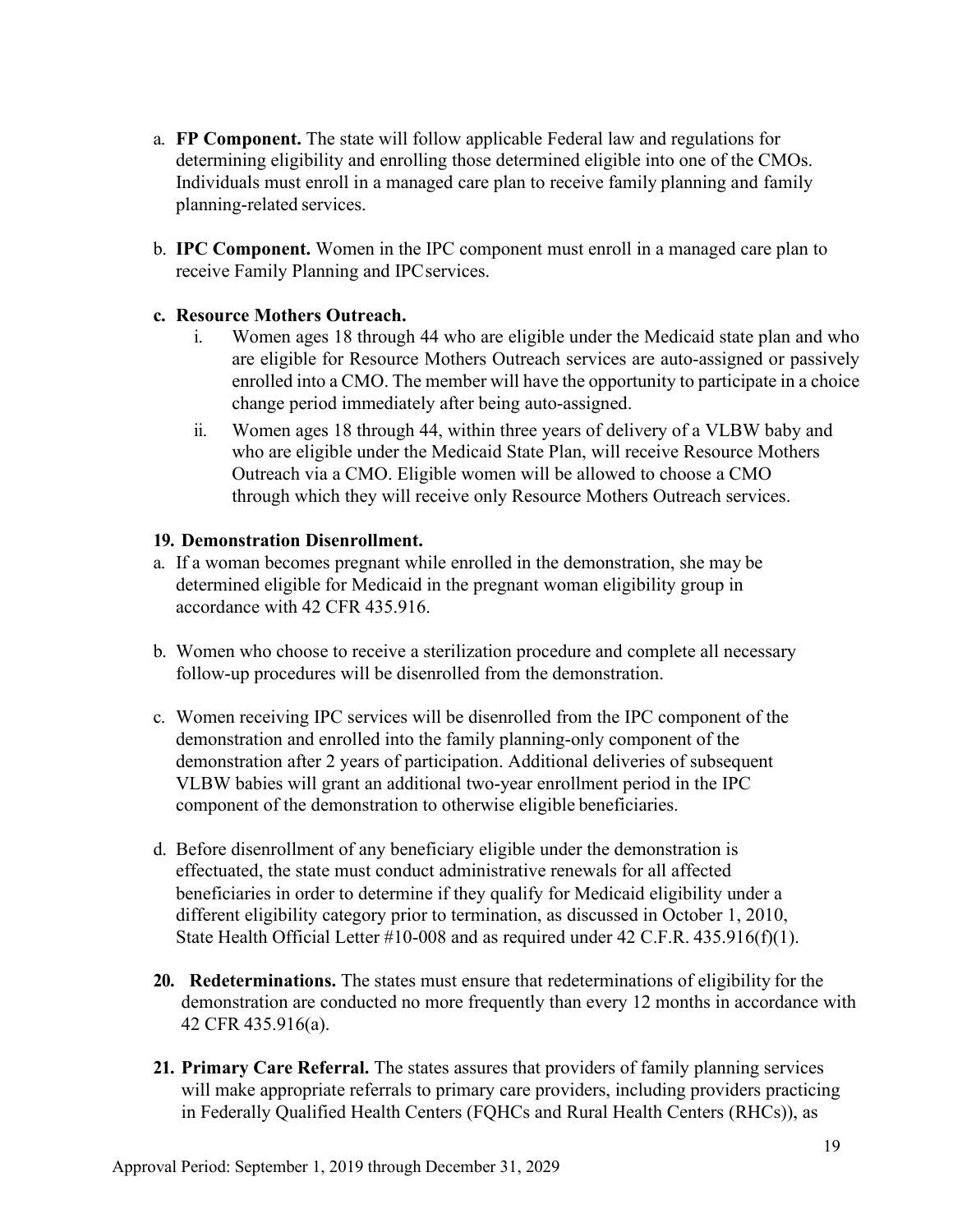a. **FP Component.** The state will follow applicable Federal law and regulations for determining eligibility and enrolling those determined eligible into one of the CMOs. Individuals must enroll in a managed care plan to receive family planning and family planning-related services.

b. **IPC Component.** Women in the IPC component must enroll in a managed care plan to receive Family Planning and IPC services.

**c. Resource Mothers Outreach.**

i. Women ages 18 through 44 who are eligible under the Medicaid state plan and who are eligible for Resource Mothers Outreach services are auto-assigned or passively enrolled into a CMO. The member will have the opportunity to participate in a choice change period immediately after being auto-assigned.

ii. Women ages 18 through 44, within three years of delivery of a VLBW baby and who are eligible under the Medicaid State Plan, will receive Resource Mothers Outreach via a CMO. Eligible women will be allowed to choose a CMO through which they will receive only Resource Mothers Outreach services.

**19. Demonstration Disenrollment.**

a. If a woman becomes pregnant while enrolled in the demonstration, she may be determined eligible for Medicaid in the pregnant woman eligibility group in accordance with 42 CFR 435.916.

b. Women who choose to receive a sterilization procedure and complete all necessary follow-up procedures will be disenrolled from the demonstration.

c. Women receiving IPC services will be disenrolled from the IPC component of the demonstration and enrolled into the family planning-only component of the demonstration after 2 years of participation. Additional deliveries of subsequent VLBW babies will grant an additional two-year enrollment period in the IPC component of the demonstration to otherwise eligible beneficiaries.

d. Before disenrollment of any beneficiary eligible under the demonstration is effectuated, the state must conduct administrative renewals for all affected beneficiaries in order to determine if they qualify for Medicaid eligibility under a different eligibility category prior to termination, as discussed in October 1, 2010, State Health Official Letter #10-008 and as required under 42 C.F.R. 435.916(f)(1).

**20. Redeterminations.** The states must ensure that redeterminations of eligibility for the demonstration are conducted no more frequently than every 12 months in accordance with 42 CFR 435.916(a).

**21. Primary Care Referral.** The states assures that providers of family planning services will make appropriate referrals to primary care providers, including providers practicing in Federally Qualified Health Centers (FQHCs and Rural Health Centers (RHCs)), as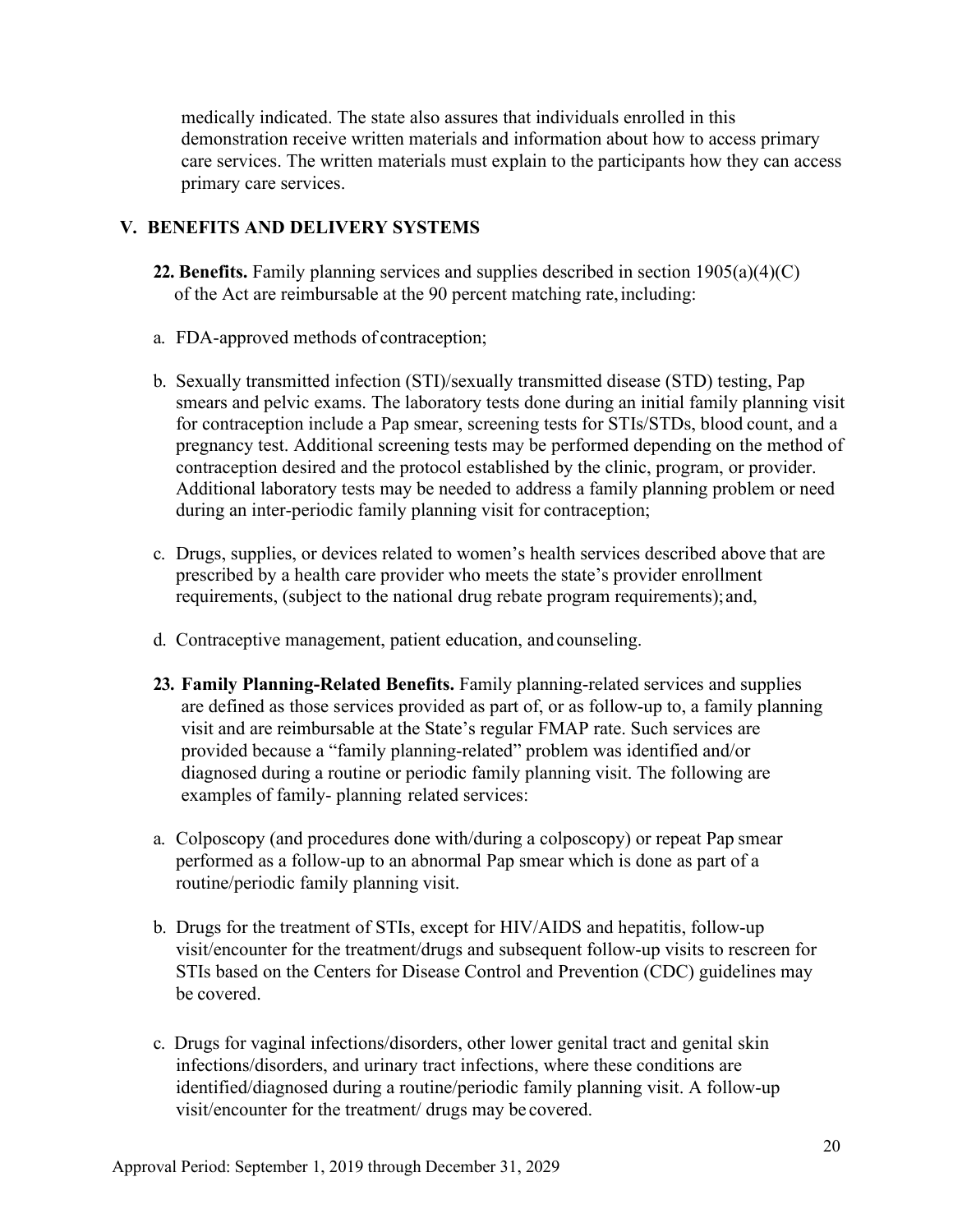medically indicated. The state also assures that individuals enrolled in this demonstration receive written materials and information about how to access primary care services. The written materials must explain to the participants how they can access primary care services.

## V. BENEFITS AND DELIVERY SYSTEMS

**22. Benefits.** Family planning services and supplies described in section 1905(a)(4)(C) of the Act are reimbursable at the 90 percent matching rate, including:

a. FDA-approved methods of contraception;

b. Sexually transmitted infection (STI)/sexually transmitted disease (STD) testing, Pap smears and pelvic exams. The laboratory tests done during an initial family planning visit for contraception include a Pap smear, screening tests for STIs/STDs, blood count, and a pregnancy test. Additional screening tests may be performed depending on the method of contraception desired and the protocol established by the clinic, program, or provider. Additional laboratory tests may be needed to address a family planning problem or need during an inter-periodic family planning visit for contraception;

c. Drugs, supplies, or devices related to women's health services described above that are prescribed by a health care provider who meets the state's provider enrollment requirements, (subject to the national drug rebate program requirements); and,

d. Contraceptive management, patient education, and counseling.

**23. Family Planning-Related Benefits.** Family planning-related services and supplies are defined as those services provided as part of, or as follow-up to, a family planning visit and are reimbursable at the State's regular FMAP rate. Such services are provided because a "family planning-related" problem was identified and/or diagnosed during a routine or periodic family planning visit. The following are examples of family- planning related services:

a. Colposcopy (and procedures done with/during a colposcopy) or repeat Pap smear performed as a follow-up to an abnormal Pap smear which is done as part of a routine/periodic family planning visit.

b. Drugs for the treatment of STIs, except for HIV/AIDS and hepatitis, follow-up visit/encounter for the treatment/drugs and subsequent follow-up visits to rescreen for STIs based on the Centers for Disease Control and Prevention (CDC) guidelines may be covered.

c. Drugs for vaginal infections/disorders, other lower genital tract and genital skin infections/disorders, and urinary tract infections, where these conditions are identified/diagnosed during a routine/periodic family planning visit. A follow-up visit/encounter for the treatment/ drugs may be covered.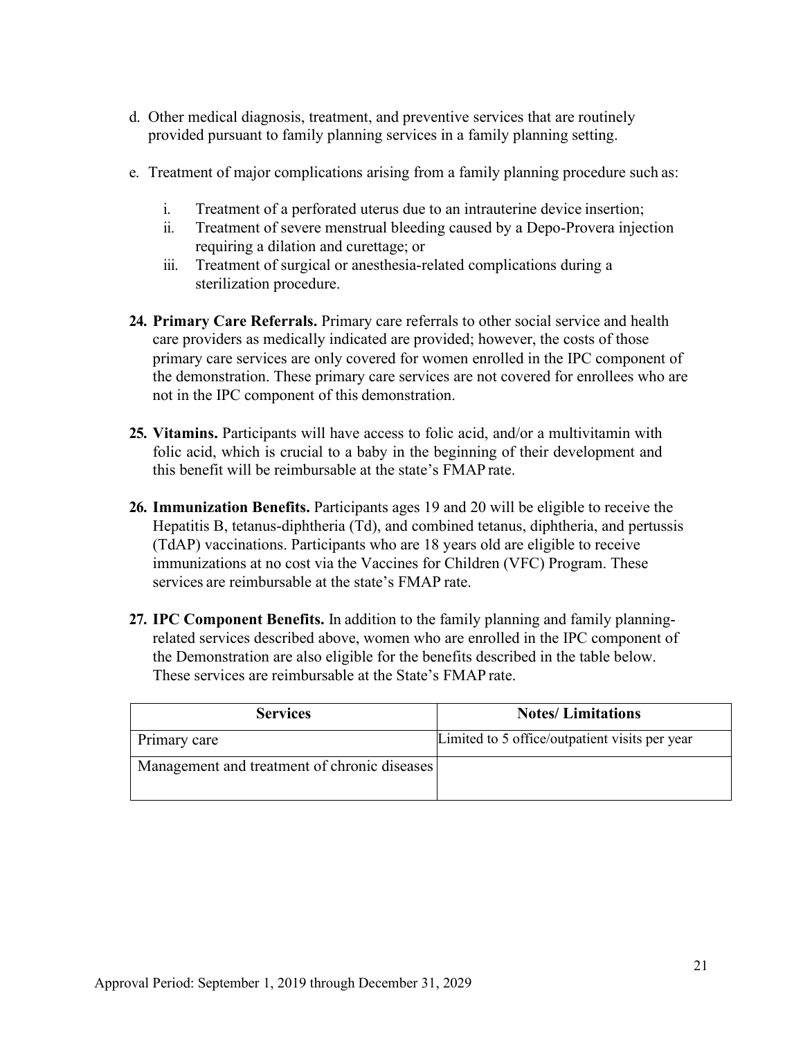d. Other medical diagnosis, treatment, and preventive services that are routinely provided pursuant to family planning services in a family planning setting.

e. Treatment of major complications arising from a family planning procedure such as:

   i. Treatment of a perforated uterus due to an intrauterine device insertion;
   ii. Treatment of severe menstrual bleeding caused by a Depo-Provera injection requiring a dilation and curettage; or
   iii. Treatment of surgical or anesthesia-related complications during a sterilization procedure.

24. **Primary Care Referrals.** Primary care referrals to other social service and health care providers as medically indicated are provided; however, the costs of those primary care services are only covered for women enrolled in the IPC component of the demonstration. These primary care services are not covered for enrollees who are not in the IPC component of this demonstration.

25. **Vitamins.** Participants will have access to folic acid, and/or a multivitamin with folic acid, which is crucial to a baby in the beginning of their development and this benefit will be reimbursable at the state's FMAP rate.

26. **Immunization Benefits.** Participants ages 19 and 20 will be eligible to receive the Hepatitis B, tetanus-diphtheria (Td), and combined tetanus, diphtheria, and pertussis (TdAP) vaccinations. Participants who are 18 years old are eligible to receive immunizations at no cost via the Vaccines for Children (VFC) Program. These services are reimbursable at the state's FMAP rate.

27. **IPC Component Benefits.** In addition to the family planning and family planning-related services described above, women who are enrolled in the IPC component of the Demonstration are also eligible for the benefits described in the table below. These services are reimbursable at the State's FMAP rate.

| Services | Notes/ Limitations |
| --- | --- |
| Primary care | Limited to 5 office/outpatient visits per year |
| Management and treatment of chronic diseases | |

Approval Period: September 1, 2019 through December 31, 2029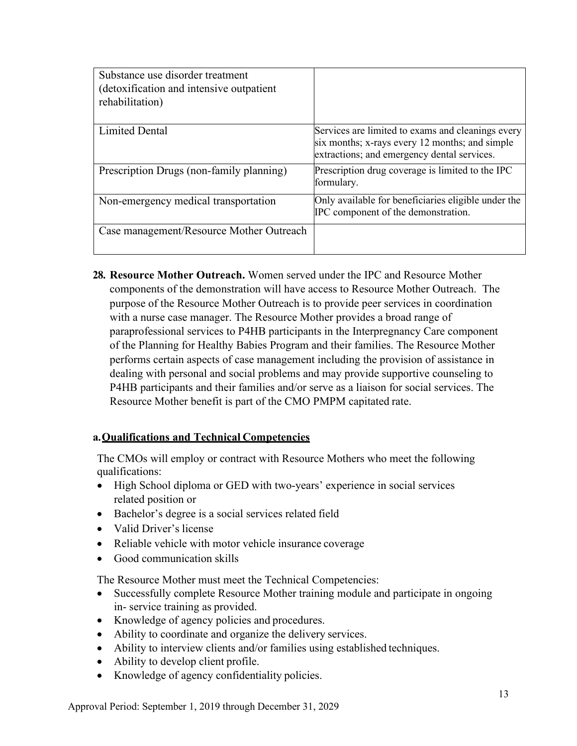| | |
|---|---|
| Substance use disorder treatment (detoxification and intensive outpatient rehabilitation) | |
| Limited Dental | Services are limited to exams and cleanings every six months; x-rays every 12 months; and simple extractions; and emergency dental services. |
| Prescription Drugs (non-family planning) | Prescription drug coverage is limited to the IPC formulary. |
| Non-emergency medical transportation | Only available for beneficiaries eligible under the IPC component of the demonstration. |
| Case management/Resource Mother Outreach | |

**28. Resource Mother Outreach.** Women served under the IPC and Resource Mother components of the demonstration will have access to Resource Mother Outreach. The purpose of the Resource Mother Outreach is to provide peer services in coordination with a nurse case manager. The Resource Mother provides a broad range of paraprofessional services to P4HB participants in the Interpregnancy Care component of the Planning for Healthy Babies Program and their families. The Resource Mother performs certain aspects of case management including the provision of assistance in dealing with personal and social problems and may provide supportive counseling to P4HB participants and their families and/or serve as a liaison for social services. The Resource Mother benefit is part of the CMO PMPM capitated rate.

**a. <u>Qualifications and Technical Competencies</u>**

The CMOs will employ or contract with Resource Mothers who meet the following qualifications:

- High School diploma or GED with two-years' experience in social services related position or
- Bachelor's degree is a social services related field
- Valid Driver's license
- Reliable vehicle with motor vehicle insurance coverage
- Good communication skills

The Resource Mother must meet the Technical Competencies:

- Successfully complete Resource Mother training module and participate in ongoing in- service training as provided.
- Knowledge of agency policies and procedures.
- Ability to coordinate and organize the delivery services.
- Ability to interview clients and/or families using established techniques.
- Ability to develop client profile.
- Knowledge of agency confidentiality policies.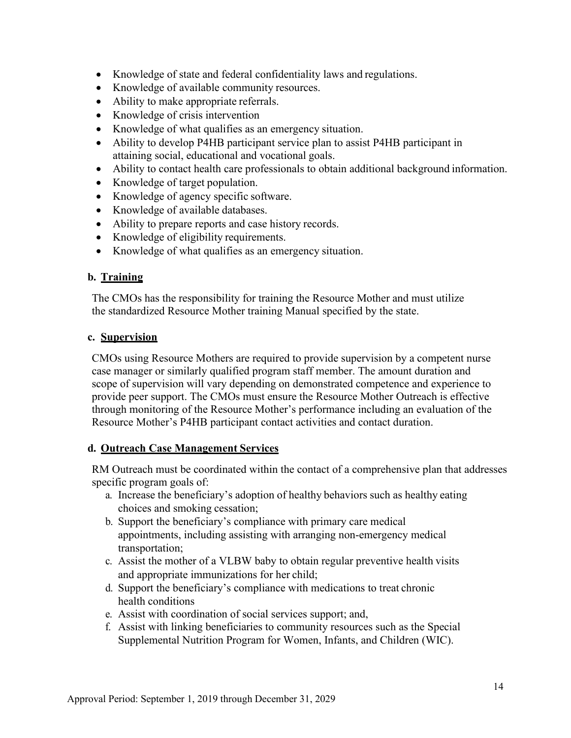- Knowledge of state and federal confidentiality laws and regulations.
- Knowledge of available community resources.
- Ability to make appropriate referrals.
- Knowledge of crisis intervention
- Knowledge of what qualifies as an emergency situation.
- Ability to develop P4HB participant service plan to assist P4HB participant in attaining social, educational and vocational goals.
- Ability to contact health care professionals to obtain additional background information.
- Knowledge of target population.
- Knowledge of agency specific software.
- Knowledge of available databases.
- Ability to prepare reports and case history records.
- Knowledge of eligibility requirements.
- Knowledge of what qualifies as an emergency situation.

**b. Training**

The CMOs has the responsibility for training the Resource Mother and must utilize the standardized Resource Mother training Manual specified by the state.

**c. Supervision**

CMOs using Resource Mothers are required to provide supervision by a competent nurse case manager or similarly qualified program staff member. The amount duration and scope of supervision will vary depending on demonstrated competence and experience to provide peer support. The CMOs must ensure the Resource Mother Outreach is effective through monitoring of the Resource Mother's performance including an evaluation of the Resource Mother's P4HB participant contact activities and contact duration.

**d. Outreach Case Management Services**

RM Outreach must be coordinated within the contact of a comprehensive plan that addresses specific program goals of:

a. Increase the beneficiary's adoption of healthy behaviors such as healthy eating choices and smoking cessation;
b. Support the beneficiary's compliance with primary care medical appointments, including assisting with arranging non-emergency medical transportation;
c. Assist the mother of a VLBW baby to obtain regular preventive health visits and appropriate immunizations for her child;
d. Support the beneficiary's compliance with medications to treat chronic health conditions
e. Assist with coordination of social services support; and,
f. Assist with linking beneficiaries to community resources such as the Special Supplemental Nutrition Program for Women, Infants, and Children (WIC).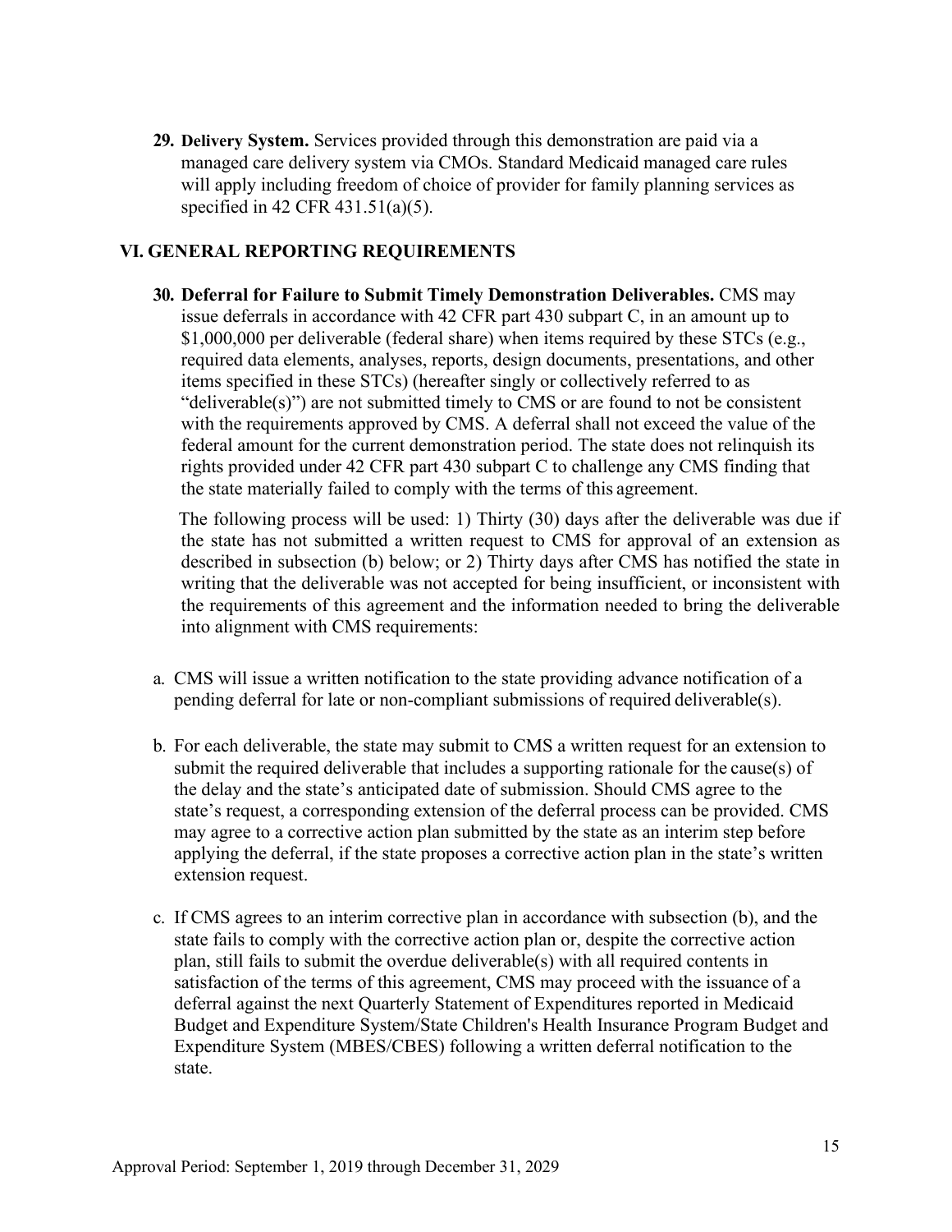29. **Delivery System.** Services provided through this demonstration are paid via a managed care delivery system via CMOs. Standard Medicaid managed care rules will apply including freedom of choice of provider for family planning services as specified in 42 CFR 431.51(a)(5).

## VI. GENERAL REPORTING REQUIREMENTS

30. **Deferral for Failure to Submit Timely Demonstration Deliverables.** CMS may issue deferrals in accordance with 42 CFR part 430 subpart C, in an amount up to $1,000,000 per deliverable (federal share) when items required by these STCs (e.g., required data elements, analyses, reports, design documents, presentations, and other items specified in these STCs) (hereafter singly or collectively referred to as "deliverable(s)") are not submitted timely to CMS or are found to not be consistent with the requirements approved by CMS. A deferral shall not exceed the value of the federal amount for the current demonstration period. The state does not relinquish its rights provided under 42 CFR part 430 subpart C to challenge any CMS finding that the state materially failed to comply with the terms of this agreement.

    The following process will be used: 1) Thirty (30) days after the deliverable was due if the state has not submitted a written request to CMS for approval of an extension as described in subsection (b) below; or 2) Thirty days after CMS has notified the state in writing that the deliverable was not accepted for being insufficient, or inconsistent with the requirements of this agreement and the information needed to bring the deliverable into alignment with CMS requirements:

    a. CMS will issue a written notification to the state providing advance notification of a pending deferral for late or non-compliant submissions of required deliverable(s).

    b. For each deliverable, the state may submit to CMS a written request for an extension to submit the required deliverable that includes a supporting rationale for the cause(s) of the delay and the state's anticipated date of submission. Should CMS agree to the state's request, a corresponding extension of the deferral process can be provided. CMS may agree to a corrective action plan submitted by the state as an interim step before applying the deferral, if the state proposes a corrective action plan in the state's written extension request.

    c. If CMS agrees to an interim corrective plan in accordance with subsection (b), and the state fails to comply with the corrective action plan or, despite the corrective action plan, still fails to submit the overdue deliverable(s) with all required contents in satisfaction of the terms of this agreement, CMS may proceed with the issuance of a deferral against the next Quarterly Statement of Expenditures reported in Medicaid Budget and Expenditure System/State Children's Health Insurance Program Budget and Expenditure System (MBES/CBES) following a written deferral notification to the state.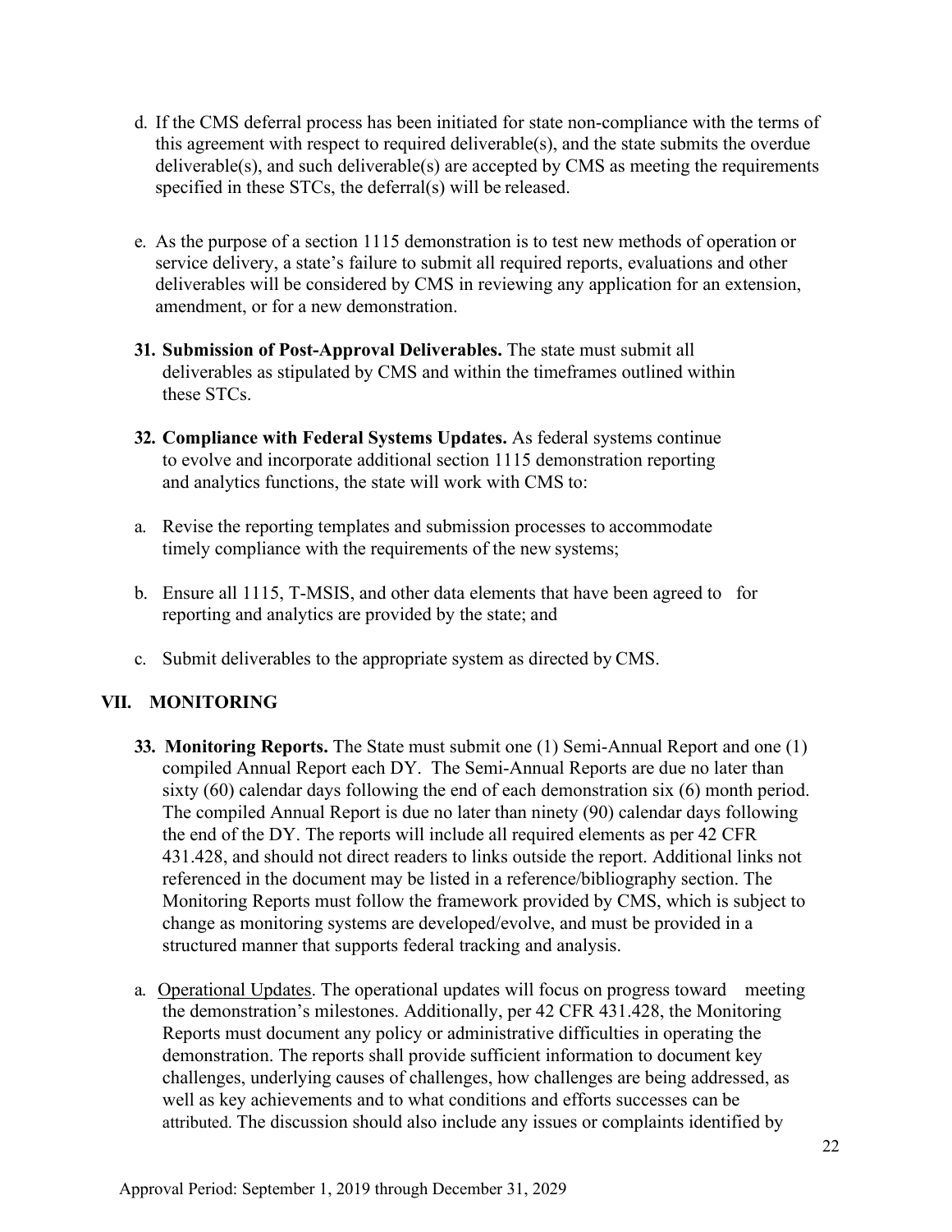d. If the CMS deferral process has been initiated for state non-compliance with the terms of this agreement with respect to required deliverable(s), and the state submits the overdue deliverable(s), and such deliverable(s) are accepted by CMS as meeting the requirements specified in these STCs, the deferral(s) will be released.

e. As the purpose of a section 1115 demonstration is to test new methods of operation or service delivery, a state's failure to submit all required reports, evaluations and other deliverables will be considered by CMS in reviewing any application for an extension, amendment, or for a new demonstration.

**31. Submission of Post-Approval Deliverables.** The state must submit all deliverables as stipulated by CMS and within the timeframes outlined within these STCs.

**32. Compliance with Federal Systems Updates.** As federal systems continue to evolve and incorporate additional section 1115 demonstration reporting and analytics functions, the state will work with CMS to:

a. Revise the reporting templates and submission processes to accommodate timely compliance with the requirements of the new systems;

b. Ensure all 1115, T-MSIS, and other data elements that have been agreed to for reporting and analytics are provided by the state; and

c. Submit deliverables to the appropriate system as directed by CMS.

## VII. MONITORING

**33. Monitoring Reports.** The State must submit one (1) Semi-Annual Report and one (1) compiled Annual Report each DY. The Semi-Annual Reports are due no later than sixty (60) calendar days following the end of each demonstration six (6) month period. The compiled Annual Report is due no later than ninety (90) calendar days following the end of the DY. The reports will include all required elements as per 42 CFR 431.428, and should not direct readers to links outside the report. Additional links not referenced in the document may be listed in a reference/bibliography section. The Monitoring Reports must follow the framework provided by CMS, which is subject to change as monitoring systems are developed/evolve, and must be provided in a structured manner that supports federal tracking and analysis.

a. Operational Updates. The operational updates will focus on progress toward meeting the demonstration's milestones. Additionally, per 42 CFR 431.428, the Monitoring Reports must document any policy or administrative difficulties in operating the demonstration. The reports shall provide sufficient information to document key challenges, underlying causes of challenges, how challenges are being addressed, as well as key achievements and to what conditions and efforts successes can be attributed. The discussion should also include any issues or complaints identified by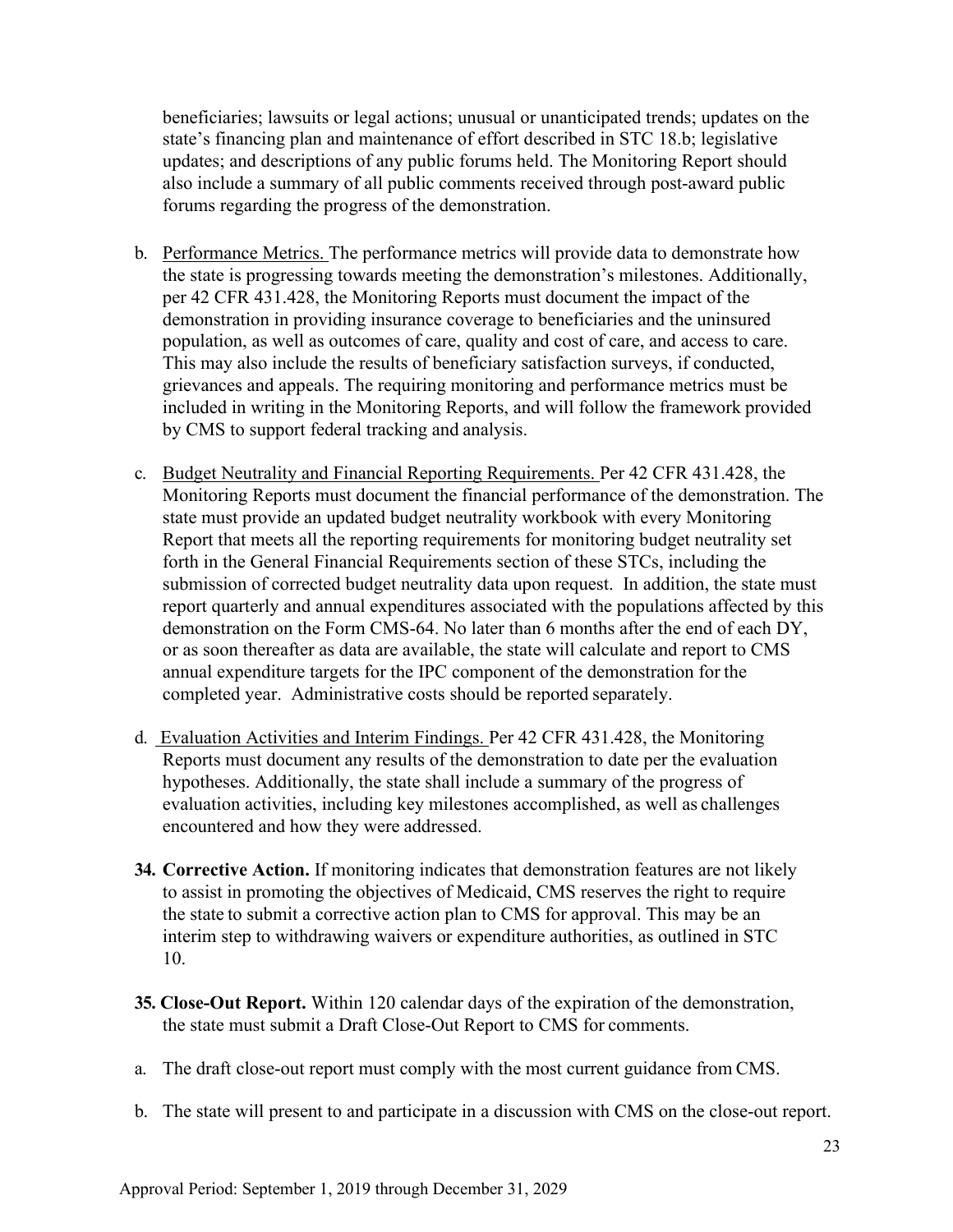beneficiaries; lawsuits or legal actions; unusual or unanticipated trends; updates on the state's financing plan and maintenance of effort described in STC 18.b; legislative updates; and descriptions of any public forums held. The Monitoring Report should also include a summary of all public comments received through post-award public forums regarding the progress of the demonstration.

b. Performance Metrics. The performance metrics will provide data to demonstrate how the state is progressing towards meeting the demonstration's milestones. Additionally, per 42 CFR 431.428, the Monitoring Reports must document the impact of the demonstration in providing insurance coverage to beneficiaries and the uninsured population, as well as outcomes of care, quality and cost of care, and access to care. This may also include the results of beneficiary satisfaction surveys, if conducted, grievances and appeals. The requiring monitoring and performance metrics must be included in writing in the Monitoring Reports, and will follow the framework provided by CMS to support federal tracking and analysis.

c. Budget Neutrality and Financial Reporting Requirements. Per 42 CFR 431.428, the Monitoring Reports must document the financial performance of the demonstration. The state must provide an updated budget neutrality workbook with every Monitoring Report that meets all the reporting requirements for monitoring budget neutrality set forth in the General Financial Requirements section of these STCs, including the submission of corrected budget neutrality data upon request. In addition, the state must report quarterly and annual expenditures associated with the populations affected by this demonstration on the Form CMS-64. No later than 6 months after the end of each DY, or as soon thereafter as data are available, the state will calculate and report to CMS annual expenditure targets for the IPC component of the demonstration for the completed year. Administrative costs should be reported separately.

d. Evaluation Activities and Interim Findings. Per 42 CFR 431.428, the Monitoring Reports must document any results of the demonstration to date per the evaluation hypotheses. Additionally, the state shall include a summary of the progress of evaluation activities, including key milestones accomplished, as well as challenges encountered and how they were addressed.

**34. Corrective Action.** If monitoring indicates that demonstration features are not likely to assist in promoting the objectives of Medicaid, CMS reserves the right to require the state to submit a corrective action plan to CMS for approval. This may be an interim step to withdrawing waivers or expenditure authorities, as outlined in STC 10.

**35. Close-Out Report.** Within 120 calendar days of the expiration of the demonstration, the state must submit a Draft Close-Out Report to CMS for comments.

a. The draft close-out report must comply with the most current guidance from CMS.

b. The state will present to and participate in a discussion with CMS on the close-out report.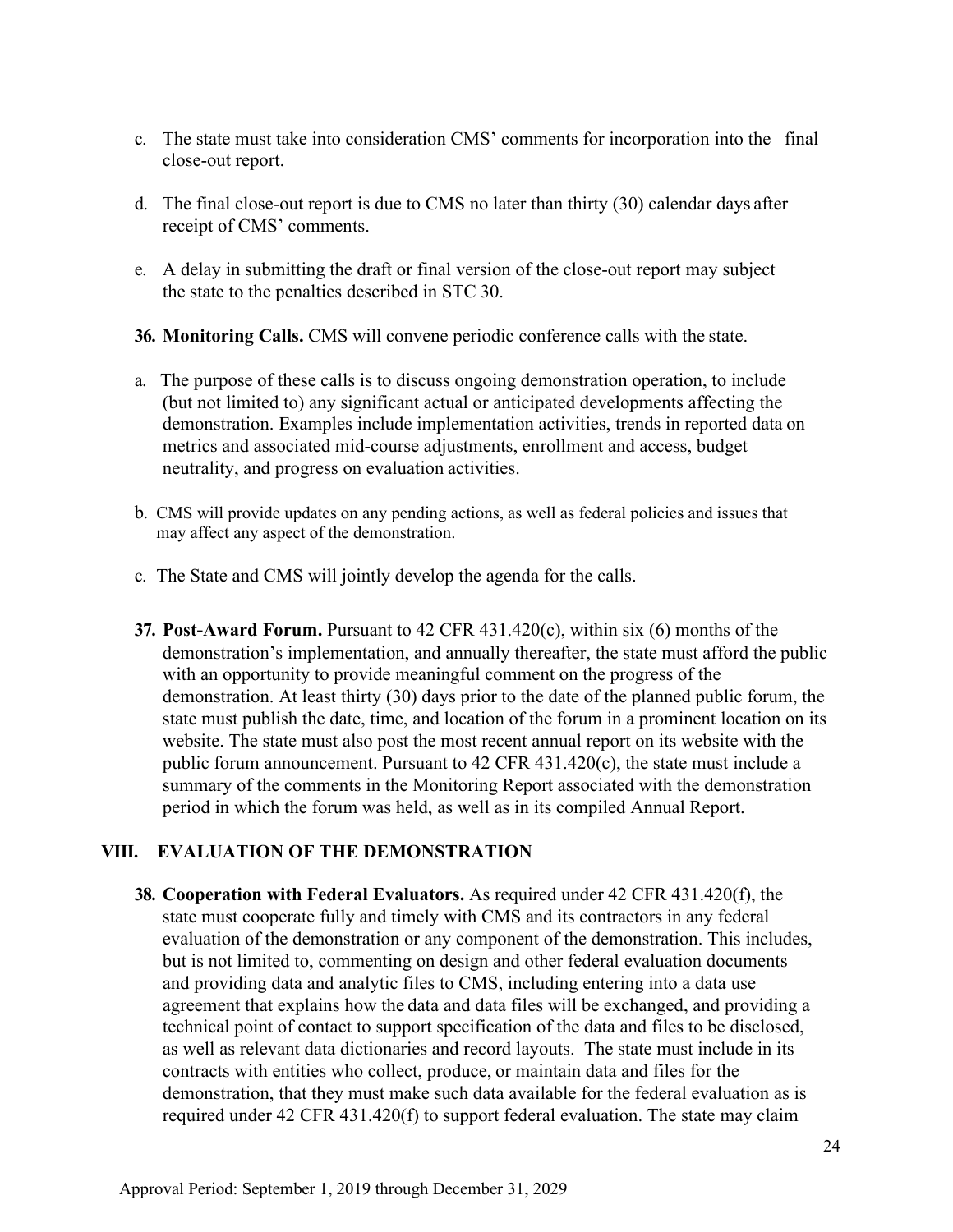c. The state must take into consideration CMS' comments for incorporation into the final close-out report.

d. The final close-out report is due to CMS no later than thirty (30) calendar days after receipt of CMS' comments.

e. A delay in submitting the draft or final version of the close-out report may subject the state to the penalties described in STC 30.

**36. Monitoring Calls.** CMS will convene periodic conference calls with the state.

a. The purpose of these calls is to discuss ongoing demonstration operation, to include (but not limited to) any significant actual or anticipated developments affecting the demonstration. Examples include implementation activities, trends in reported data on metrics and associated mid-course adjustments, enrollment and access, budget neutrality, and progress on evaluation activities.

b. CMS will provide updates on any pending actions, as well as federal policies and issues that may affect any aspect of the demonstration.

c. The State and CMS will jointly develop the agenda for the calls.

**37. Post-Award Forum.** Pursuant to 42 CFR 431.420(c), within six (6) months of the demonstration's implementation, and annually thereafter, the state must afford the public with an opportunity to provide meaningful comment on the progress of the demonstration. At least thirty (30) days prior to the date of the planned public forum, the state must publish the date, time, and location of the forum in a prominent location on its website. The state must also post the most recent annual report on its website with the public forum announcement. Pursuant to 42 CFR 431.420(c), the state must include a summary of the comments in the Monitoring Report associated with the demonstration period in which the forum was held, as well as in its compiled Annual Report.

## VIII. EVALUATION OF THE DEMONSTRATION

**38. Cooperation with Federal Evaluators.** As required under 42 CFR 431.420(f), the state must cooperate fully and timely with CMS and its contractors in any federal evaluation of the demonstration or any component of the demonstration. This includes, but is not limited to, commenting on design and other federal evaluation documents and providing data and analytic files to CMS, including entering into a data use agreement that explains how the data and data files will be exchanged, and providing a technical point of contact to support specification of the data and files to be disclosed, as well as relevant data dictionaries and record layouts. The state must include in its contracts with entities who collect, produce, or maintain data and files for the demonstration, that they must make such data available for the federal evaluation as is required under 42 CFR 431.420(f) to support federal evaluation. The state may claim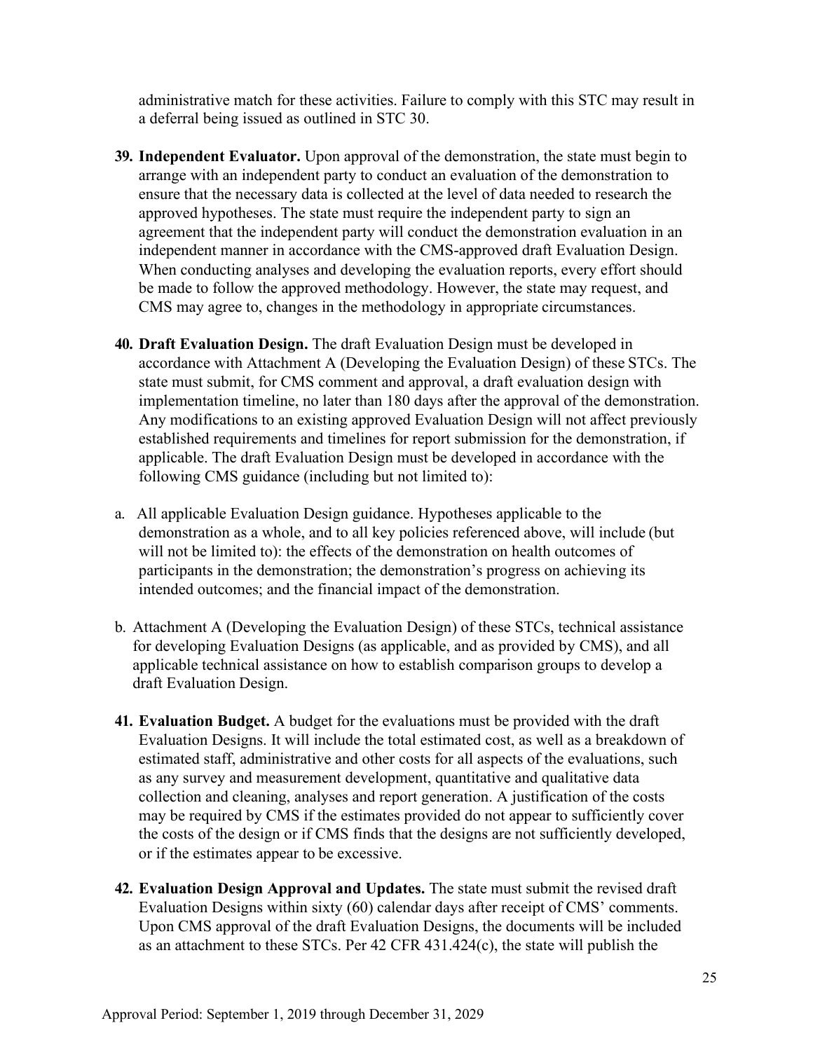administrative match for these activities. Failure to comply with this STC may result in a deferral being issued as outlined in STC 30.

39. **Independent Evaluator.** Upon approval of the demonstration, the state must begin to arrange with an independent party to conduct an evaluation of the demonstration to ensure that the necessary data is collected at the level of data needed to research the approved hypotheses. The state must require the independent party to sign an agreement that the independent party will conduct the demonstration evaluation in an independent manner in accordance with the CMS-approved draft Evaluation Design. When conducting analyses and developing the evaluation reports, every effort should be made to follow the approved methodology. However, the state may request, and CMS may agree to, changes in the methodology in appropriate circumstances.

40. **Draft Evaluation Design.** The draft Evaluation Design must be developed in accordance with Attachment A (Developing the Evaluation Design) of these STCs. The state must submit, for CMS comment and approval, a draft evaluation design with implementation timeline, no later than 180 days after the approval of the demonstration. Any modifications to an existing approved Evaluation Design will not affect previously established requirements and timelines for report submission for the demonstration, if applicable. The draft Evaluation Design must be developed in accordance with the following CMS guidance (including but not limited to):

    a. All applicable Evaluation Design guidance. Hypotheses applicable to the demonstration as a whole, and to all key policies referenced above, will include (but will not be limited to): the effects of the demonstration on health outcomes of participants in the demonstration; the demonstration's progress on achieving its intended outcomes; and the financial impact of the demonstration.

    b. Attachment A (Developing the Evaluation Design) of these STCs, technical assistance for developing Evaluation Designs (as applicable, and as provided by CMS), and all applicable technical assistance on how to establish comparison groups to develop a draft Evaluation Design.

41. **Evaluation Budget.** A budget for the evaluations must be provided with the draft Evaluation Designs. It will include the total estimated cost, as well as a breakdown of estimated staff, administrative and other costs for all aspects of the evaluations, such as any survey and measurement development, quantitative and qualitative data collection and cleaning, analyses and report generation. A justification of the costs may be required by CMS if the estimates provided do not appear to sufficiently cover the costs of the design or if CMS finds that the designs are not sufficiently developed, or if the estimates appear to be excessive.

42. **Evaluation Design Approval and Updates.** The state must submit the revised draft Evaluation Designs within sixty (60) calendar days after receipt of CMS' comments. Upon CMS approval of the draft Evaluation Designs, the documents will be included as an attachment to these STCs. Per 42 CFR 431.424(c), the state will publish the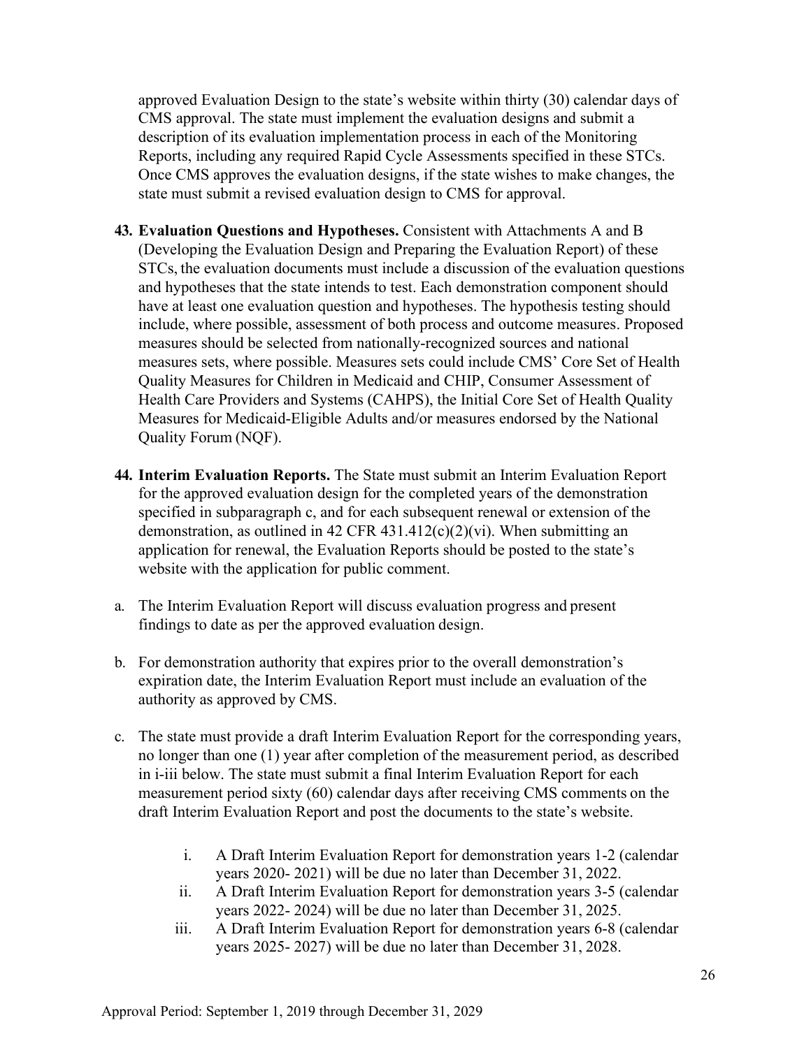approved Evaluation Design to the state's website within thirty (30) calendar days of CMS approval. The state must implement the evaluation designs and submit a description of its evaluation implementation process in each of the Monitoring Reports, including any required Rapid Cycle Assessments specified in these STCs. Once CMS approves the evaluation designs, if the state wishes to make changes, the state must submit a revised evaluation design to CMS for approval.

43. **Evaluation Questions and Hypotheses.** Consistent with Attachments A and B (Developing the Evaluation Design and Preparing the Evaluation Report) of these STCs, the evaluation documents must include a discussion of the evaluation questions and hypotheses that the state intends to test. Each demonstration component should have at least one evaluation question and hypotheses. The hypothesis testing should include, where possible, assessment of both process and outcome measures. Proposed measures should be selected from nationally-recognized sources and national measures sets, where possible. Measures sets could include CMS' Core Set of Health Quality Measures for Children in Medicaid and CHIP, Consumer Assessment of Health Care Providers and Systems (CAHPS), the Initial Core Set of Health Quality Measures for Medicaid-Eligible Adults and/or measures endorsed by the National Quality Forum (NQF).

44. **Interim Evaluation Reports.** The State must submit an Interim Evaluation Report for the approved evaluation design for the completed years of the demonstration specified in subparagraph c, and for each subsequent renewal or extension of the demonstration, as outlined in 42 CFR 431.412(c)(2)(vi). When submitting an application for renewal, the Evaluation Reports should be posted to the state's website with the application for public comment.

a. The Interim Evaluation Report will discuss evaluation progress and present findings to date as per the approved evaluation design.

b. For demonstration authority that expires prior to the overall demonstration's expiration date, the Interim Evaluation Report must include an evaluation of the authority as approved by CMS.

c. The state must provide a draft Interim Evaluation Report for the corresponding years, no longer than one (1) year after completion of the measurement period, as described in i-iii below. The state must submit a final Interim Evaluation Report for each measurement period sixty (60) calendar days after receiving CMS comments on the draft Interim Evaluation Report and post the documents to the state's website.

    i. A Draft Interim Evaluation Report for demonstration years 1-2 (calendar years 2020- 2021) will be due no later than December 31, 2022.
    ii. A Draft Interim Evaluation Report for demonstration years 3-5 (calendar years 2022- 2024) will be due no later than December 31, 2025.
    iii. A Draft Interim Evaluation Report for demonstration years 6-8 (calendar years 2025- 2027) will be due no later than December 31, 2028.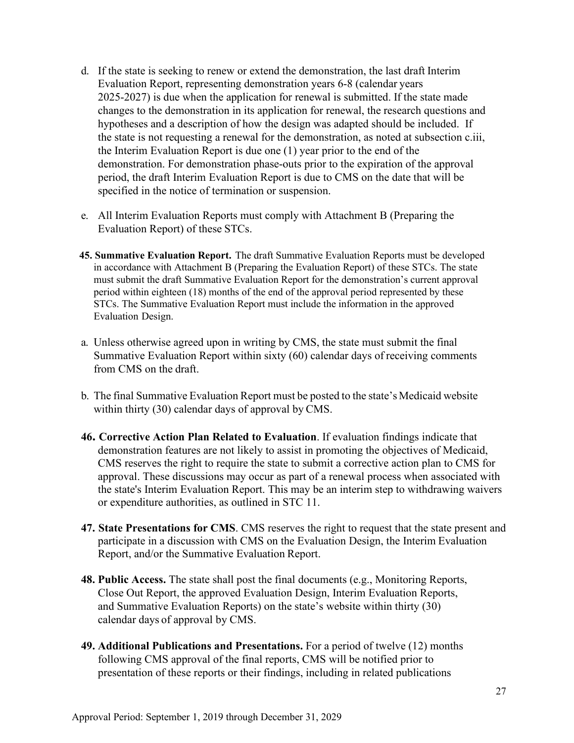d. If the state is seeking to renew or extend the demonstration, the last draft Interim Evaluation Report, representing demonstration years 6-8 (calendar years 2025-2027) is due when the application for renewal is submitted. If the state made changes to the demonstration in its application for renewal, the research questions and hypotheses and a description of how the design was adapted should be included. If the state is not requesting a renewal for the demonstration, as noted at subsection c.iii, the Interim Evaluation Report is due one (1) year prior to the end of the demonstration. For demonstration phase-outs prior to the expiration of the approval period, the draft Interim Evaluation Report is due to CMS on the date that will be specified in the notice of termination or suspension.

e. All Interim Evaluation Reports must comply with Attachment B (Preparing the Evaluation Report) of these STCs.

**45. Summative Evaluation Report.** The draft Summative Evaluation Reports must be developed in accordance with Attachment B (Preparing the Evaluation Report) of these STCs. The state must submit the draft Summative Evaluation Report for the demonstration's current approval period within eighteen (18) months of the end of the approval period represented by these STCs. The Summative Evaluation Report must include the information in the approved Evaluation Design.

a. Unless otherwise agreed upon in writing by CMS, the state must submit the final Summative Evaluation Report within sixty (60) calendar days of receiving comments from CMS on the draft.

b. The final Summative Evaluation Report must be posted to the state's Medicaid website within thirty (30) calendar days of approval by CMS.

**46. Corrective Action Plan Related to Evaluation**. If evaluation findings indicate that demonstration features are not likely to assist in promoting the objectives of Medicaid, CMS reserves the right to require the state to submit a corrective action plan to CMS for approval. These discussions may occur as part of a renewal process when associated with the state's Interim Evaluation Report. This may be an interim step to withdrawing waivers or expenditure authorities, as outlined in STC 11.

**47. State Presentations for CMS**. CMS reserves the right to request that the state present and participate in a discussion with CMS on the Evaluation Design, the Interim Evaluation Report, and/or the Summative Evaluation Report.

**48. Public Access.** The state shall post the final documents (e.g., Monitoring Reports, Close Out Report, the approved Evaluation Design, Interim Evaluation Reports, and Summative Evaluation Reports) on the state's website within thirty (30) calendar days of approval by CMS.

**49. Additional Publications and Presentations.** For a period of twelve (12) months following CMS approval of the final reports, CMS will be notified prior to presentation of these reports or their findings, including in related publications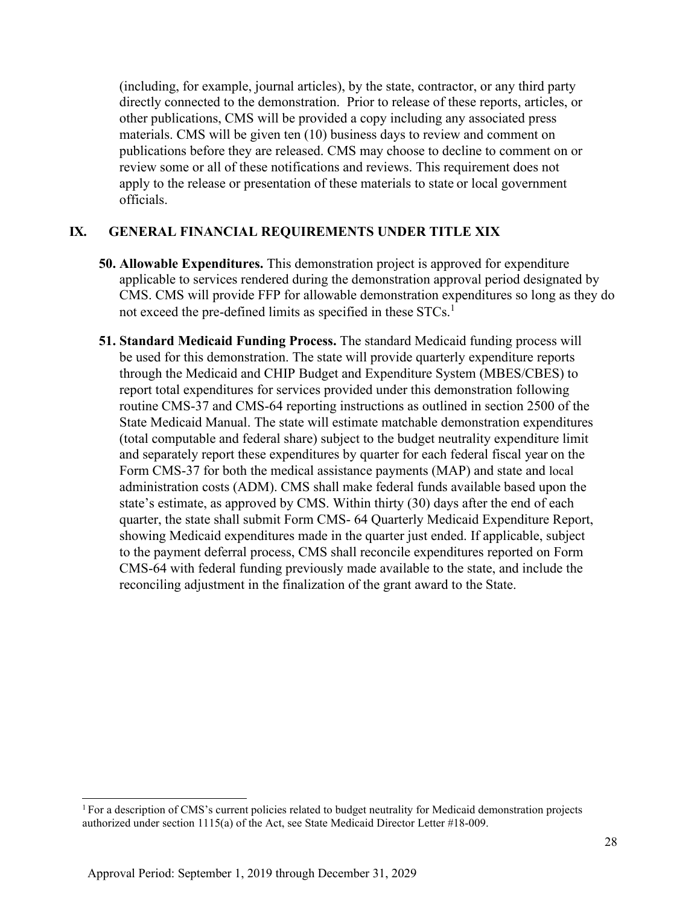(including, for example, journal articles), by the state, contractor, or any third party directly connected to the demonstration. Prior to release of these reports, articles, or other publications, CMS will be provided a copy including any associated press materials. CMS will be given ten (10) business days to review and comment on publications before they are released. CMS may choose to decline to comment on or review some or all of these notifications and reviews. This requirement does not apply to the release or presentation of these materials to state or local government officials.

## IX. GENERAL FINANCIAL REQUIREMENTS UNDER TITLE XIX

**50. Allowable Expenditures.** This demonstration project is approved for expenditure applicable to services rendered during the demonstration approval period designated by CMS. CMS will provide FFP for allowable demonstration expenditures so long as they do not exceed the pre-defined limits as specified in these STCs.[1]

**51. Standard Medicaid Funding Process.** The standard Medicaid funding process will be used for this demonstration. The state will provide quarterly expenditure reports through the Medicaid and CHIP Budget and Expenditure System (MBES/CBES) to report total expenditures for services provided under this demonstration following routine CMS-37 and CMS-64 reporting instructions as outlined in section 2500 of the State Medicaid Manual. The state will estimate matchable demonstration expenditures (total computable and federal share) subject to the budget neutrality expenditure limit and separately report these expenditures by quarter for each federal fiscal year on the Form CMS-37 for both the medical assistance payments (MAP) and state and local administration costs (ADM). CMS shall make federal funds available based upon the state's estimate, as approved by CMS. Within thirty (30) days after the end of each quarter, the state shall submit Form CMS- 64 Quarterly Medicaid Expenditure Report, showing Medicaid expenditures made in the quarter just ended. If applicable, subject to the payment deferral process, CMS shall reconcile expenditures reported on Form CMS-64 with federal funding previously made available to the state, and include the reconciling adjustment in the finalization of the grant award to the State.

---

[1] For a description of CMS's current policies related to budget neutrality for Medicaid demonstration projects authorized under section 1115(a) of the Act, see State Medicaid Director Letter #18-009.

Approval Period: September 1, 2019 through December 31, 2029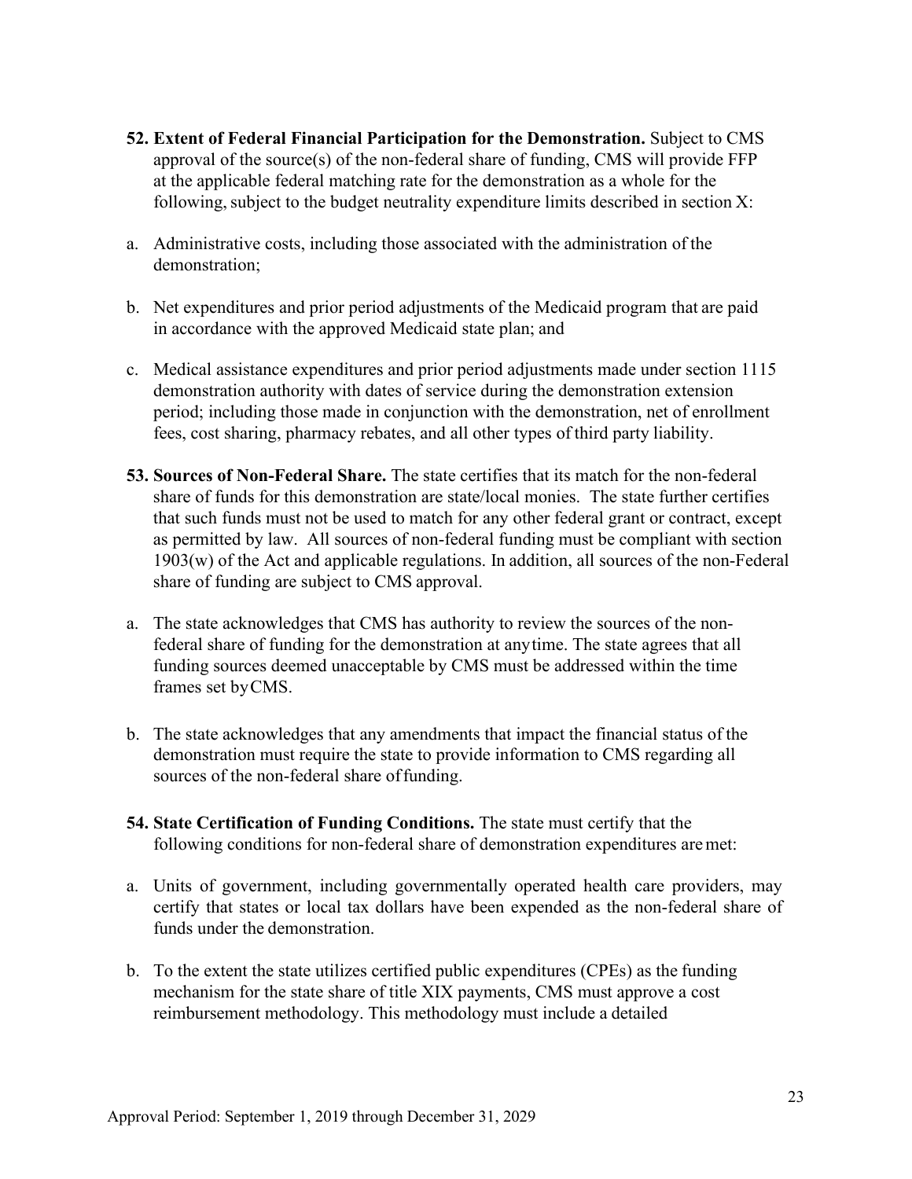**52. Extent of Federal Financial Participation for the Demonstration.** Subject to CMS approval of the source(s) of the non-federal share of funding, CMS will provide FFP at the applicable federal matching rate for the demonstration as a whole for the following, subject to the budget neutrality expenditure limits described in section X:

a. Administrative costs, including those associated with the administration of the demonstration;

b. Net expenditures and prior period adjustments of the Medicaid program that are paid in accordance with the approved Medicaid state plan; and

c. Medical assistance expenditures and prior period adjustments made under section 1115 demonstration authority with dates of service during the demonstration extension period; including those made in conjunction with the demonstration, net of enrollment fees, cost sharing, pharmacy rebates, and all other types of third party liability.

**53. Sources of Non-Federal Share.** The state certifies that its match for the non-federal share of funds for this demonstration are state/local monies. The state further certifies that such funds must not be used to match for any other federal grant or contract, except as permitted by law. All sources of non-federal funding must be compliant with section 1903(w) of the Act and applicable regulations. In addition, all sources of the non-Federal share of funding are subject to CMS approval.

a. The state acknowledges that CMS has authority to review the sources of the non-federal share of funding for the demonstration at any time. The state agrees that all funding sources deemed unacceptable by CMS must be addressed within the time frames set by CMS.

b. The state acknowledges that any amendments that impact the financial status of the demonstration must require the state to provide information to CMS regarding all sources of the non-federal share of funding.

**54. State Certification of Funding Conditions.** The state must certify that the following conditions for non-federal share of demonstration expenditures are met:

a. Units of government, including governmentally operated health care providers, may certify that states or local tax dollars have been expended as the non-federal share of funds under the demonstration.

b. To the extent the state utilizes certified public expenditures (CPEs) as the funding mechanism for the state share of title XIX payments, CMS must approve a cost reimbursement methodology. This methodology must include a detailed

Approval Period: September 1, 2019 through December 31, 2029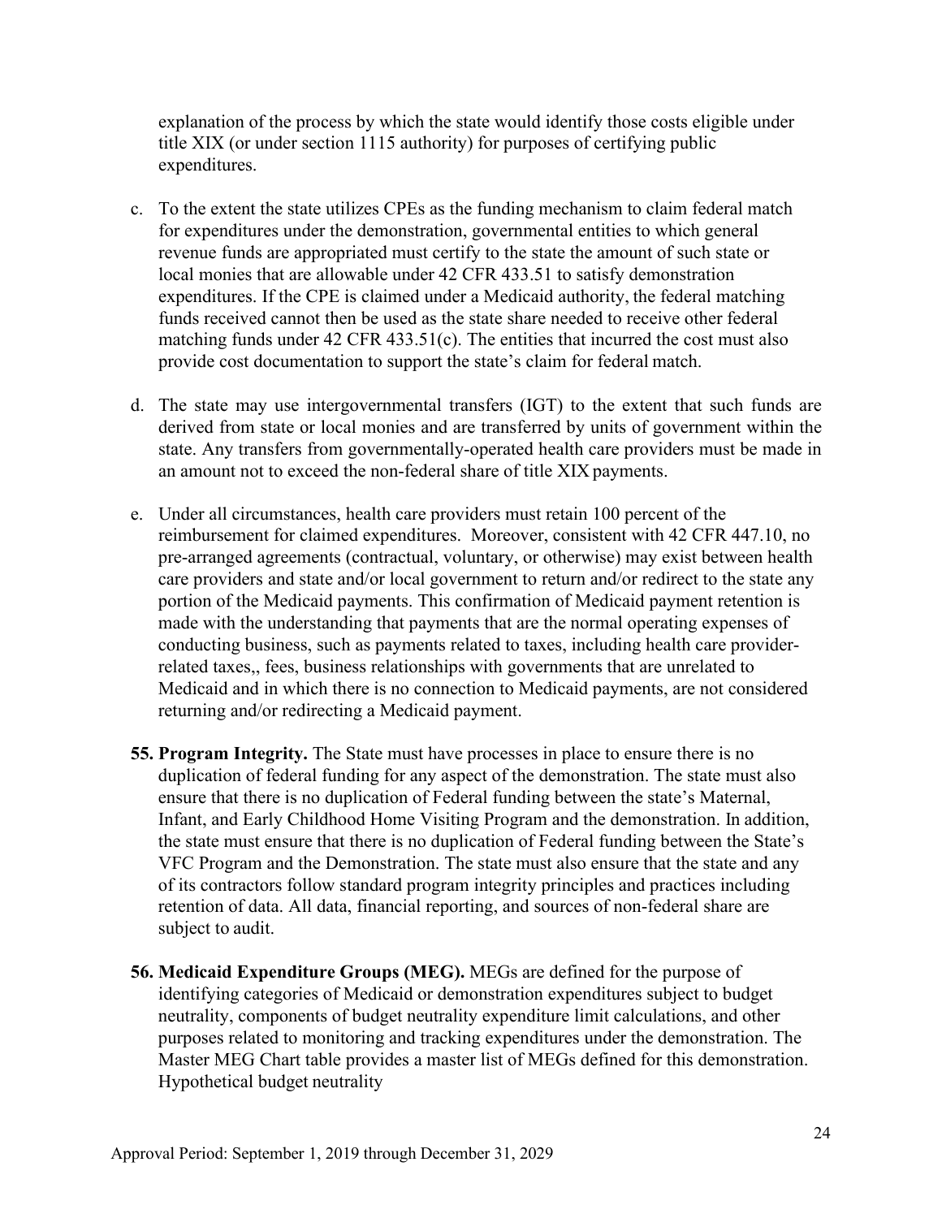explanation of the process by which the state would identify those costs eligible under title XIX (or under section 1115 authority) for purposes of certifying public expenditures.

c. To the extent the state utilizes CPEs as the funding mechanism to claim federal match for expenditures under the demonstration, governmental entities to which general revenue funds are appropriated must certify to the state the amount of such state or local monies that are allowable under 42 CFR 433.51 to satisfy demonstration expenditures. If the CPE is claimed under a Medicaid authority, the federal matching funds received cannot then be used as the state share needed to receive other federal matching funds under 42 CFR 433.51(c). The entities that incurred the cost must also provide cost documentation to support the state's claim for federal match.

d. The state may use intergovernmental transfers (IGT) to the extent that such funds are derived from state or local monies and are transferred by units of government within the state. Any transfers from governmentally-operated health care providers must be made in an amount not to exceed the non-federal share of title XIX payments.

e. Under all circumstances, health care providers must retain 100 percent of the reimbursement for claimed expenditures. Moreover, consistent with 42 CFR 447.10, no pre-arranged agreements (contractual, voluntary, or otherwise) may exist between health care providers and state and/or local government to return and/or redirect to the state any portion of the Medicaid payments. This confirmation of Medicaid payment retention is made with the understanding that payments that are the normal operating expenses of conducting business, such as payments related to taxes, including health care provider-related taxes,, fees, business relationships with governments that are unrelated to Medicaid and in which there is no connection to Medicaid payments, are not considered returning and/or redirecting a Medicaid payment.

**55. Program Integrity.** The State must have processes in place to ensure there is no duplication of federal funding for any aspect of the demonstration. The state must also ensure that there is no duplication of Federal funding between the state's Maternal, Infant, and Early Childhood Home Visiting Program and the demonstration. In addition, the state must ensure that there is no duplication of Federal funding between the State's VFC Program and the Demonstration. The state must also ensure that the state and any of its contractors follow standard program integrity principles and practices including retention of data. All data, financial reporting, and sources of non-federal share are subject to audit.

**56. Medicaid Expenditure Groups (MEG).** MEGs are defined for the purpose of identifying categories of Medicaid or demonstration expenditures subject to budget neutrality, components of budget neutrality expenditure limit calculations, and other purposes related to monitoring and tracking expenditures under the demonstration. The Master MEG Chart table provides a master list of MEGs defined for this demonstration. Hypothetical budget neutrality

Approval Period: September 1, 2019 through December 31, 2029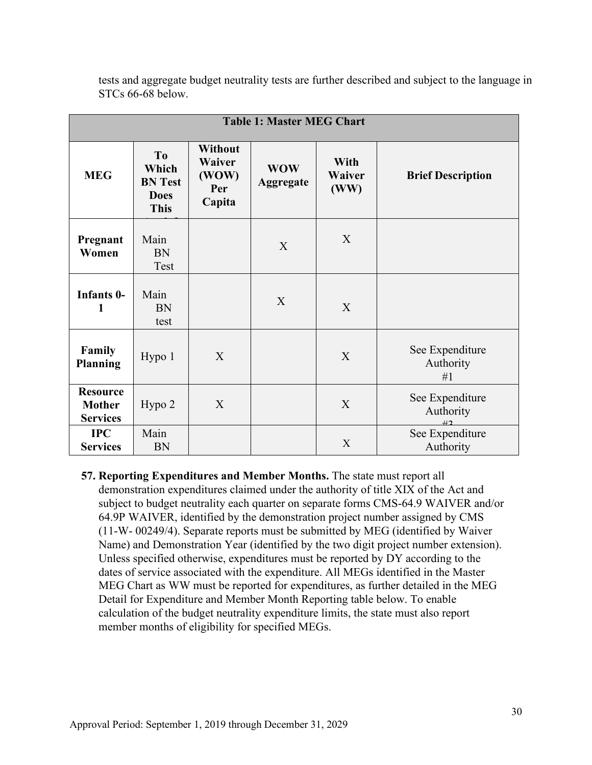tests and aggregate budget neutrality tests are further described and subject to the language in STCs 66-68 below.

**Table 1: Master MEG Chart**

| MEG | To Which BN Test Does This | Without Waiver (WOW) Per Capita | WOW Aggregate | With Waiver (WW) | Brief Description |
|---|---|---|---|---|---|
| **Pregnant Women** | Main BN Test | | X | X | |
| **Infants 0-1** | Main BN test | | X | X | |
| **Family Planning** | Hypo 1 | X | | X | See Expenditure Authority #1 |
| **Resource Mother Services** | Hypo 2 | X | | X | See Expenditure Authority #2 |
| **IPC Services** | Main BN | | | X | See Expenditure Authority |

**57. Reporting Expenditures and Member Months.** The state must report all demonstration expenditures claimed under the authority of title XIX of the Act and subject to budget neutrality each quarter on separate forms CMS-64.9 WAIVER and/or 64.9P WAIVER, identified by the demonstration project number assigned by CMS (11-W- 00249/4). Separate reports must be submitted by MEG (identified by Waiver Name) and Demonstration Year (identified by the two digit project number extension). Unless specified otherwise, expenditures must be reported by DY according to the dates of service associated with the expenditure. All MEGs identified in the Master MEG Chart as WW must be reported for expenditures, as further detailed in the MEG Detail for Expenditure and Member Month Reporting table below. To enable calculation of the budget neutrality expenditure limits, the state must also report member months of eligibility for specified MEGs.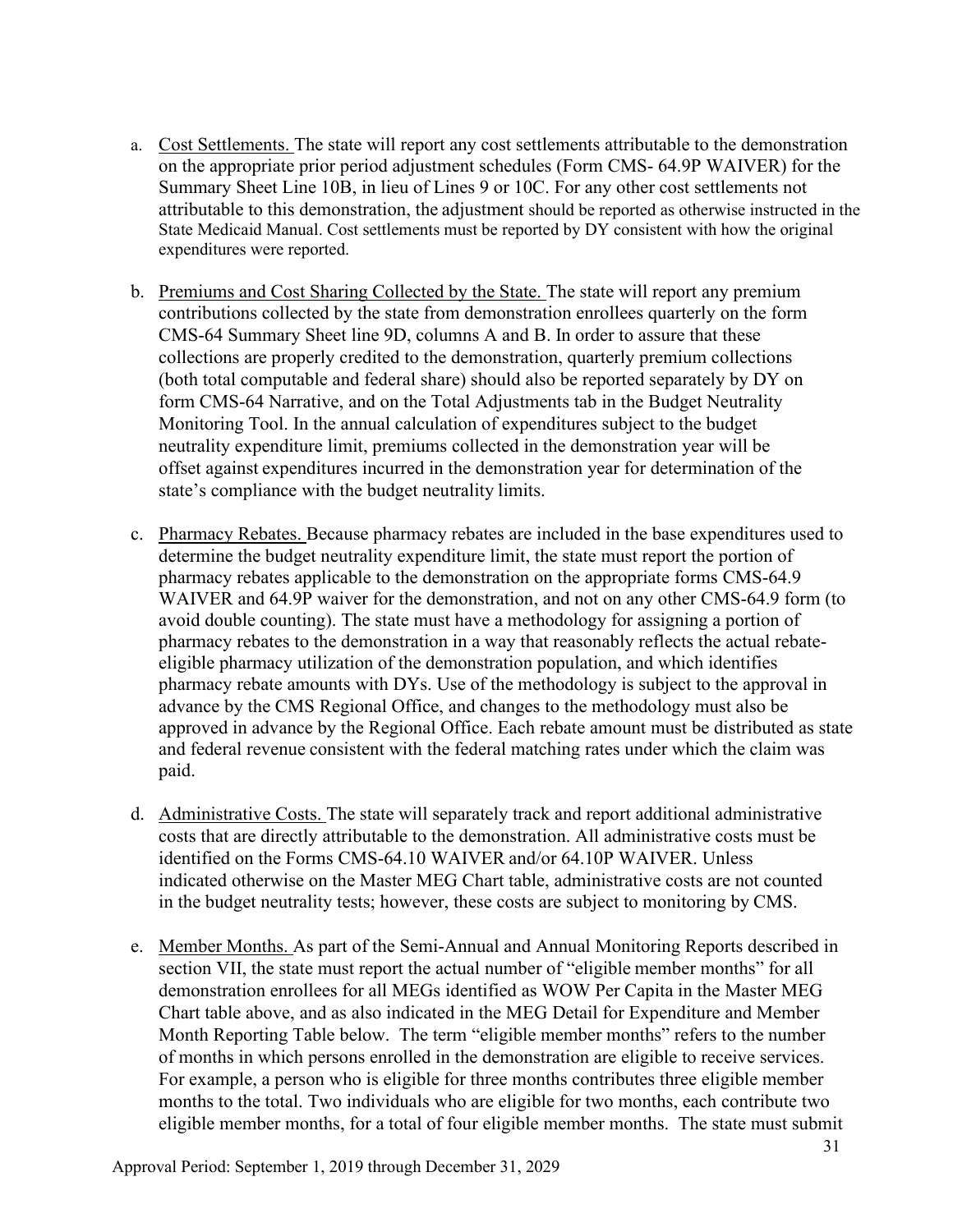a. Cost Settlements. The state will report any cost settlements attributable to the demonstration on the appropriate prior period adjustment schedules (Form CMS- 64.9P WAIVER) for the Summary Sheet Line 10B, in lieu of Lines 9 or 10C. For any other cost settlements not attributable to this demonstration, the adjustment should be reported as otherwise instructed in the State Medicaid Manual. Cost settlements must be reported by DY consistent with how the original expenditures were reported.

b. Premiums and Cost Sharing Collected by the State. The state will report any premium contributions collected by the state from demonstration enrollees quarterly on the form CMS-64 Summary Sheet line 9D, columns A and B. In order to assure that these collections are properly credited to the demonstration, quarterly premium collections (both total computable and federal share) should also be reported separately by DY on form CMS-64 Narrative, and on the Total Adjustments tab in the Budget Neutrality Monitoring Tool. In the annual calculation of expenditures subject to the budget neutrality expenditure limit, premiums collected in the demonstration year will be offset against expenditures incurred in the demonstration year for determination of the state's compliance with the budget neutrality limits.

c. Pharmacy Rebates. Because pharmacy rebates are included in the base expenditures used to determine the budget neutrality expenditure limit, the state must report the portion of pharmacy rebates applicable to the demonstration on the appropriate forms CMS-64.9 WAIVER and 64.9P waiver for the demonstration, and not on any other CMS-64.9 form (to avoid double counting). The state must have a methodology for assigning a portion of pharmacy rebates to the demonstration in a way that reasonably reflects the actual rebate-eligible pharmacy utilization of the demonstration population, and which identifies pharmacy rebate amounts with DYs. Use of the methodology is subject to the approval in advance by the CMS Regional Office, and changes to the methodology must also be approved in advance by the Regional Office. Each rebate amount must be distributed as state and federal revenue consistent with the federal matching rates under which the claim was paid.

d. Administrative Costs. The state will separately track and report additional administrative costs that are directly attributable to the demonstration. All administrative costs must be identified on the Forms CMS-64.10 WAIVER and/or 64.10P WAIVER. Unless indicated otherwise on the Master MEG Chart table, administrative costs are not counted in the budget neutrality tests; however, these costs are subject to monitoring by CMS.

e. Member Months. As part of the Semi-Annual and Annual Monitoring Reports described in section VII, the state must report the actual number of "eligible member months" for all demonstration enrollees for all MEGs identified as WOW Per Capita in the Master MEG Chart table above, and as also indicated in the MEG Detail for Expenditure and Member Month Reporting Table below. The term "eligible member months" refers to the number of months in which persons enrolled in the demonstration are eligible to receive services. For example, a person who is eligible for three months contributes three eligible member months to the total. Two individuals who are eligible for two months, each contribute two eligible member months, for a total of four eligible member months. The state must submit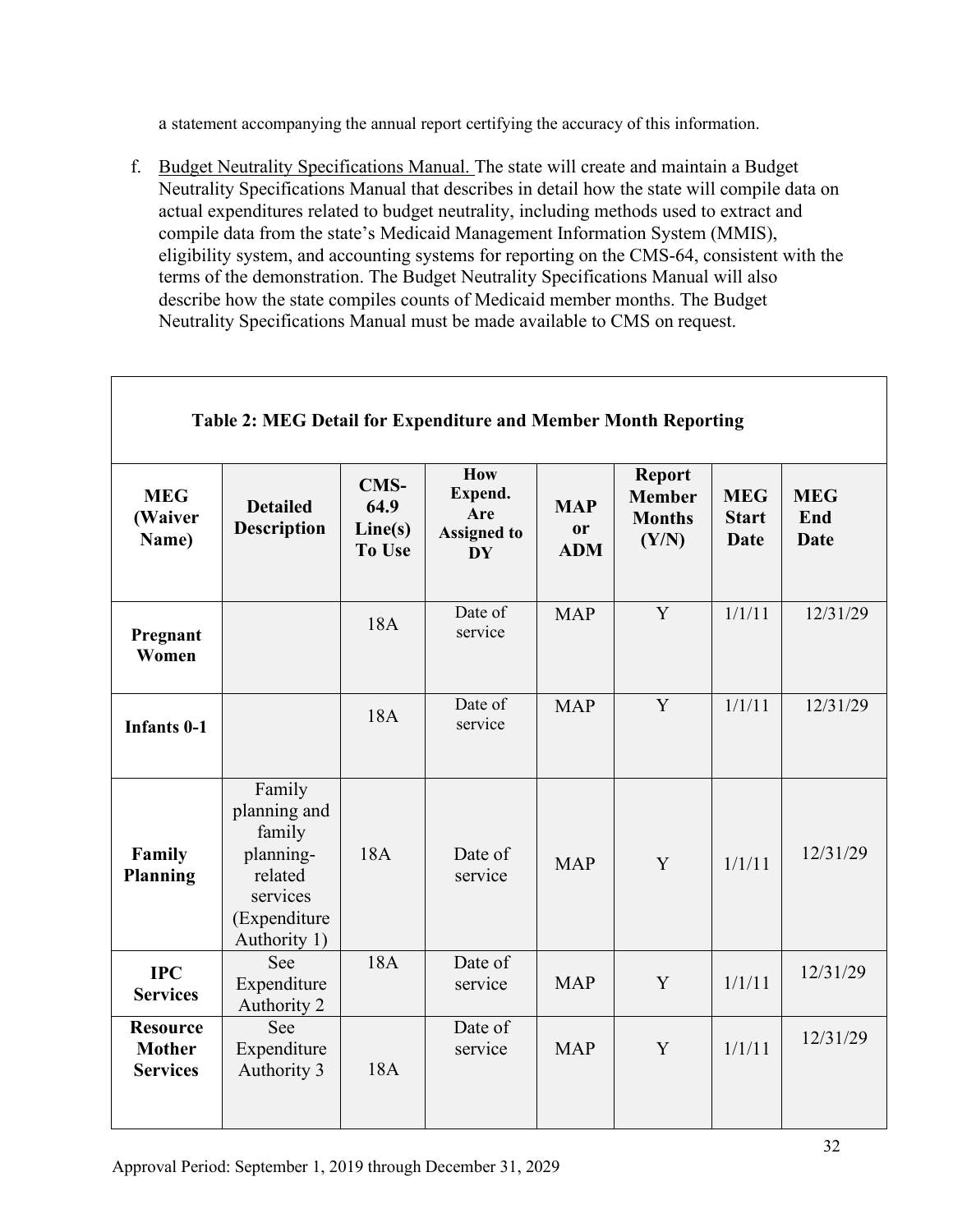a statement accompanying the annual report certifying the accuracy of this information.

f. Budget Neutrality Specifications Manual. The state will create and maintain a Budget Neutrality Specifications Manual that describes in detail how the state will compile data on actual expenditures related to budget neutrality, including methods used to extract and compile data from the state's Medicaid Management Information System (MMIS), eligibility system, and accounting systems for reporting on the CMS-64, consistent with the terms of the demonstration. The Budget Neutrality Specifications Manual will also describe how the state compiles counts of Medicaid member months. The Budget Neutrality Specifications Manual must be made available to CMS on request.

**Table 2: MEG Detail for Expenditure and Member Month Reporting**

| MEG (Waiver Name) | Detailed Description | CMS-64.9 Line(s) To Use | How Expend. Are Assigned to DY | MAP or ADM | Report Member Months (Y/N) | MEG Start Date | MEG End Date |
|---|---|---|---|---|---|---|---|
| Pregnant Women | | 18A | Date of service | MAP | Y | 1/1/11 | 12/31/29 |
| Infants 0-1 | | 18A | Date of service | MAP | Y | 1/1/11 | 12/31/29 |
| Family Planning | Family planning and family planning-related services (Expenditure Authority 1) | 18A | Date of service | MAP | Y | 1/1/11 | 12/31/29 |
| IPC Services | See Expenditure Authority 2 | 18A | Date of service | MAP | Y | 1/1/11 | 12/31/29 |
| Resource Mother Services | See Expenditure Authority 3 | 18A | Date of service | MAP | Y | 1/1/11 | 12/31/29 |

Approval Period: September 1, 2019 through December 31, 2029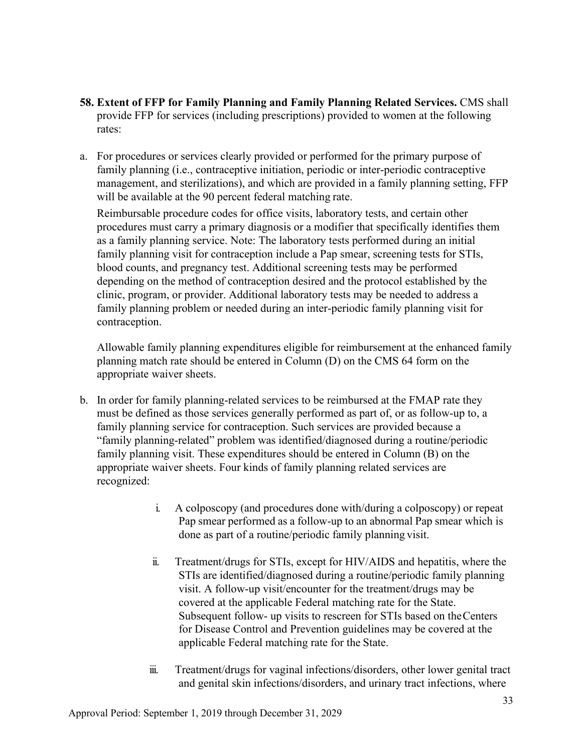**58. Extent of FFP for Family Planning and Family Planning Related Services.** CMS shall provide FFP for services (including prescriptions) provided to women at the following rates:

a. For procedures or services clearly provided or performed for the primary purpose of family planning (i.e., contraceptive initiation, periodic or inter-periodic contraceptive management, and sterilizations), and which are provided in a family planning setting, FFP will be available at the 90 percent federal matching rate.

   Reimbursable procedure codes for office visits, laboratory tests, and certain other procedures must carry a primary diagnosis or a modifier that specifically identifies them as a family planning service. Note: The laboratory tests performed during an initial family planning visit for contraception include a Pap smear, screening tests for STIs, blood counts, and pregnancy test. Additional screening tests may be performed depending on the method of contraception desired and the protocol established by the clinic, program, or provider. Additional laboratory tests may be needed to address a family planning problem or needed during an inter-periodic family planning visit for contraception.

   Allowable family planning expenditures eligible for reimbursement at the enhanced family planning match rate should be entered in Column (D) on the CMS 64 form on the appropriate waiver sheets.

b. In order for family planning-related services to be reimbursed at the FMAP rate they must be defined as those services generally performed as part of, or as follow-up to, a family planning service for contraception. Such services are provided because a "family planning-related" problem was identified/diagnosed during a routine/periodic family planning visit. These expenditures should be entered in Column (B) on the appropriate waiver sheets. Four kinds of family planning related services are recognized:

   i. A colposcopy (and procedures done with/during a colposcopy) or repeat Pap smear performed as a follow-up to an abnormal Pap smear which is done as part of a routine/periodic family planning visit.

   ii. Treatment/drugs for STIs, except for HIV/AIDS and hepatitis, where the STIs are identified/diagnosed during a routine/periodic family planning visit. A follow-up visit/encounter for the treatment/drugs may be covered at the applicable Federal matching rate for the State. Subsequent follow- up visits to rescreen for STIs based on the Centers for Disease Control and Prevention guidelines may be covered at the applicable Federal matching rate for the State.

   iii. Treatment/drugs for vaginal infections/disorders, other lower genital tract and genital skin infections/disorders, and urinary tract infections, where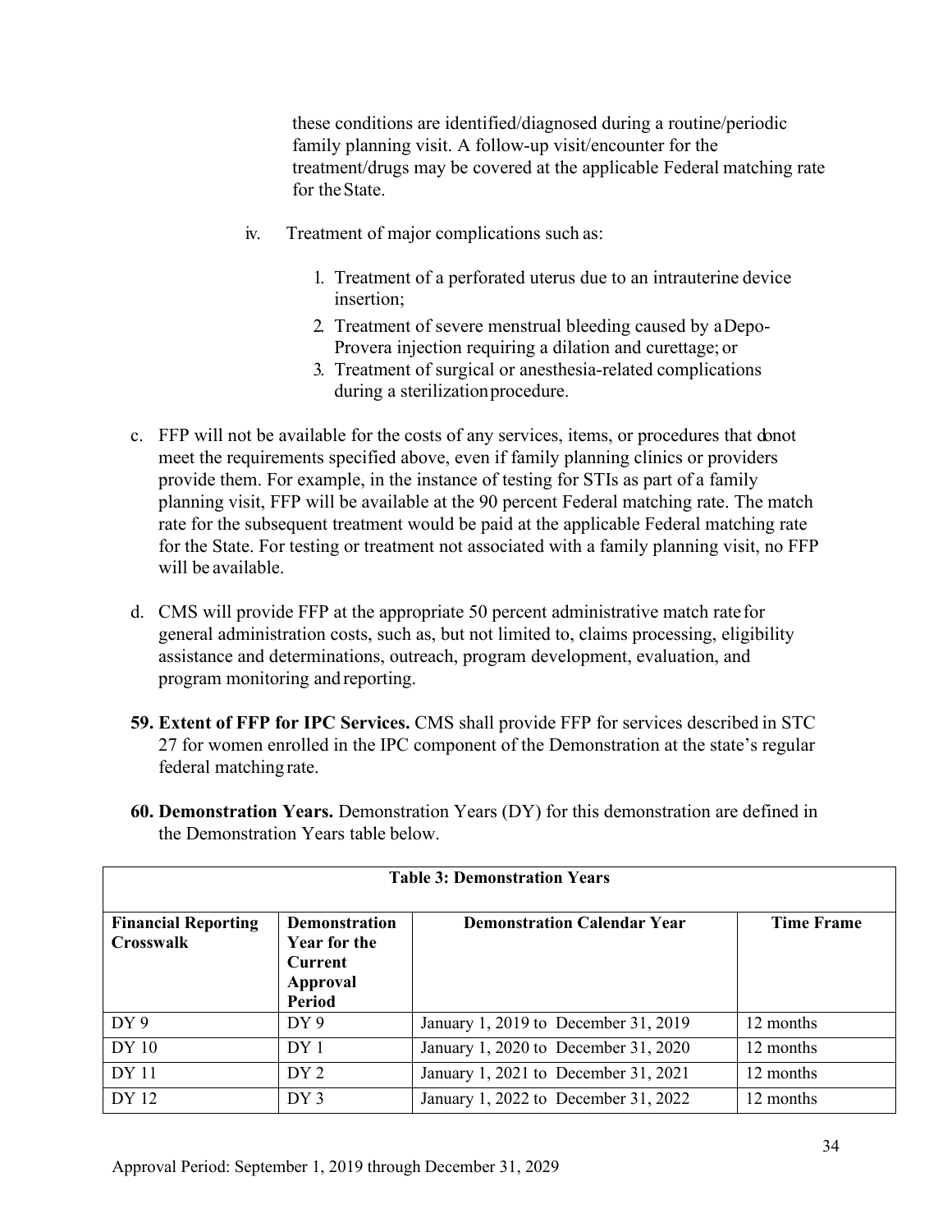these conditions are identified/diagnosed during a routine/periodic family planning visit. A follow-up visit/encounter for the treatment/drugs may be covered at the applicable Federal matching rate for the State.

iv. Treatment of major complications such as:

1. Treatment of a perforated uterus due to an intrauterine device insertion;
2. Treatment of severe menstrual bleeding caused by a Depo-Provera injection requiring a dilation and curettage; or
3. Treatment of surgical or anesthesia-related complications during a sterilization procedure.

c. FFP will not be available for the costs of any services, items, or procedures that do not meet the requirements specified above, even if family planning clinics or providers provide them. For example, in the instance of testing for STIs as part of a family planning visit, FFP will be available at the 90 percent Federal matching rate. The match rate for the subsequent treatment would be paid at the applicable Federal matching rate for the State. For testing or treatment not associated with a family planning visit, no FFP will be available.

d. CMS will provide FFP at the appropriate 50 percent administrative match rate for general administration costs, such as, but not limited to, claims processing, eligibility assistance and determinations, outreach, program development, evaluation, and program monitoring and reporting.

**59. Extent of FFP for IPC Services.** CMS shall provide FFP for services described in STC 27 for women enrolled in the IPC component of the Demonstration at the state's regular federal matching rate.

**60. Demonstration Years.** Demonstration Years (DY) for this demonstration are defined in the Demonstration Years table below.

**Table 3: Demonstration Years**

| Financial Reporting Crosswalk | Demonstration Year for the Current Approval Period | Demonstration Calendar Year | Time Frame |
|---|---|---|---|
| DY 9 | DY 9 | January 1, 2019 to December 31, 2019 | 12 months |
| DY 10 | DY 1 | January 1, 2020 to December 31, 2020 | 12 months |
| DY 11 | DY 2 | January 1, 2021 to December 31, 2021 | 12 months |
| DY 12 | DY 3 | January 1, 2022 to December 31, 2022 | 12 months |

Approval Period: September 1, 2019 through December 31, 2029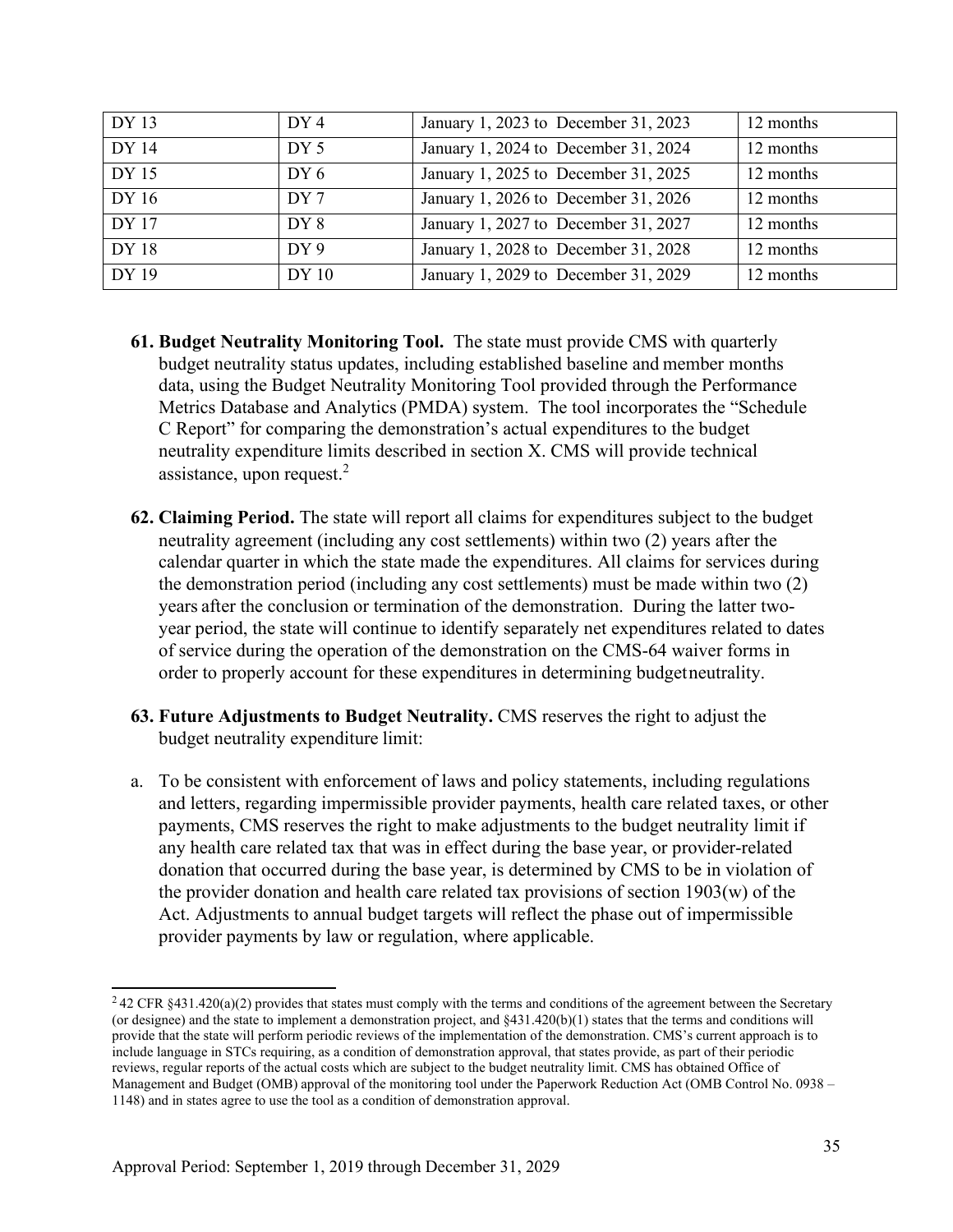| DY 13 | DY 4 | January 1, 2023 to December 31, 2023 | 12 months |
|---|---|---|---|
| DY 14 | DY 5 | January 1, 2024 to December 31, 2024 | 12 months |
| DY 15 | DY 6 | January 1, 2025 to December 31, 2025 | 12 months |
| DY 16 | DY 7 | January 1, 2026 to December 31, 2026 | 12 months |
| DY 17 | DY 8 | January 1, 2027 to December 31, 2027 | 12 months |
| DY 18 | DY 9 | January 1, 2028 to December 31, 2028 | 12 months |
| DY 19 | DY 10 | January 1, 2029 to December 31, 2029 | 12 months |

61. **Budget Neutrality Monitoring Tool.** The state must provide CMS with quarterly budget neutrality status updates, including established baseline and member months data, using the Budget Neutrality Monitoring Tool provided through the Performance Metrics Database and Analytics (PMDA) system. The tool incorporates the "Schedule C Report" for comparing the demonstration's actual expenditures to the budget neutrality expenditure limits described in section X. CMS will provide technical assistance, upon request.[2]

62. **Claiming Period.** The state will report all claims for expenditures subject to the budget neutrality agreement (including any cost settlements) within two (2) years after the calendar quarter in which the state made the expenditures. All claims for services during the demonstration period (including any cost settlements) must be made within two (2) years after the conclusion or termination of the demonstration. During the latter two-year period, the state will continue to identify separately net expenditures related to dates of service during the operation of the demonstration on the CMS-64 waiver forms in order to properly account for these expenditures in determining budget neutrality.

63. **Future Adjustments to Budget Neutrality.** CMS reserves the right to adjust the budget neutrality expenditure limit:

a. To be consistent with enforcement of laws and policy statements, including regulations and letters, regarding impermissible provider payments, health care related taxes, or other payments, CMS reserves the right to make adjustments to the budget neutrality limit if any health care related tax that was in effect during the base year, or provider-related donation that occurred during the base year, is determined by CMS to be in violation of the provider donation and health care related tax provisions of section 1903(w) of the Act. Adjustments to annual budget targets will reflect the phase out of impermissible provider payments by law or regulation, where applicable.

---

[2] 42 CFR §431.420(a)(2) provides that states must comply with the terms and conditions of the agreement between the Secretary (or designee) and the state to implement a demonstration project, and §431.420(b)(1) states that the terms and conditions will provide that the state will perform periodic reviews of the implementation of the demonstration. CMS's current approach is to include language in STCs requiring, as a condition of demonstration approval, that states provide, as part of their periodic reviews, regular reports of the actual costs which are subject to the budget neutrality limit. CMS has obtained Office of Management and Budget (OMB) approval of the monitoring tool under the Paperwork Reduction Act (OMB Control No. 0938 – 1148) and in states agree to use the tool as a condition of demonstration approval.

Approval Period: September 1, 2019 through December 31, 2029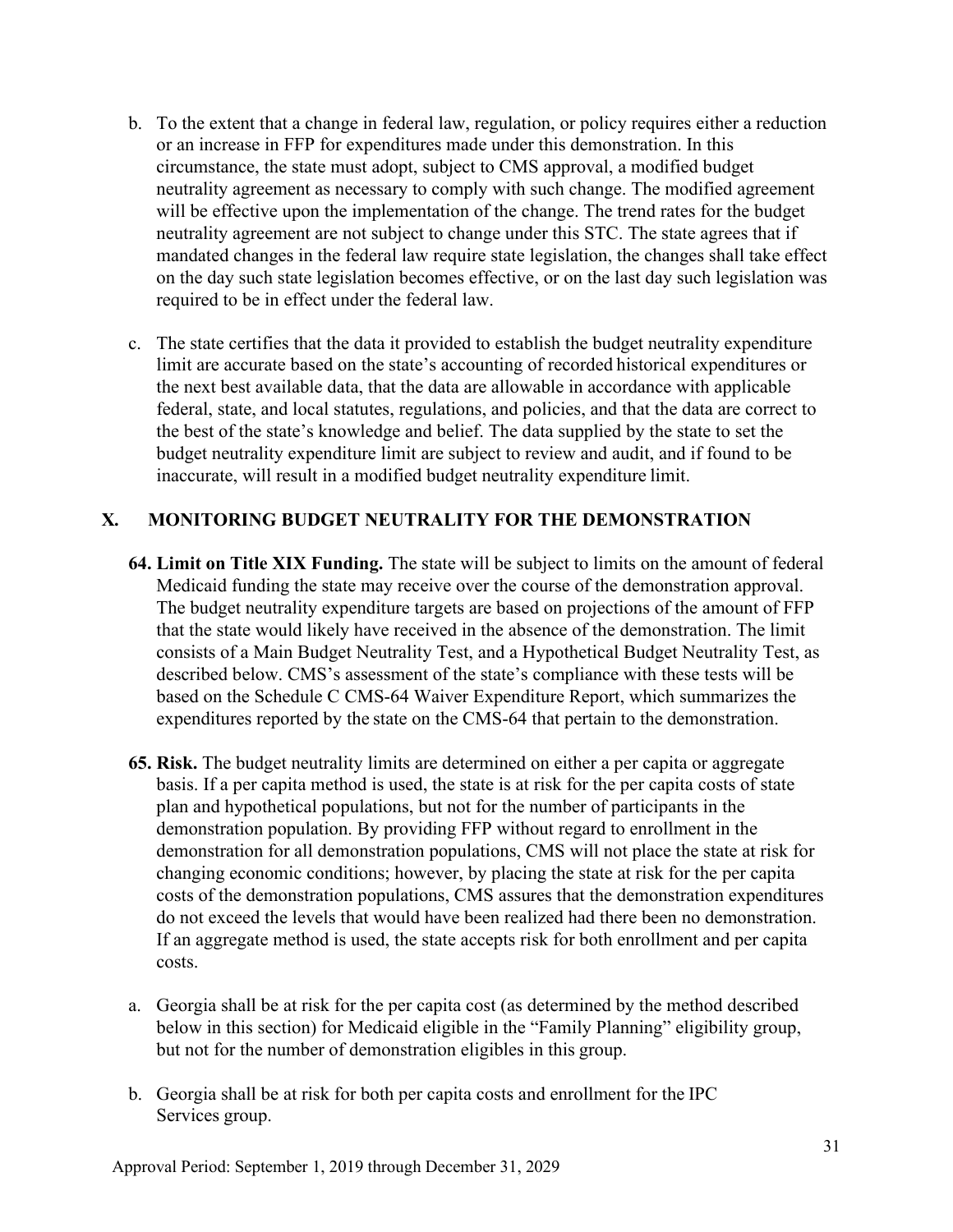b. To the extent that a change in federal law, regulation, or policy requires either a reduction or an increase in FFP for expenditures made under this demonstration. In this circumstance, the state must adopt, subject to CMS approval, a modified budget neutrality agreement as necessary to comply with such change. The modified agreement will be effective upon the implementation of the change. The trend rates for the budget neutrality agreement are not subject to change under this STC. The state agrees that if mandated changes in the federal law require state legislation, the changes shall take effect on the day such state legislation becomes effective, or on the last day such legislation was required to be in effect under the federal law.

c. The state certifies that the data it provided to establish the budget neutrality expenditure limit are accurate based on the state's accounting of recorded historical expenditures or the next best available data, that the data are allowable in accordance with applicable federal, state, and local statutes, regulations, and policies, and that the data are correct to the best of the state's knowledge and belief. The data supplied by the state to set the budget neutrality expenditure limit are subject to review and audit, and if found to be inaccurate, will result in a modified budget neutrality expenditure limit.

## X. MONITORING BUDGET NEUTRALITY FOR THE DEMONSTRATION

**64. Limit on Title XIX Funding.** The state will be subject to limits on the amount of federal Medicaid funding the state may receive over the course of the demonstration approval. The budget neutrality expenditure targets are based on projections of the amount of FFP that the state would likely have received in the absence of the demonstration. The limit consists of a Main Budget Neutrality Test, and a Hypothetical Budget Neutrality Test, as described below. CMS's assessment of the state's compliance with these tests will be based on the Schedule C CMS-64 Waiver Expenditure Report, which summarizes the expenditures reported by the state on the CMS-64 that pertain to the demonstration.

**65. Risk.** The budget neutrality limits are determined on either a per capita or aggregate basis. If a per capita method is used, the state is at risk for the per capita costs of state plan and hypothetical populations, but not for the number of participants in the demonstration population. By providing FFP without regard to enrollment in the demonstration for all demonstration populations, CMS will not place the state at risk for changing economic conditions; however, by placing the state at risk for the per capita costs of the demonstration populations, CMS assures that the demonstration expenditures do not exceed the levels that would have been realized had there been no demonstration. If an aggregate method is used, the state accepts risk for both enrollment and per capita costs.

a. Georgia shall be at risk for the per capita cost (as determined by the method described below in this section) for Medicaid eligible in the "Family Planning" eligibility group, but not for the number of demonstration eligibles in this group.

b. Georgia shall be at risk for both per capita costs and enrollment for the IPC Services group.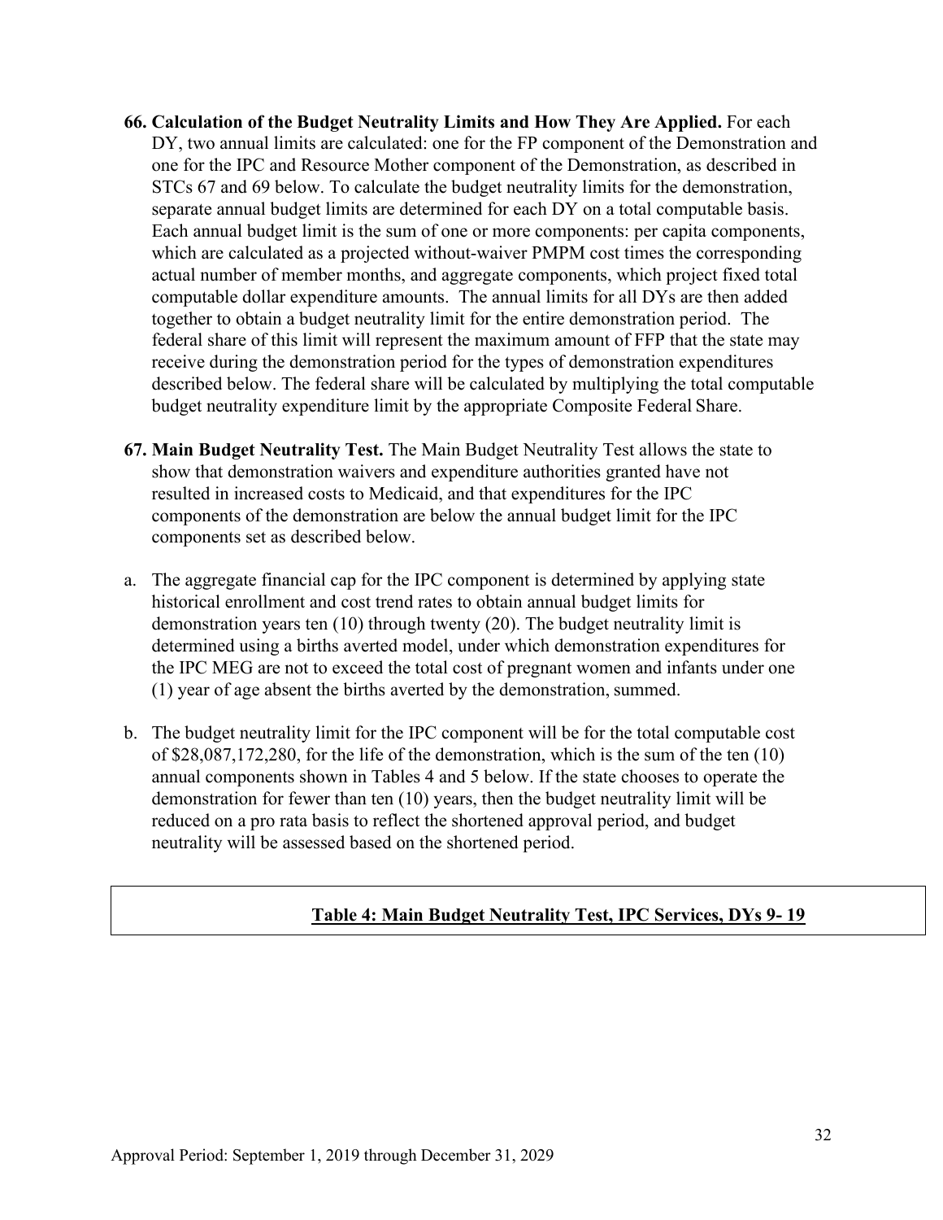**66. Calculation of the Budget Neutrality Limits and How They Are Applied.** For each DY, two annual limits are calculated: one for the FP component of the Demonstration and one for the IPC and Resource Mother component of the Demonstration, as described in STCs 67 and 69 below. To calculate the budget neutrality limits for the demonstration, separate annual budget limits are determined for each DY on a total computable basis. Each annual budget limit is the sum of one or more components: per capita components, which are calculated as a projected without-waiver PMPM cost times the corresponding actual number of member months, and aggregate components, which project fixed total computable dollar expenditure amounts. The annual limits for all DYs are then added together to obtain a budget neutrality limit for the entire demonstration period. The federal share of this limit will represent the maximum amount of FFP that the state may receive during the demonstration period for the types of demonstration expenditures described below. The federal share will be calculated by multiplying the total computable budget neutrality expenditure limit by the appropriate Composite Federal Share.

**67. Main Budget Neutrality Test.** The Main Budget Neutrality Test allows the state to show that demonstration waivers and expenditure authorities granted have not resulted in increased costs to Medicaid, and that expenditures for the IPC components of the demonstration are below the annual budget limit for the IPC components set as described below.

a. The aggregate financial cap for the IPC component is determined by applying state historical enrollment and cost trend rates to obtain annual budget limits for demonstration years ten (10) through twenty (20). The budget neutrality limit is determined using a births averted model, under which demonstration expenditures for the IPC MEG are not to exceed the total cost of pregnant women and infants under one (1) year of age absent the births averted by the demonstration, summed.

b. The budget neutrality limit for the IPC component will be for the total computable cost of $28,087,172,280, for the life of the demonstration, which is the sum of the ten (10) annual components shown in Tables 4 and 5 below. If the state chooses to operate the demonstration for fewer than ten (10) years, then the budget neutrality limit will be reduced on a pro rata basis to reflect the shortened approval period, and budget neutrality will be assessed based on the shortened period.

| **Table 4: Main Budget Neutrality Test, IPC Services, DYs 9- 19** |
|---|

Approval Period: September 1, 2019 through December 31, 2029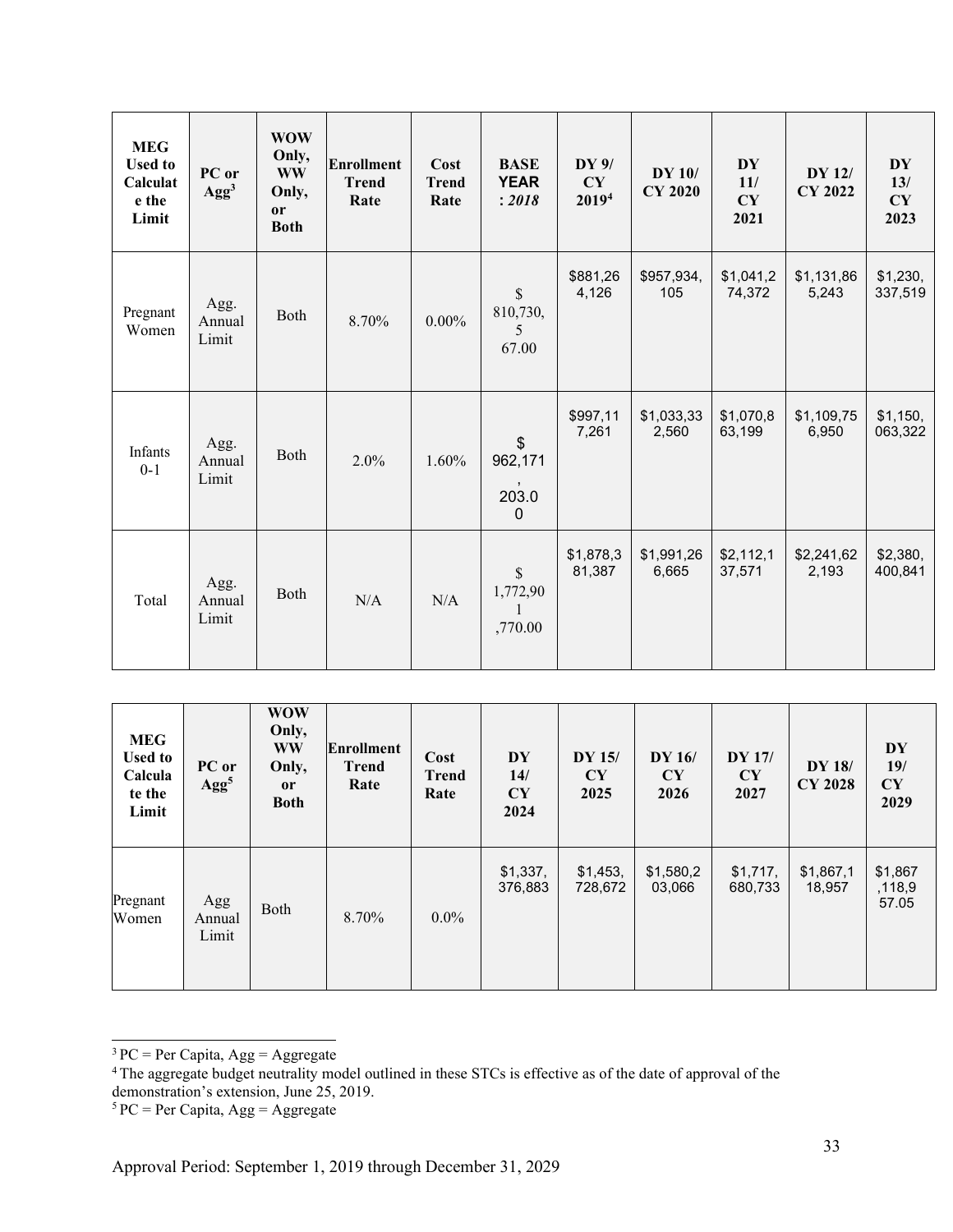| MEG Used to Calculate the Limit | PC or Agg[3] | WOW Only, WW Only, or Both | Enrollment Trend Rate | Cost Trend Rate | BASE YEAR : *2018* | DY 9/ CY 2019[4] | DY 10/ CY 2020 | DY 11/ CY 2021 | DY 12/ CY 2022 | DY 13/ CY 2023 |
|---|---|---|---|---|---|---|---|---|---|---|
| Pregnant Women | Agg. Annual Limit | Both | 8.70% | 0.00% | $ 810,730,567.00 | $881,264,126 | $957,934,105 | $1,041,274,372 | $1,131,865,243 | $1,230,337,519 |
| Infants 0-1 | Agg. Annual Limit | Both | 2.0% | 1.60% | $ 962,171,203.00 | $997,117,261 | $1,033,332,560 | $1,070,863,199 | $1,109,756,950 | $1,150,063,322 |
| Total | Agg. Annual Limit | Both | N/A | N/A | $ 1,772,901,770.00 | $1,878,381,387 | $1,991,266,665 | $2,112,137,571 | $2,241,622,193 | $2,380,400,841 |

| MEG Used to Calculate the Limit | PC or Agg[5] | WOW Only, WW Only, or Both | Enrollment Trend Rate | Cost Trend Rate | DY 14/ CY 2024 | DY 15/ CY 2025 | DY 16/ CY 2026 | DY 17/ CY 2027 | DY 18/ CY 2028 | DY 19/ CY 2029 |
|---|---|---|---|---|---|---|---|---|---|---|
| Pregnant Women | Agg Annual Limit | Both | 8.70% | 0.0% | $1,337,376,883 | $1,453,728,672 | $1,580,203,066 | $1,717,680,733 | $1,867,118,957 | $1,867,118,957.05 |

[3] PC = Per Capita, Agg = Aggregate

[4] The aggregate budget neutrality model outlined in these STCs is effective as of the date of approval of the demonstration's extension, June 25, 2019.

[5] PC = Per Capita, Agg = Aggregate

Approval Period: September 1, 2019 through December 31, 2029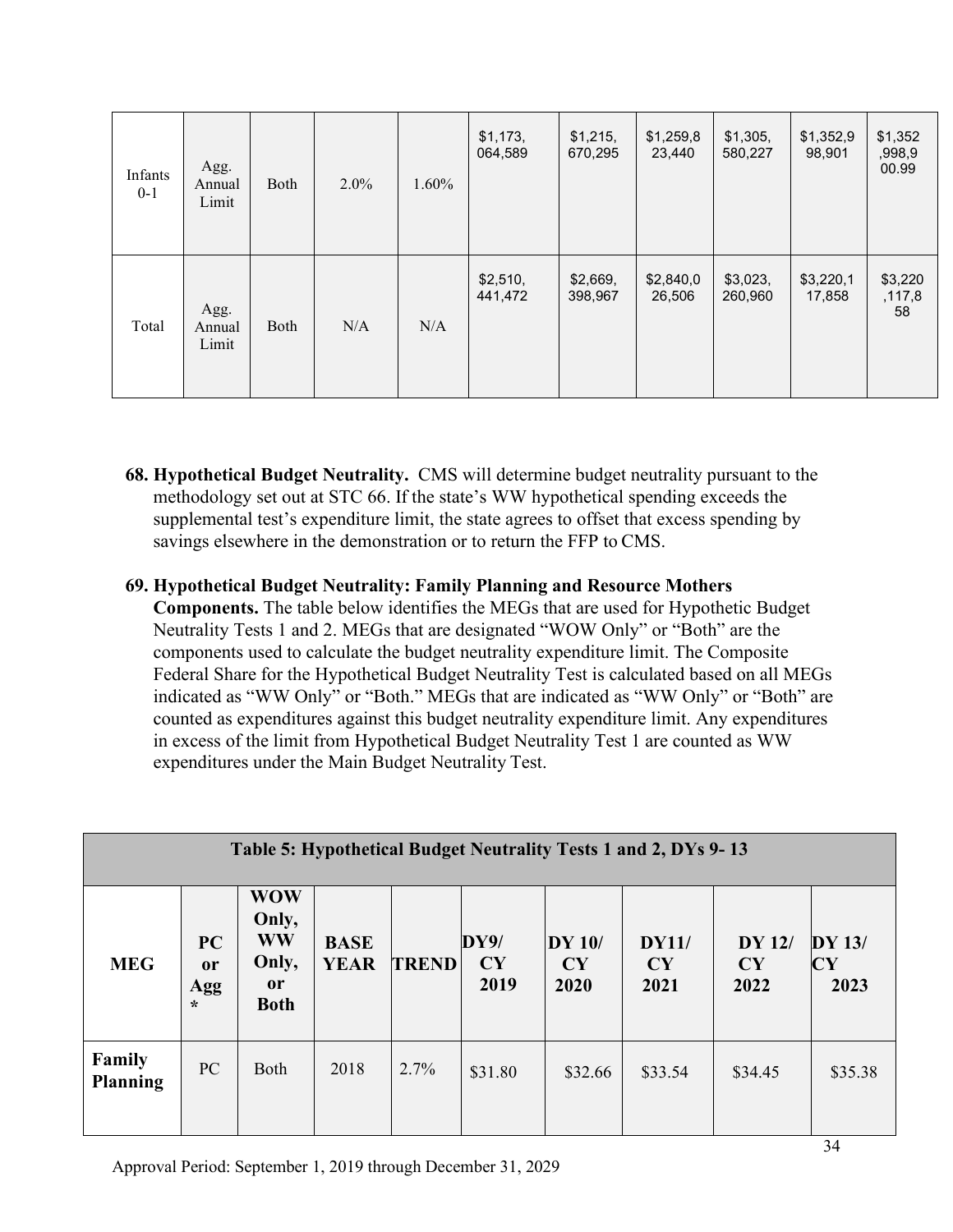| Infants 0-1 | Agg. Annual Limit | Both | 2.0% | 1.60% | $1,173,064,589 | $1,215,670,295 | $1,259,823,440 | $1,305,580,227 | $1,352,998,901 | $1,352,998,900.99 |
|---|---|---|---|---|---|---|---|---|---|---|
| Total | Agg. Annual Limit | Both | N/A | N/A | $2,510,441,472 | $2,669,398,967 | $2,840,026,506 | $3,023,260,960 | $3,220,117,858 | $3,220,117,858 |

**68. Hypothetical Budget Neutrality.** CMS will determine budget neutrality pursuant to the methodology set out at STC 66. If the state's WW hypothetical spending exceeds the supplemental test's expenditure limit, the state agrees to offset that excess spending by savings elsewhere in the demonstration or to return the FFP to CMS.

**69. Hypothetical Budget Neutrality: Family Planning and Resource Mothers Components.** The table below identifies the MEGs that are used for Hypothetic Budget Neutrality Tests 1 and 2. MEGs that are designated "WOW Only" or "Both" are the components used to calculate the budget neutrality expenditure limit. The Composite Federal Share for the Hypothetical Budget Neutrality Test is calculated based on all MEGs indicated as "WW Only" or "Both." MEGs that are indicated as "WW Only" or "Both" are counted as expenditures against this budget neutrality expenditure limit. Any expenditures in excess of the limit from Hypothetical Budget Neutrality Test 1 are counted as WW expenditures under the Main Budget Neutrality Test.

| Table 5: Hypothetical Budget Neutrality Tests 1 and 2, DYs 9- 13 | | | | | | | | | |
|---|---|---|---|---|---|---|---|---|---|
| **MEG** | **PC or Agg \*** | **WOW Only, WW Only, or Both** | **BASE YEAR** | **TREND** | **DY9/ CY 2019** | **DY 10/ CY 2020** | **DY11/ CY 2021** | **DY 12/ CY 2022** | **DY 13/ CY 2023** |
| **Family Planning** | PC | Both | 2018 | 2.7% | $31.80 | $32.66 | $33.54 | $34.45 | $35.38 |

Approval Period: September 1, 2019 through December 31, 2029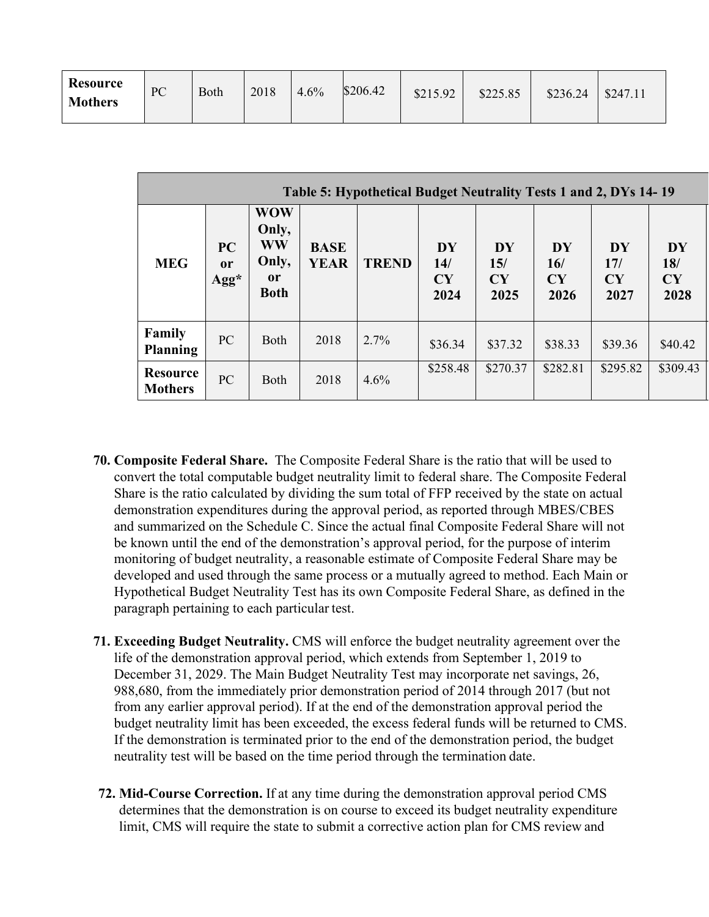| Resource Mothers | PC | Both | 2018 | 4.6% | $206.42 | $215.92 | $225.85 | $236.24 | $247.11 |
|---|---|---|---|---|---|---|---|---|---|

| Table 5: Hypothetical Budget Neutrality Tests 1 and 2, DYs 14- 19 | | | | | | | | | |
|---|---|---|---|---|---|---|---|---|---|
| MEG | PC or Agg* | WOW Only, WW Only, or Both | BASE YEAR | TREND | DY 14/ CY 2024 | DY 15/ CY 2025 | DY 16/ CY 2026 | DY 17/ CY 2027 | DY 18/ CY 2028 |
| Family Planning | PC | Both | 2018 | 2.7% | $36.34 | $37.32 | $38.33 | $39.36 | $40.42 |
| Resource Mothers | PC | Both | 2018 | 4.6% | $258.48 | $270.37 | $282.81 | $295.82 | $309.43 |

70. **Composite Federal Share.** The Composite Federal Share is the ratio that will be used to convert the total computable budget neutrality limit to federal share. The Composite Federal Share is the ratio calculated by dividing the sum total of FFP received by the state on actual demonstration expenditures during the approval period, as reported through MBES/CBES and summarized on the Schedule C. Since the actual final Composite Federal Share will not be known until the end of the demonstration's approval period, for the purpose of interim monitoring of budget neutrality, a reasonable estimate of Composite Federal Share may be developed and used through the same process or a mutually agreed to method. Each Main or Hypothetical Budget Neutrality Test has its own Composite Federal Share, as defined in the paragraph pertaining to each particular test.

71. **Exceeding Budget Neutrality.** CMS will enforce the budget neutrality agreement over the life of the demonstration approval period, which extends from September 1, 2019 to December 31, 2029. The Main Budget Neutrality Test may incorporate net savings, 26, 988,680, from the immediately prior demonstration period of 2014 through 2017 (but not from any earlier approval period). If at the end of the demonstration approval period the budget neutrality limit has been exceeded, the excess federal funds will be returned to CMS. If the demonstration is terminated prior to the end of the demonstration period, the budget neutrality test will be based on the time period through the termination date.

72. **Mid-Course Correction.** If at any time during the demonstration approval period CMS determines that the demonstration is on course to exceed its budget neutrality expenditure limit, CMS will require the state to submit a corrective action plan for CMS review and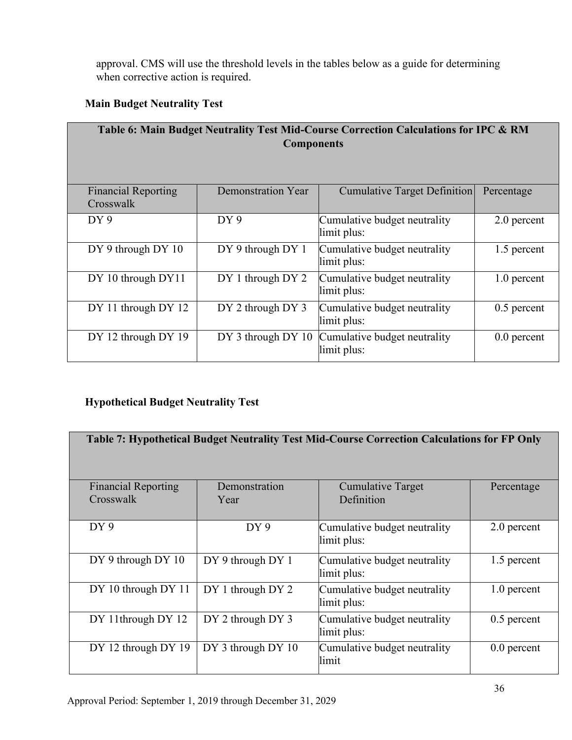approval. CMS will use the threshold levels in the tables below as a guide for determining when corrective action is required.

**Main Budget Neutrality Test**

| Table 6: Main Budget Neutrality Test Mid-Course Correction Calculations for IPC & RM Components | | | |
|---|---|---|---|
| Financial Reporting Crosswalk | Demonstration Year | Cumulative Target Definition | Percentage |
| DY 9 | DY 9 | Cumulative budget neutrality limit plus: | 2.0 percent |
| DY 9 through DY 10 | DY 9 through DY 1 | Cumulative budget neutrality limit plus: | 1.5 percent |
| DY 10 through DY11 | DY 1 through DY 2 | Cumulative budget neutrality limit plus: | 1.0 percent |
| DY 11 through DY 12 | DY 2 through DY 3 | Cumulative budget neutrality limit plus: | 0.5 percent |
| DY 12 through DY 19 | DY 3 through DY 10 | Cumulative budget neutrality limit plus: | 0.0 percent |

**Hypothetical Budget Neutrality Test**

| Table 7: Hypothetical Budget Neutrality Test Mid-Course Correction Calculations for FP Only | | | |
|---|---|---|---|
| Financial Reporting Crosswalk | Demonstration Year | Cumulative Target Definition | Percentage |
| DY 9 | DY 9 | Cumulative budget neutrality limit plus: | 2.0 percent |
| DY 9 through DY 10 | DY 9 through DY 1 | Cumulative budget neutrality limit plus: | 1.5 percent |
| DY 10 through DY 11 | DY 1 through DY 2 | Cumulative budget neutrality limit plus: | 1.0 percent |
| DY 11through DY 12 | DY 2 through DY 3 | Cumulative budget neutrality limit plus: | 0.5 percent |
| DY 12 through DY 19 | DY 3 through DY 10 | Cumulative budget neutrality limit | 0.0 percent |

Approval Period: September 1, 2019 through December 31, 2029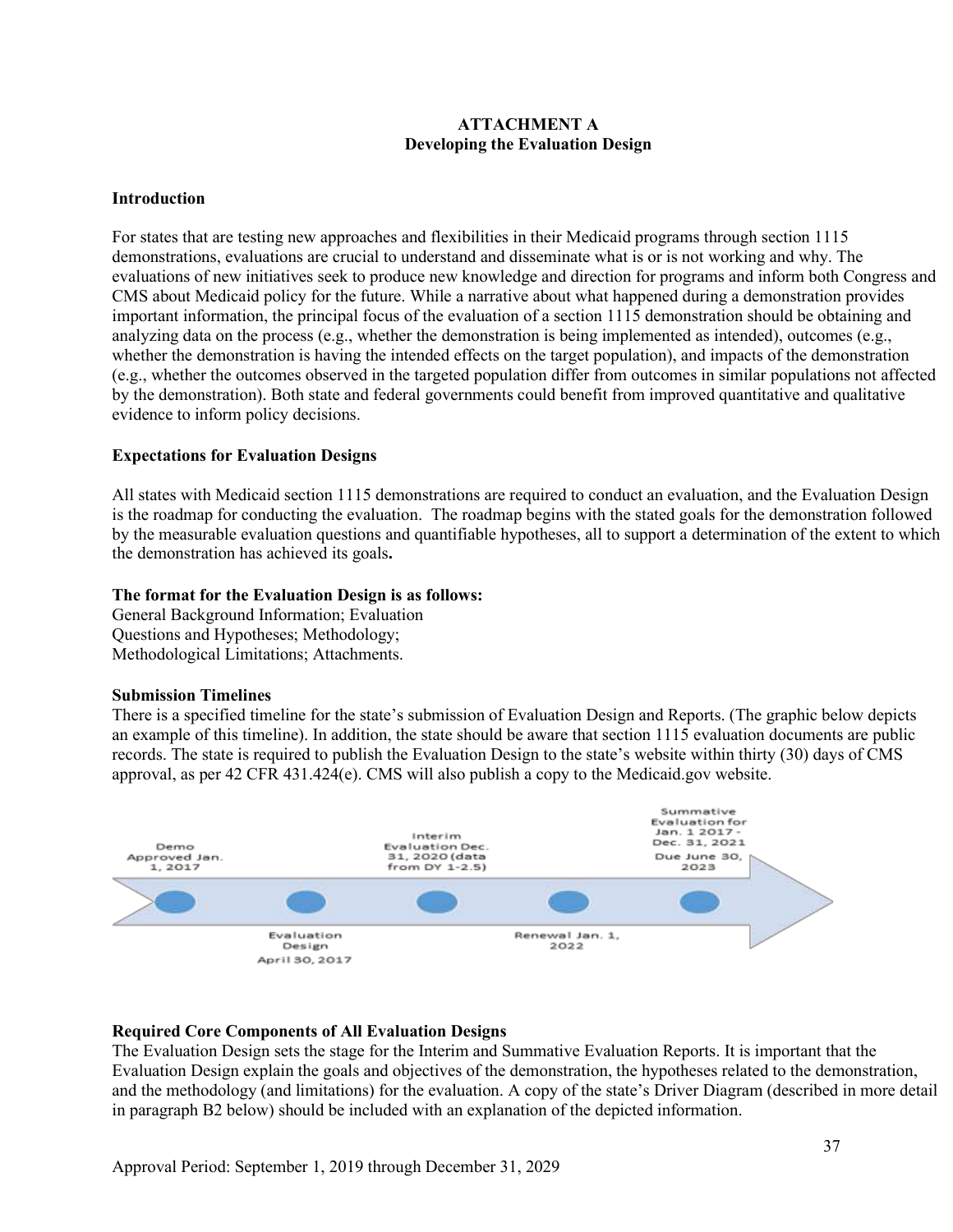**ATTACHMENT A**
**Developing the Evaluation Design**

**Introduction**

For states that are testing new approaches and flexibilities in their Medicaid programs through section 1115 demonstrations, evaluations are crucial to understand and disseminate what is or is not working and why. The evaluations of new initiatives seek to produce new knowledge and direction for programs and inform both Congress and CMS about Medicaid policy for the future. While a narrative about what happened during a demonstration provides important information, the principal focus of the evaluation of a section 1115 demonstration should be obtaining and analyzing data on the process (e.g., whether the demonstration is being implemented as intended), outcomes (e.g., whether the demonstration is having the intended effects on the target population), and impacts of the demonstration (e.g., whether the outcomes observed in the targeted population differ from outcomes in similar populations not affected by the demonstration). Both state and federal governments could benefit from improved quantitative and qualitative evidence to inform policy decisions.

**Expectations for Evaluation Designs**

All states with Medicaid section 1115 demonstrations are required to conduct an evaluation, and the Evaluation Design is the roadmap for conducting the evaluation. The roadmap begins with the stated goals for the demonstration followed by the measurable evaluation questions and quantifiable hypotheses, all to support a determination of the extent to which the demonstration has achieved its goals**.**

**The format for the Evaluation Design is as follows:**
General Background Information; Evaluation Questions and Hypotheses; Methodology; Methodological Limitations; Attachments.

**Submission Timelines**
There is a specified timeline for the state's submission of Evaluation Design and Reports. (The graphic below depicts an example of this timeline). In addition, the state should be aware that section 1115 evaluation documents are public records. The state is required to publish the Evaluation Design to the state's website within thirty (30) days of CMS approval, as per 42 CFR 431.424(e). CMS will also publish a copy to the Medicaid.gov website.

Demo Approved Jan. 1, 2017 → Evaluation Design April 30, 2017 → Interim Evaluation Dec. 31, 2020 (data from DY 1-2.5) → Renewal Jan. 1, 2022 → Summative Evaluation for Jan. 1 2017 - Dec. 31, 2021 Due June 30, 2023

**Required Core Components of All Evaluation Designs**
The Evaluation Design sets the stage for the Interim and Summative Evaluation Reports. It is important that the Evaluation Design explain the goals and objectives of the demonstration, the hypotheses related to the demonstration, and the methodology (and limitations) for the evaluation. A copy of the state's Driver Diagram (described in more detail in paragraph B2 below) should be included with an explanation of the depicted information.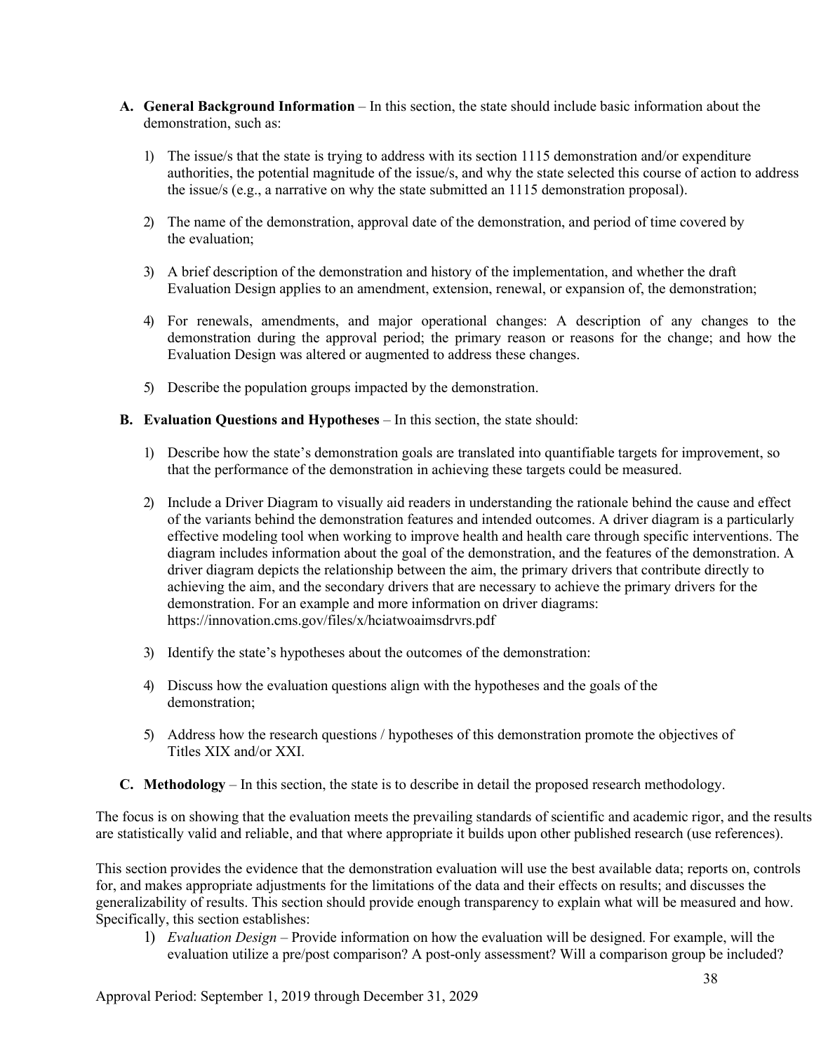**A. General Background Information** – In this section, the state should include basic information about the demonstration, such as:

1) The issue/s that the state is trying to address with its section 1115 demonstration and/or expenditure authorities, the potential magnitude of the issue/s, and why the state selected this course of action to address the issue/s (e.g., a narrative on why the state submitted an 1115 demonstration proposal).

2) The name of the demonstration, approval date of the demonstration, and period of time covered by the evaluation;

3) A brief description of the demonstration and history of the implementation, and whether the draft Evaluation Design applies to an amendment, extension, renewal, or expansion of, the demonstration;

4) For renewals, amendments, and major operational changes: A description of any changes to the demonstration during the approval period; the primary reason or reasons for the change; and how the Evaluation Design was altered or augmented to address these changes.

5) Describe the population groups impacted by the demonstration.

**B. Evaluation Questions and Hypotheses** – In this section, the state should:

1) Describe how the state's demonstration goals are translated into quantifiable targets for improvement, so that the performance of the demonstration in achieving these targets could be measured.

2) Include a Driver Diagram to visually aid readers in understanding the rationale behind the cause and effect of the variants behind the demonstration features and intended outcomes. A driver diagram is a particularly effective modeling tool when working to improve health and health care through specific interventions. The diagram includes information about the goal of the demonstration, and the features of the demonstration. A driver diagram depicts the relationship between the aim, the primary drivers that contribute directly to achieving the aim, and the secondary drivers that are necessary to achieve the primary drivers for the demonstration. For an example and more information on driver diagrams: https://innovation.cms.gov/files/x/hciatwoaimsdrvrs.pdf

3) Identify the state's hypotheses about the outcomes of the demonstration:

4) Discuss how the evaluation questions align with the hypotheses and the goals of the demonstration;

5) Address how the research questions / hypotheses of this demonstration promote the objectives of Titles XIX and/or XXI.

**C. Methodology** – In this section, the state is to describe in detail the proposed research methodology.

The focus is on showing that the evaluation meets the prevailing standards of scientific and academic rigor, and the results are statistically valid and reliable, and that where appropriate it builds upon other published research (use references).

This section provides the evidence that the demonstration evaluation will use the best available data; reports on, controls for, and makes appropriate adjustments for the limitations of the data and their effects on results; and discusses the generalizability of results. This section should provide enough transparency to explain what will be measured and how. Specifically, this section establishes:

1) *Evaluation Design* – Provide information on how the evaluation will be designed. For example, will the evaluation utilize a pre/post comparison? A post-only assessment? Will a comparison group be included?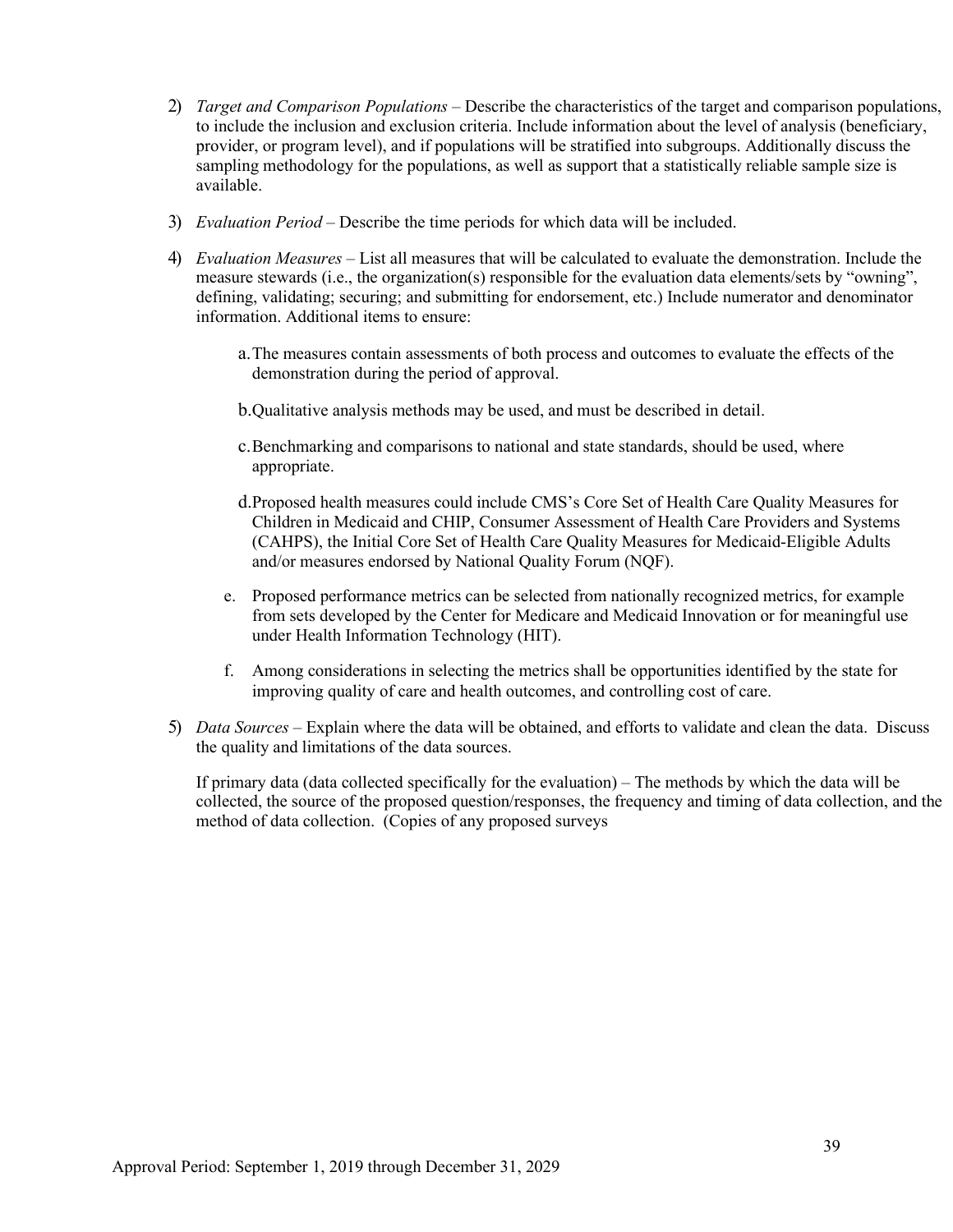2) *Target and Comparison Populations* – Describe the characteristics of the target and comparison populations, to include the inclusion and exclusion criteria. Include information about the level of analysis (beneficiary, provider, or program level), and if populations will be stratified into subgroups. Additionally discuss the sampling methodology for the populations, as well as support that a statistically reliable sample size is available.

3) *Evaluation Period* – Describe the time periods for which data will be included.

4) *Evaluation Measures* – List all measures that will be calculated to evaluate the demonstration. Include the measure stewards (i.e., the organization(s) responsible for the evaluation data elements/sets by "owning", defining, validating; securing; and submitting for endorsement, etc.) Include numerator and denominator information. Additional items to ensure:

    a. The measures contain assessments of both process and outcomes to evaluate the effects of the demonstration during the period of approval.

    b. Qualitative analysis methods may be used, and must be described in detail.

    c. Benchmarking and comparisons to national and state standards, should be used, where appropriate.

    d. Proposed health measures could include CMS's Core Set of Health Care Quality Measures for Children in Medicaid and CHIP, Consumer Assessment of Health Care Providers and Systems (CAHPS), the Initial Core Set of Health Care Quality Measures for Medicaid-Eligible Adults and/or measures endorsed by National Quality Forum (NQF).

    e. Proposed performance metrics can be selected from nationally recognized metrics, for example from sets developed by the Center for Medicare and Medicaid Innovation or for meaningful use under Health Information Technology (HIT).

    f. Among considerations in selecting the metrics shall be opportunities identified by the state for improving quality of care and health outcomes, and controlling cost of care.

5) *Data Sources* – Explain where the data will be obtained, and efforts to validate and clean the data. Discuss the quality and limitations of the data sources.

    If primary data (data collected specifically for the evaluation) – The methods by which the data will be collected, the source of the proposed question/responses, the frequency and timing of data collection, and the method of data collection. (Copies of any proposed surveys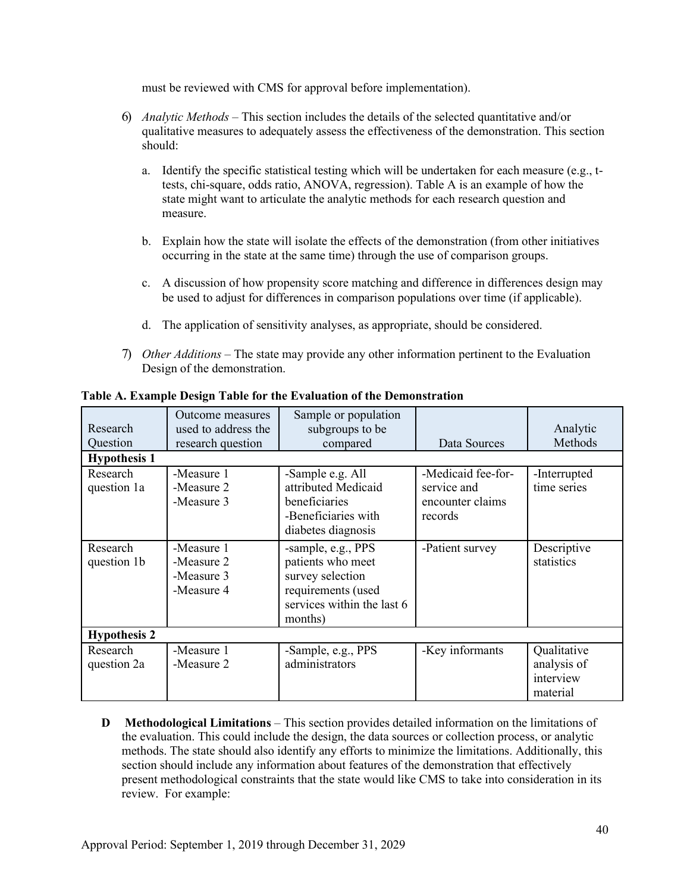must be reviewed with CMS for approval before implementation).

6) *Analytic Methods* – This section includes the details of the selected quantitative and/or qualitative measures to adequately assess the effectiveness of the demonstration. This section should:

   a. Identify the specific statistical testing which will be undertaken for each measure (e.g., t-tests, chi-square, odds ratio, ANOVA, regression). Table A is an example of how the state might want to articulate the analytic methods for each research question and measure.

   b. Explain how the state will isolate the effects of the demonstration (from other initiatives occurring in the state at the same time) through the use of comparison groups.

   c. A discussion of how propensity score matching and difference in differences design may be used to adjust for differences in comparison populations over time (if applicable).

   d. The application of sensitivity analyses, as appropriate, should be considered.

7) *Other Additions* – The state may provide any other information pertinent to the Evaluation Design of the demonstration.

**Table A. Example Design Table for the Evaluation of the Demonstration**

| Research Question | Outcome measures used to address the research question | Sample or population subgroups to be compared | Data Sources | Analytic Methods |
|---|---|---|---|---|
| **Hypothesis 1** | | | | |
| Research question 1a | -Measure 1<br>-Measure 2<br>-Measure 3 | -Sample e.g. All attributed Medicaid beneficiaries<br>-Beneficiaries with diabetes diagnosis | -Medicaid fee-for-service and encounter claims records | -Interrupted time series |
| Research question 1b | -Measure 1<br>-Measure 2<br>-Measure 3<br>-Measure 4 | -sample, e.g., PPS patients who meet survey selection requirements (used services within the last 6 months) | -Patient survey | Descriptive statistics |
| **Hypothesis 2** | | | | |
| Research question 2a | -Measure 1<br>-Measure 2 | -Sample, e.g., PPS administrators | -Key informants | Qualitative analysis of interview material |

**D Methodological Limitations** – This section provides detailed information on the limitations of the evaluation. This could include the design, the data sources or collection process, or analytic methods. The state should also identify any efforts to minimize the limitations. Additionally, this section should include any information about features of the demonstration that effectively present methodological constraints that the state would like CMS to take into consideration in its review. For example:

Approval Period: September 1, 2019 through December 31, 2029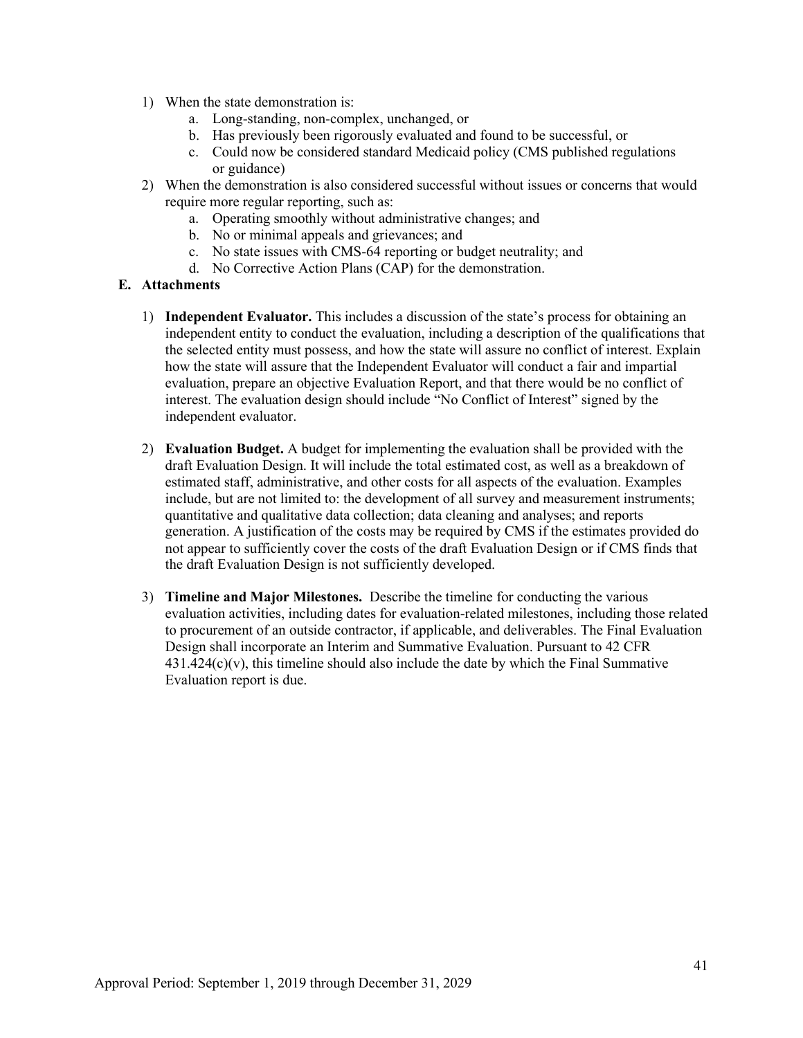1) When the state demonstration is:
    a. Long-standing, non-complex, unchanged, or
    b. Has previously been rigorously evaluated and found to be successful, or
    c. Could now be considered standard Medicaid policy (CMS published regulations or guidance)
2) When the demonstration is also considered successful without issues or concerns that would require more regular reporting, such as:
    a. Operating smoothly without administrative changes; and
    b. No or minimal appeals and grievances; and
    c. No state issues with CMS-64 reporting or budget neutrality; and
    d. No Corrective Action Plans (CAP) for the demonstration.

**E. Attachments**

1) **Independent Evaluator.** This includes a discussion of the state's process for obtaining an independent entity to conduct the evaluation, including a description of the qualifications that the selected entity must possess, and how the state will assure no conflict of interest. Explain how the state will assure that the Independent Evaluator will conduct a fair and impartial evaluation, prepare an objective Evaluation Report, and that there would be no conflict of interest. The evaluation design should include "No Conflict of Interest" signed by the independent evaluator.

2) **Evaluation Budget.** A budget for implementing the evaluation shall be provided with the draft Evaluation Design. It will include the total estimated cost, as well as a breakdown of estimated staff, administrative, and other costs for all aspects of the evaluation. Examples include, but are not limited to: the development of all survey and measurement instruments; quantitative and qualitative data collection; data cleaning and analyses; and reports generation. A justification of the costs may be required by CMS if the estimates provided do not appear to sufficiently cover the costs of the draft Evaluation Design or if CMS finds that the draft Evaluation Design is not sufficiently developed.

3) **Timeline and Major Milestones.** Describe the timeline for conducting the various evaluation activities, including dates for evaluation-related milestones, including those related to procurement of an outside contractor, if applicable, and deliverables. The Final Evaluation Design shall incorporate an Interim and Summative Evaluation. Pursuant to 42 CFR 431.424(c)(v), this timeline should also include the date by which the Final Summative Evaluation report is due.

Approval Period: September 1, 2019 through December 31, 2029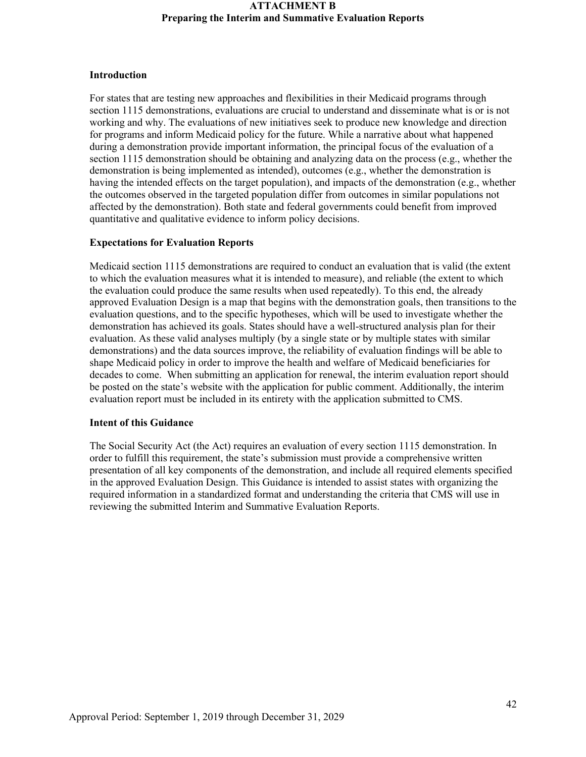# ATTACHMENT B
## Preparing the Interim and Summative Evaluation Reports

**Introduction**

For states that are testing new approaches and flexibilities in their Medicaid programs through section 1115 demonstrations, evaluations are crucial to understand and disseminate what is or is not working and why. The evaluations of new initiatives seek to produce new knowledge and direction for programs and inform Medicaid policy for the future. While a narrative about what happened during a demonstration provide important information, the principal focus of the evaluation of a section 1115 demonstration should be obtaining and analyzing data on the process (e.g., whether the demonstration is being implemented as intended), outcomes (e.g., whether the demonstration is having the intended effects on the target population), and impacts of the demonstration (e.g., whether the outcomes observed in the targeted population differ from outcomes in similar populations not affected by the demonstration). Both state and federal governments could benefit from improved quantitative and qualitative evidence to inform policy decisions.

**Expectations for Evaluation Reports**

Medicaid section 1115 demonstrations are required to conduct an evaluation that is valid (the extent to which the evaluation measures what it is intended to measure), and reliable (the extent to which the evaluation could produce the same results when used repeatedly). To this end, the already approved Evaluation Design is a map that begins with the demonstration goals, then transitions to the evaluation questions, and to the specific hypotheses, which will be used to investigate whether the demonstration has achieved its goals. States should have a well-structured analysis plan for their evaluation. As these valid analyses multiply (by a single state or by multiple states with similar demonstrations) and the data sources improve, the reliability of evaluation findings will be able to shape Medicaid policy in order to improve the health and welfare of Medicaid beneficiaries for decades to come. When submitting an application for renewal, the interim evaluation report should be posted on the state's website with the application for public comment. Additionally, the interim evaluation report must be included in its entirety with the application submitted to CMS.

**Intent of this Guidance**

The Social Security Act (the Act) requires an evaluation of every section 1115 demonstration. In order to fulfill this requirement, the state's submission must provide a comprehensive written presentation of all key components of the demonstration, and include all required elements specified in the approved Evaluation Design. This Guidance is intended to assist states with organizing the required information in a standardized format and understanding the criteria that CMS will use in reviewing the submitted Interim and Summative Evaluation Reports.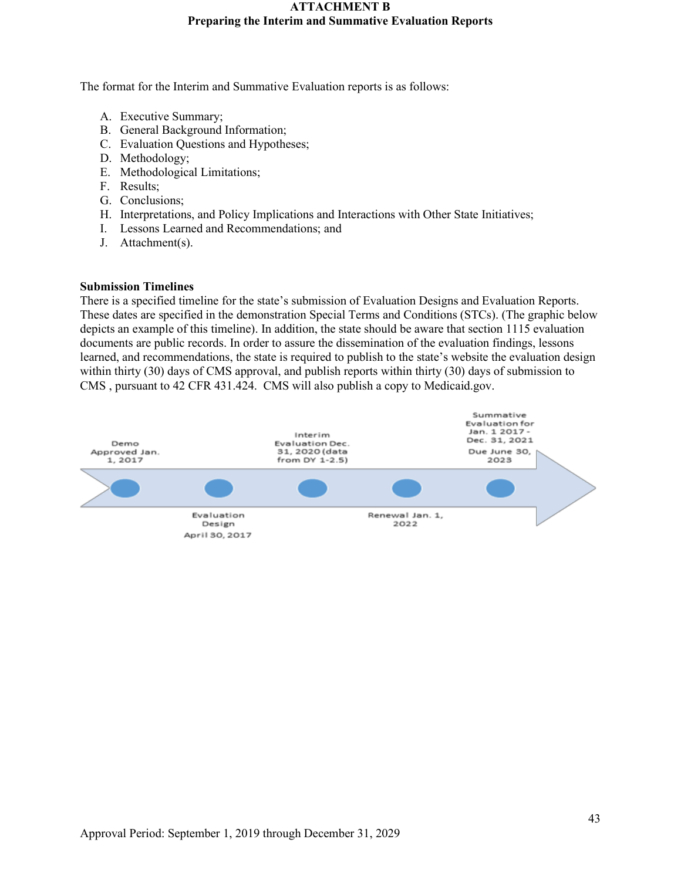# ATTACHMENT B
## Preparing the Interim and Summative Evaluation Reports

The format for the Interim and Summative Evaluation reports is as follows:

A. Executive Summary;
B. General Background Information;
C. Evaluation Questions and Hypotheses;
D. Methodology;
E. Methodological Limitations;
F. Results;
G. Conclusions;
H. Interpretations, and Policy Implications and Interactions with Other State Initiatives;
I. Lessons Learned and Recommendations; and
J. Attachment(s).

**Submission Timelines**

There is a specified timeline for the state's submission of Evaluation Designs and Evaluation Reports. These dates are specified in the demonstration Special Terms and Conditions (STCs). (The graphic below depicts an example of this timeline). In addition, the state should be aware that section 1115 evaluation documents are public records. In order to assure the dissemination of the evaluation findings, lessons learned, and recommendations, the state is required to publish to the state's website the evaluation design within thirty (30) days of CMS approval, and publish reports within thirty (30) days of submission to CMS , pursuant to 42 CFR 431.424. CMS will also publish a copy to Medicaid.gov.

Demo Approved Jan. 1, 2017

Evaluation Design April 30, 2017

Interim Evaluation Dec. 31, 2020 (data from DY 1-2.5)

Renewal Jan. 1, 2022

Summative Evaluation for Jan. 1 2017 - Dec. 31, 2021 Due June 30, 2023

Approval Period: September 1, 2019 through December 31, 2029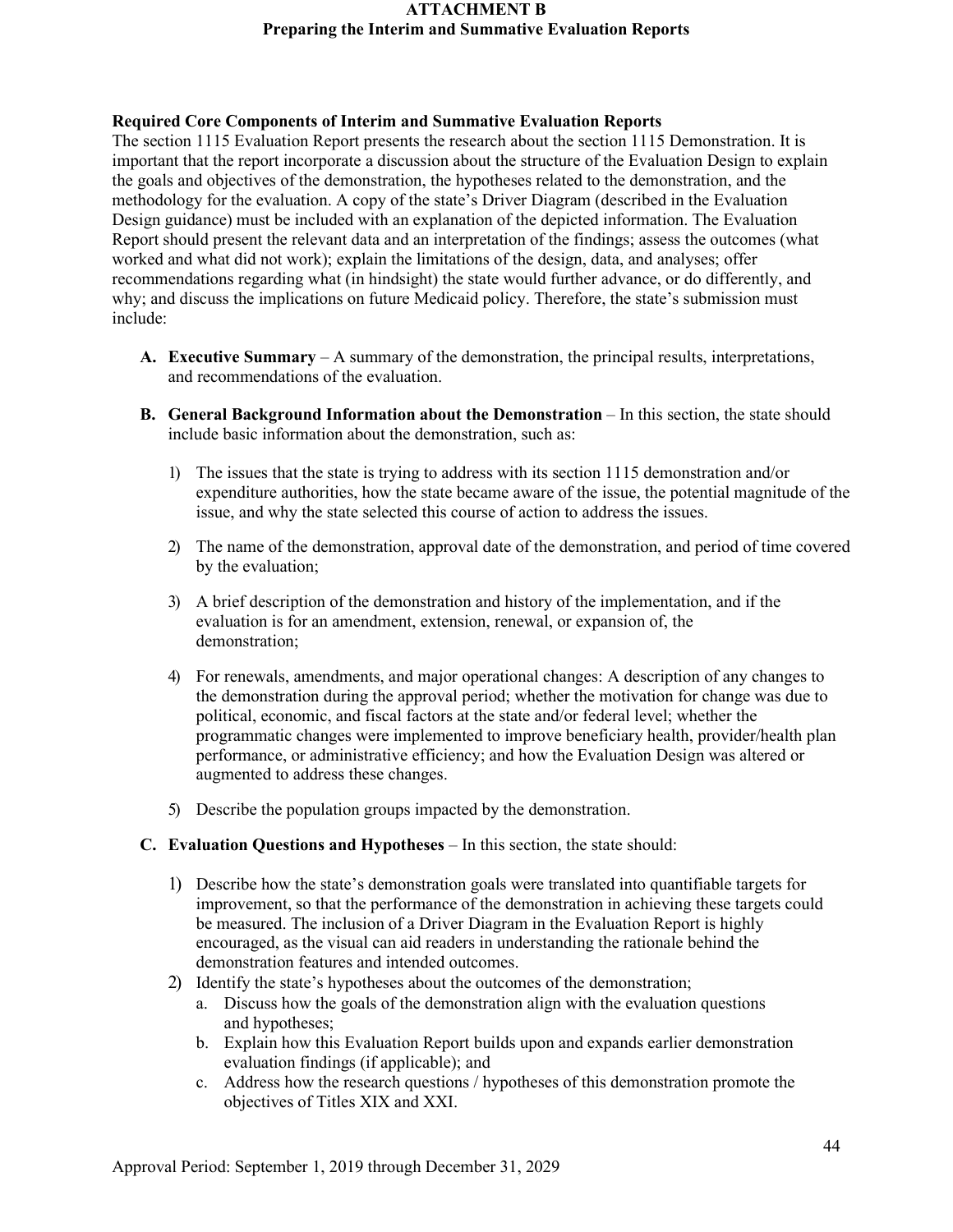# ATTACHMENT B
## Preparing the Interim and Summative Evaluation Reports

**Required Core Components of Interim and Summative Evaluation Reports**

The section 1115 Evaluation Report presents the research about the section 1115 Demonstration. It is important that the report incorporate a discussion about the structure of the Evaluation Design to explain the goals and objectives of the demonstration, the hypotheses related to the demonstration, and the methodology for the evaluation. A copy of the state's Driver Diagram (described in the Evaluation Design guidance) must be included with an explanation of the depicted information. The Evaluation Report should present the relevant data and an interpretation of the findings; assess the outcomes (what worked and what did not work); explain the limitations of the design, data, and analyses; offer recommendations regarding what (in hindsight) the state would further advance, or do differently, and why; and discuss the implications on future Medicaid policy. Therefore, the state's submission must include:

A. **Executive Summary** – A summary of the demonstration, the principal results, interpretations, and recommendations of the evaluation.

B. **General Background Information about the Demonstration** – In this section, the state should include basic information about the demonstration, such as:

   1) The issues that the state is trying to address with its section 1115 demonstration and/or expenditure authorities, how the state became aware of the issue, the potential magnitude of the issue, and why the state selected this course of action to address the issues.

   2) The name of the demonstration, approval date of the demonstration, and period of time covered by the evaluation;

   3) A brief description of the demonstration and history of the implementation, and if the evaluation is for an amendment, extension, renewal, or expansion of, the demonstration;

   4) For renewals, amendments, and major operational changes: A description of any changes to the demonstration during the approval period; whether the motivation for change was due to political, economic, and fiscal factors at the state and/or federal level; whether the programmatic changes were implemented to improve beneficiary health, provider/health plan performance, or administrative efficiency; and how the Evaluation Design was altered or augmented to address these changes.

   5) Describe the population groups impacted by the demonstration.

C. **Evaluation Questions and Hypotheses** – In this section, the state should:

   1) Describe how the state's demonstration goals were translated into quantifiable targets for improvement, so that the performance of the demonstration in achieving these targets could be measured. The inclusion of a Driver Diagram in the Evaluation Report is highly encouraged, as the visual can aid readers in understanding the rationale behind the demonstration features and intended outcomes.

   2) Identify the state's hypotheses about the outcomes of the demonstration;
      a. Discuss how the goals of the demonstration align with the evaluation questions and hypotheses;
      b. Explain how this Evaluation Report builds upon and expands earlier demonstration evaluation findings (if applicable); and
      c. Address how the research questions / hypotheses of this demonstration promote the objectives of Titles XIX and XXI.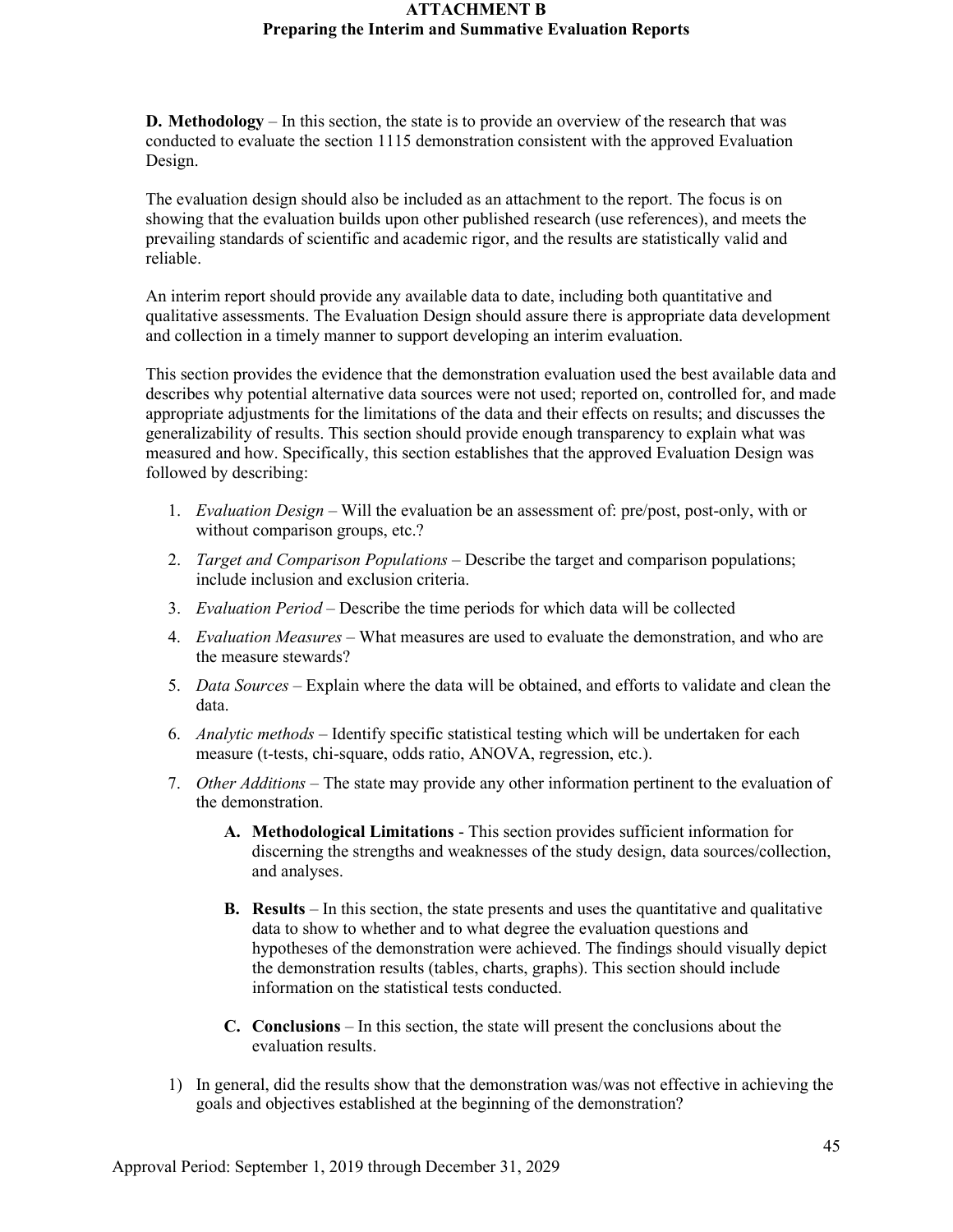**D. Methodology** – In this section, the state is to provide an overview of the research that was conducted to evaluate the section 1115 demonstration consistent with the approved Evaluation Design.

The evaluation design should also be included as an attachment to the report. The focus is on showing that the evaluation builds upon other published research (use references), and meets the prevailing standards of scientific and academic rigor, and the results are statistically valid and reliable.

An interim report should provide any available data to date, including both quantitative and qualitative assessments. The Evaluation Design should assure there is appropriate data development and collection in a timely manner to support developing an interim evaluation.

This section provides the evidence that the demonstration evaluation used the best available data and describes why potential alternative data sources were not used; reported on, controlled for, and made appropriate adjustments for the limitations of the data and their effects on results; and discusses the generalizability of results. This section should provide enough transparency to explain what was measured and how. Specifically, this section establishes that the approved Evaluation Design was followed by describing:

1. *Evaluation Design* – Will the evaluation be an assessment of: pre/post, post-only, with or without comparison groups, etc.?
2. *Target and Comparison Populations* – Describe the target and comparison populations; include inclusion and exclusion criteria.
3. *Evaluation Period* – Describe the time periods for which data will be collected
4. *Evaluation Measures* – What measures are used to evaluate the demonstration, and who are the measure stewards?
5. *Data Sources* – Explain where the data will be obtained, and efforts to validate and clean the data.
6. *Analytic methods* – Identify specific statistical testing which will be undertaken for each measure (t-tests, chi-square, odds ratio, ANOVA, regression, etc.).
7. *Other Additions* – The state may provide any other information pertinent to the evaluation of the demonstration.

   A. **Methodological Limitations** - This section provides sufficient information for discerning the strengths and weaknesses of the study design, data sources/collection, and analyses.

   B. **Results** – In this section, the state presents and uses the quantitative and qualitative data to show to whether and to what degree the evaluation questions and hypotheses of the demonstration were achieved. The findings should visually depict the demonstration results (tables, charts, graphs). This section should include information on the statistical tests conducted.

   C. **Conclusions** – In this section, the state will present the conclusions about the evaluation results.

1) In general, did the results show that the demonstration was/was not effective in achieving the goals and objectives established at the beginning of the demonstration?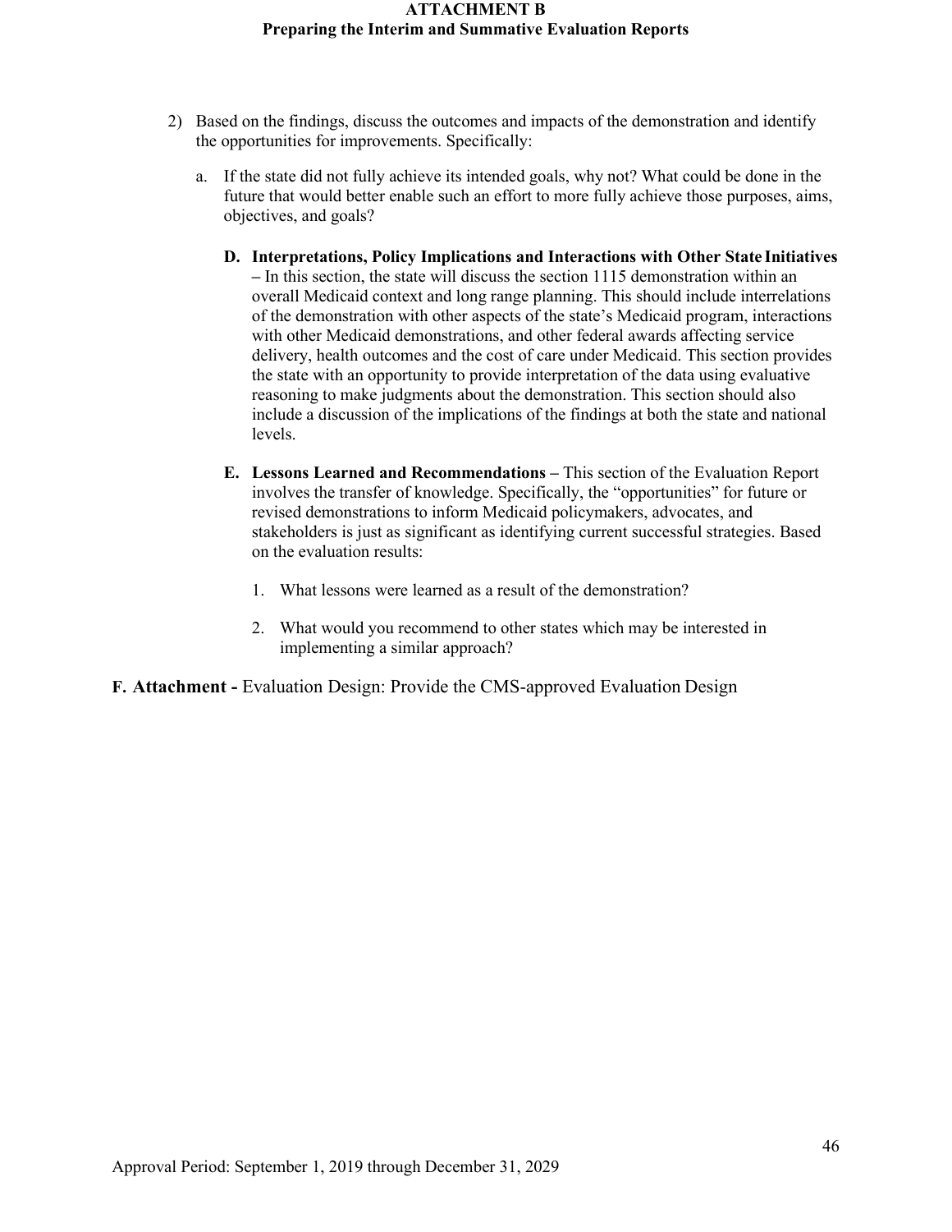2) Based on the findings, discuss the outcomes and impacts of the demonstration and identify the opportunities for improvements. Specifically:

   a. If the state did not fully achieve its intended goals, why not? What could be done in the future that would better enable such an effort to more fully achieve those purposes, aims, objectives, and goals?

**D. Interpretations, Policy Implications and Interactions with Other State Initiatives –** In this section, the state will discuss the section 1115 demonstration within an overall Medicaid context and long range planning. This should include interrelations of the demonstration with other aspects of the state's Medicaid program, interactions with other Medicaid demonstrations, and other federal awards affecting service delivery, health outcomes and the cost of care under Medicaid. This section provides the state with an opportunity to provide interpretation of the data using evaluative reasoning to make judgments about the demonstration. This section should also include a discussion of the implications of the findings at both the state and national levels.

**E. Lessons Learned and Recommendations –** This section of the Evaluation Report involves the transfer of knowledge. Specifically, the "opportunities" for future or revised demonstrations to inform Medicaid policymakers, advocates, and stakeholders is just as significant as identifying current successful strategies. Based on the evaluation results:

1. What lessons were learned as a result of the demonstration?

2. What would you recommend to other states which may be interested in implementing a similar approach?

**F. Attachment -** Evaluation Design: Provide the CMS-approved Evaluation Design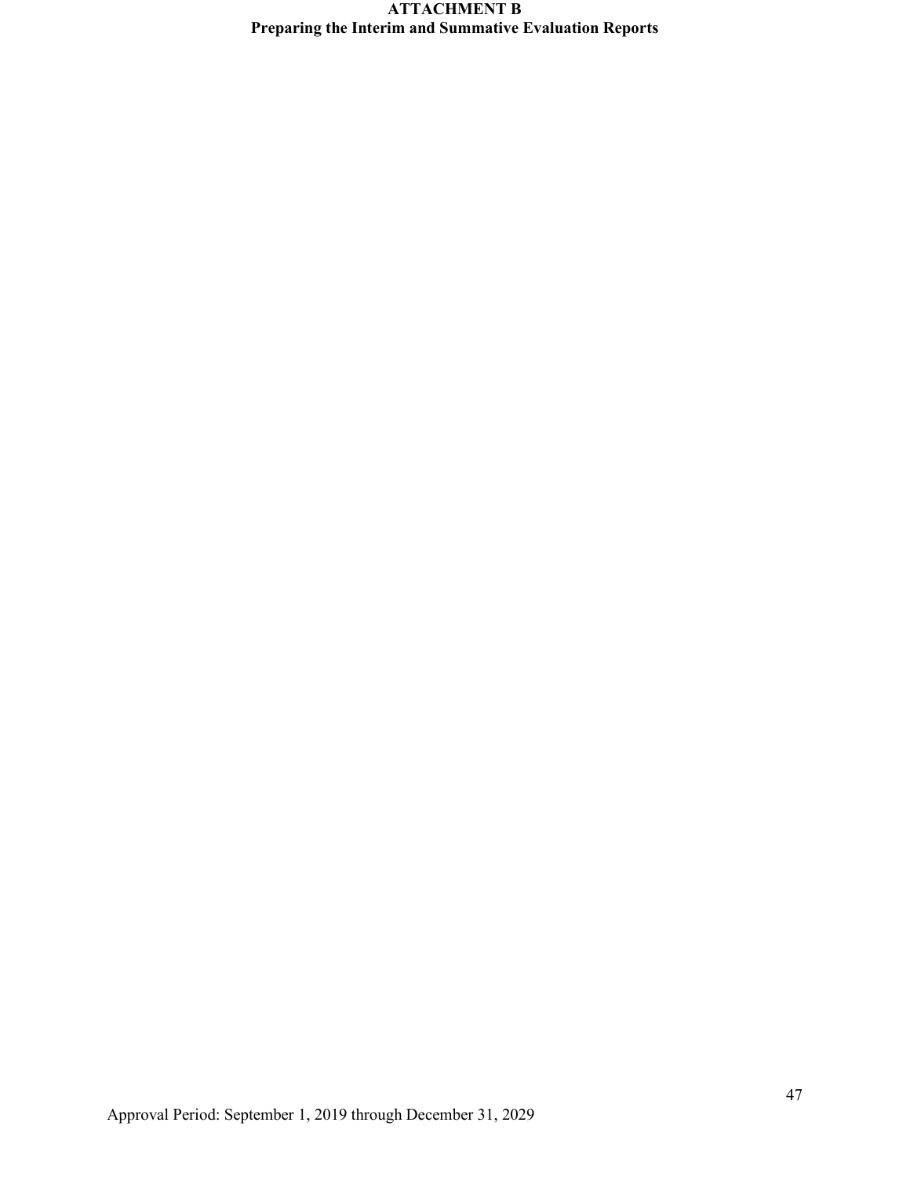# ATTACHMENT B
# Preparing the Interim and Summative Evaluation Reports